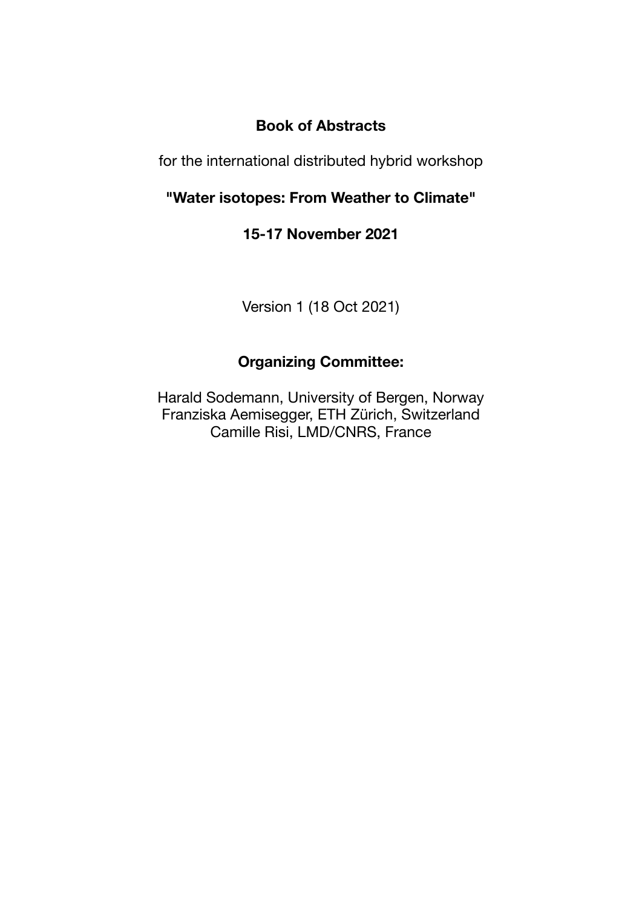# Book of Abstracts

for the international distributed hybrid workshop

## "Water isotopes: From Weather to Climate"

## 15-17 November 2021

Version 1 (18 Oct 2021)

### Organizing Committee:

Harald Sodemann, University of Bergen, Norway
Franziska Aemisegger, ETH Zürich, Switzerland
Camille Risi, LMD/CNRS, France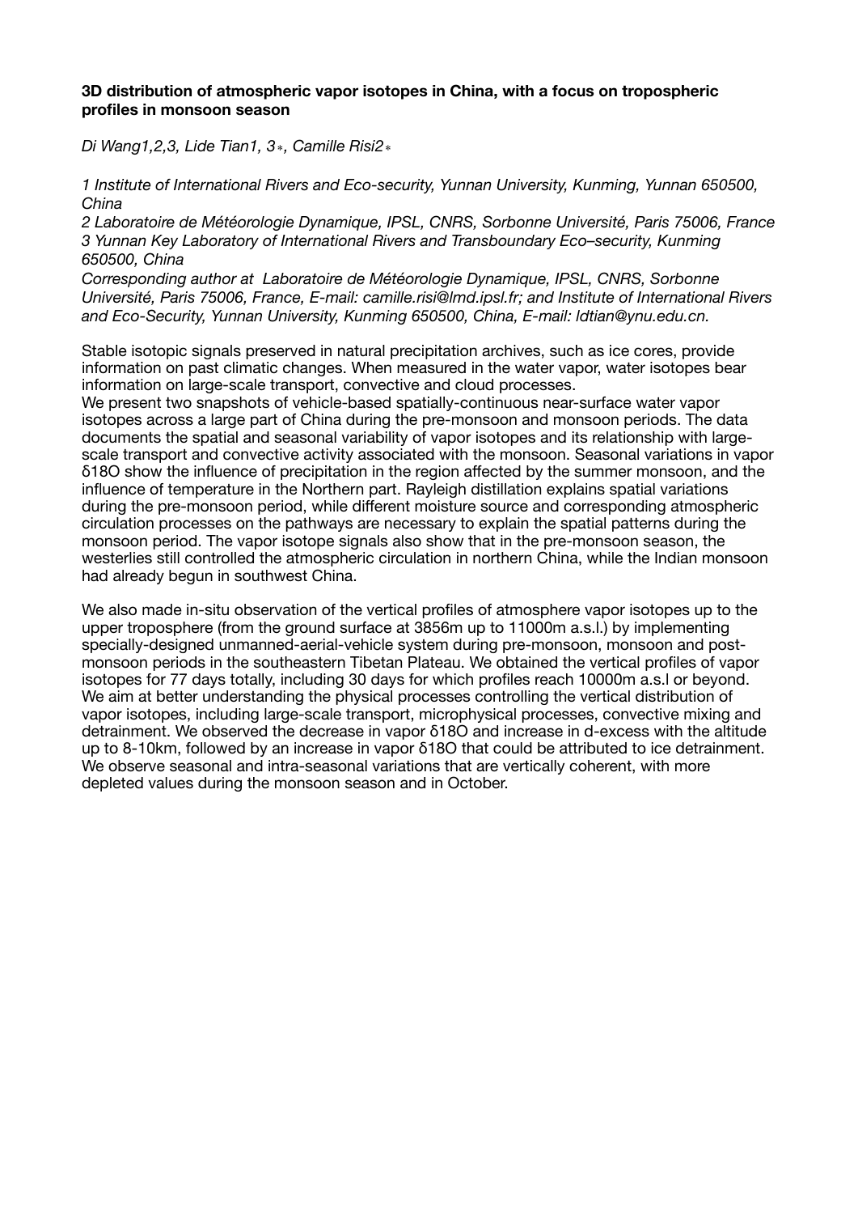**3D distribution of atmospheric vapor isotopes in China, with a focus on tropospheric profiles in monsoon season**

*Di Wang1,2,3, Lide Tian1, 3*, Camille Risi2**

*1 Institute of International Rivers and Eco-security, Yunnan University, Kunming, Yunnan 650500, China*
*2 Laboratoire de Météorologie Dynamique, IPSL, CNRS, Sorbonne Université, Paris 75006, France*
*3 Yunnan Key Laboratory of International Rivers and Transboundary Eco–security, Kunming 650500, China*
*Corresponding author at Laboratoire de Météorologie Dynamique, IPSL, CNRS, Sorbonne Université, Paris 75006, France, E-mail: camille.risi@lmd.ipsl.fr; and Institute of International Rivers and Eco-Security, Yunnan University, Kunming 650500, China, E-mail: ldtian@ynu.edu.cn.*

Stable isotopic signals preserved in natural precipitation archives, such as ice cores, provide information on past climatic changes. When measured in the water vapor, water isotopes bear information on large-scale transport, convective and cloud processes.
We present two snapshots of vehicle-based spatially-continuous near-surface water vapor isotopes across a large part of China during the pre-monsoon and monsoon periods. The data documents the spatial and seasonal variability of vapor isotopes and its relationship with large-scale transport and convective activity associated with the monsoon. Seasonal variations in vapor δ18O show the influence of precipitation in the region affected by the summer monsoon, and the influence of temperature in the Northern part. Rayleigh distillation explains spatial variations during the pre-monsoon period, while different moisture source and corresponding atmospheric circulation processes on the pathways are necessary to explain the spatial patterns during the monsoon period. The vapor isotope signals also show that in the pre-monsoon season, the westerlies still controlled the atmospheric circulation in northern China, while the Indian monsoon had already begun in southwest China.

We also made in-situ observation of the vertical profiles of atmosphere vapor isotopes up to the upper troposphere (from the ground surface at 3856m up to 11000m a.s.l.) by implementing specially-designed unmanned-aerial-vehicle system during pre-monsoon, monsoon and post-monsoon periods in the southeastern Tibetan Plateau. We obtained the vertical profiles of vapor isotopes for 77 days totally, including 30 days for which profiles reach 10000m a.s.l or beyond. We aim at better understanding the physical processes controlling the vertical distribution of vapor isotopes, including large-scale transport, microphysical processes, convective mixing and detrainment. We observed the decrease in vapor δ18O and increase in d-excess with the altitude up to 8-10km, followed by an increase in vapor δ18O that could be attributed to ice detrainment. We observe seasonal and intra-seasonal variations that are vertically coherent, with more depleted values during the monsoon season and in October.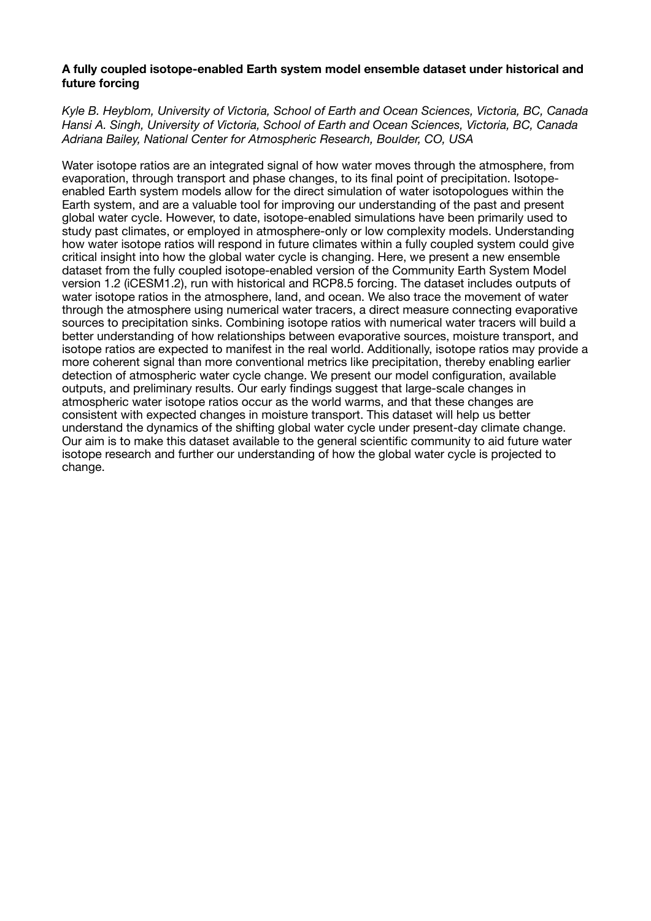**A fully coupled isotope-enabled Earth system model ensemble dataset under historical and future forcing**

*Kyle B. Heyblom, University of Victoria, School of Earth and Ocean Sciences, Victoria, BC, Canada*
*Hansi A. Singh, University of Victoria, School of Earth and Ocean Sciences, Victoria, BC, Canada*
*Adriana Bailey, National Center for Atmospheric Research, Boulder, CO, USA*

Water isotope ratios are an integrated signal of how water moves through the atmosphere, from evaporation, through transport and phase changes, to its final point of precipitation. Isotope-enabled Earth system models allow for the direct simulation of water isotopologues within the Earth system, and are a valuable tool for improving our understanding of the past and present global water cycle. However, to date, isotope-enabled simulations have been primarily used to study past climates, or employed in atmosphere-only or low complexity models. Understanding how water isotope ratios will respond in future climates within a fully coupled system could give critical insight into how the global water cycle is changing. Here, we present a new ensemble dataset from the fully coupled isotope-enabled version of the Community Earth System Model version 1.2 (iCESM1.2), run with historical and RCP8.5 forcing. The dataset includes outputs of water isotope ratios in the atmosphere, land, and ocean. We also trace the movement of water through the atmosphere using numerical water tracers, a direct measure connecting evaporative sources to precipitation sinks. Combining isotope ratios with numerical water tracers will build a better understanding of how relationships between evaporative sources, moisture transport, and isotope ratios are expected to manifest in the real world. Additionally, isotope ratios may provide a more coherent signal than more conventional metrics like precipitation, thereby enabling earlier detection of atmospheric water cycle change. We present our model configuration, available outputs, and preliminary results. Our early findings suggest that large-scale changes in atmospheric water isotope ratios occur as the world warms, and that these changes are consistent with expected changes in moisture transport. This dataset will help us better understand the dynamics of the shifting global water cycle under present-day climate change. Our aim is to make this dataset available to the general scientific community to aid future water isotope research and further our understanding of how the global water cycle is projected to change.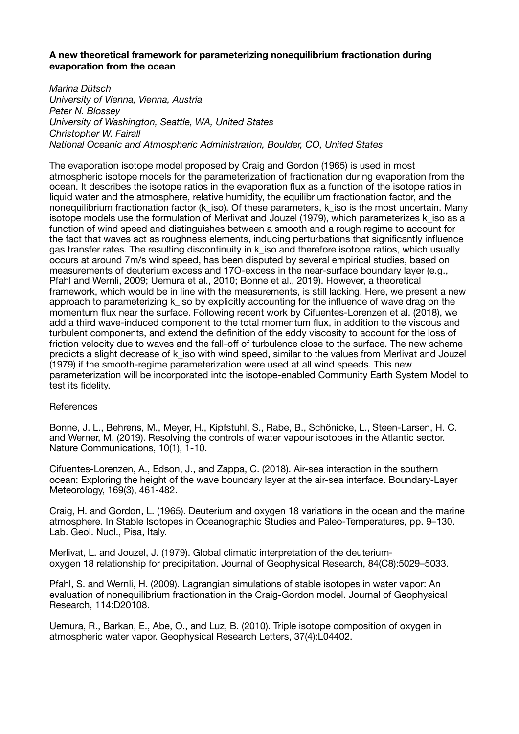**A new theoretical framework for parameterizing nonequilibrium fractionation during evaporation from the ocean**

*Marina Dütsch*
*University of Vienna, Vienna, Austria*
*Peter N. Blossey*
*University of Washington, Seattle, WA, United States*
*Christopher W. Fairall*
*National Oceanic and Atmospheric Administration, Boulder, CO, United States*

The evaporation isotope model proposed by Craig and Gordon (1965) is used in most atmospheric isotope models for the parameterization of fractionation during evaporation from the ocean. It describes the isotope ratios in the evaporation flux as a function of the isotope ratios in liquid water and the atmosphere, relative humidity, the equilibrium fractionation factor, and the nonequilibrium fractionation factor ($k_{iso}$). Of these parameters, $k_{iso}$ is the most uncertain. Many isotope models use the formulation of Merlivat and Jouzel (1979), which parameterizes $k_{iso}$ as a function of wind speed and distinguishes between a smooth and a rough regime to account for the fact that waves act as roughness elements, inducing perturbations that significantly influence gas transfer rates. The resulting discontinuity in $k_{iso}$ and therefore isotope ratios, which usually occurs at around 7m/s wind speed, has been disputed by several empirical studies, based on measurements of deuterium excess and 17O-excess in the near-surface boundary layer (e.g., Pfahl and Wernli, 2009; Uemura et al., 2010; Bonne et al., 2019). However, a theoretical framework, which would be in line with the measurements, is still lacking. Here, we present a new approach to parameterizing $k_{iso}$ by explicitly accounting for the influence of wave drag on the momentum flux near the surface. Following recent work by Cifuentes-Lorenzen et al. (2018), we add a third wave-induced component to the total momentum flux, in addition to the viscous and turbulent components, and extend the definition of the eddy viscosity to account for the loss of friction velocity due to waves and the fall-off of turbulence close to the surface. The new scheme predicts a slight decrease of $k_{iso}$ with wind speed, similar to the values from Merlivat and Jouzel (1979) if the smooth-regime parameterization were used at all wind speeds. This new parameterization will be incorporated into the isotope-enabled Community Earth System Model to test its fidelity.

References

Bonne, J. L., Behrens, M., Meyer, H., Kipfstuhl, S., Rabe, B., Schönicke, L., Steen-Larsen, H. C. and Werner, M. (2019). Resolving the controls of water vapour isotopes in the Atlantic sector. Nature Communications, 10(1), 1-10.

Cifuentes-Lorenzen, A., Edson, J., and Zappa, C. (2018). Air-sea interaction in the southern ocean: Exploring the height of the wave boundary layer at the air-sea interface. Boundary-Layer Meteorology, 169(3), 461-482.

Craig, H. and Gordon, L. (1965). Deuterium and oxygen 18 variations in the ocean and the marine atmosphere. In Stable Isotopes in Oceanographic Studies and Paleo-Temperatures, pp. 9–130. Lab. Geol. Nucl., Pisa, Italy.

Merlivat, L. and Jouzel, J. (1979). Global climatic interpretation of the deuterium-oxygen 18 relationship for precipitation. Journal of Geophysical Research, 84(C8):5029–5033.

Pfahl, S. and Wernli, H. (2009). Lagrangian simulations of stable isotopes in water vapor: An evaluation of nonequilibrium fractionation in the Craig-Gordon model. Journal of Geophysical Research, 114:D20108.

Uemura, R., Barkan, E., Abe, O., and Luz, B. (2010). Triple isotope composition of oxygen in atmospheric water vapor. Geophysical Research Letters, 37(4):L04402.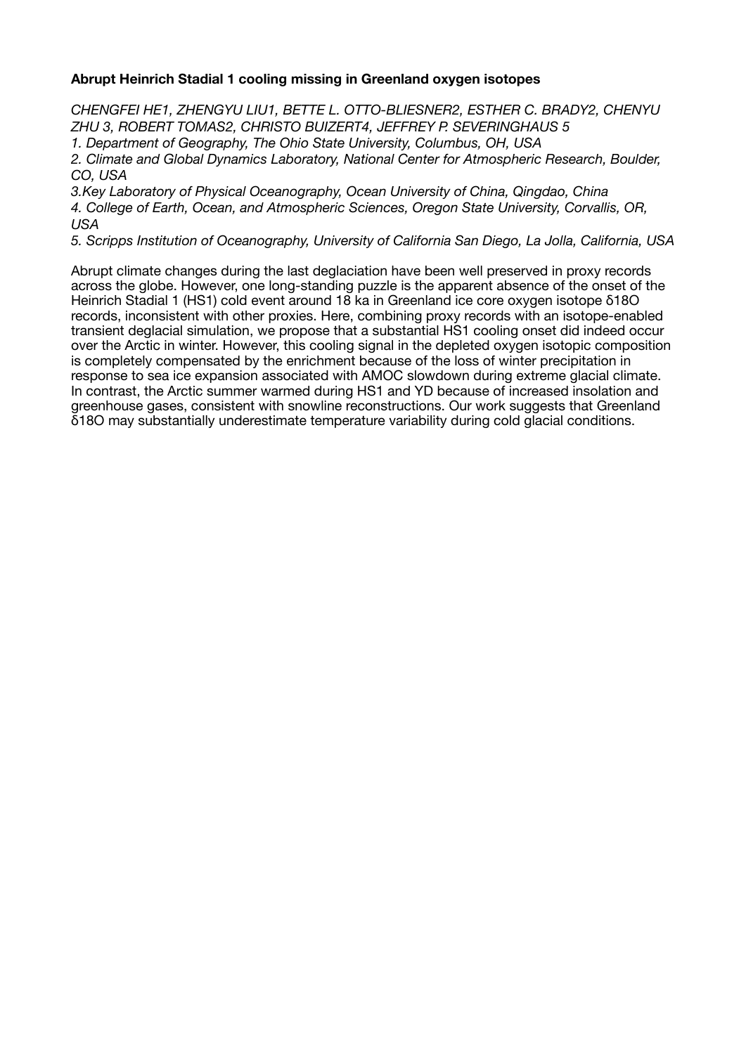**Abrupt Heinrich Stadial 1 cooling missing in Greenland oxygen isotopes**

*CHENGFEI HE1, ZHENGYU LIU1, BETTE L. OTTO-BLIESNER2, ESTHER C. BRADY2, CHENYU ZHU 3, ROBERT TOMAS2, CHRISTO BUIZERT4, JEFFREY P. SEVERINGHAUS 5*

*1. Department of Geography, The Ohio State University, Columbus, OH, USA*

*2. Climate and Global Dynamics Laboratory, National Center for Atmospheric Research, Boulder, CO, USA*

*3.Key Laboratory of Physical Oceanography, Ocean University of China, Qingdao, China*

*4. College of Earth, Ocean, and Atmospheric Sciences, Oregon State University, Corvallis, OR, USA*

*5. Scripps Institution of Oceanography, University of California San Diego, La Jolla, California, USA*

Abrupt climate changes during the last deglaciation have been well preserved in proxy records across the globe. However, one long-standing puzzle is the apparent absence of the onset of the Heinrich Stadial 1 (HS1) cold event around 18 ka in Greenland ice core oxygen isotope $\delta^{18}O$ records, inconsistent with other proxies. Here, combining proxy records with an isotope-enabled transient deglacial simulation, we propose that a substantial HS1 cooling onset did indeed occur over the Arctic in winter. However, this cooling signal in the depleted oxygen isotopic composition is completely compensated by the enrichment because of the loss of winter precipitation in response to sea ice expansion associated with AMOC slowdown during extreme glacial climate. In contrast, the Arctic summer warmed during HS1 and YD because of increased insolation and greenhouse gases, consistent with snowline reconstructions. Our work suggests that Greenland $\delta^{18}O$ may substantially underestimate temperature variability during cold glacial conditions.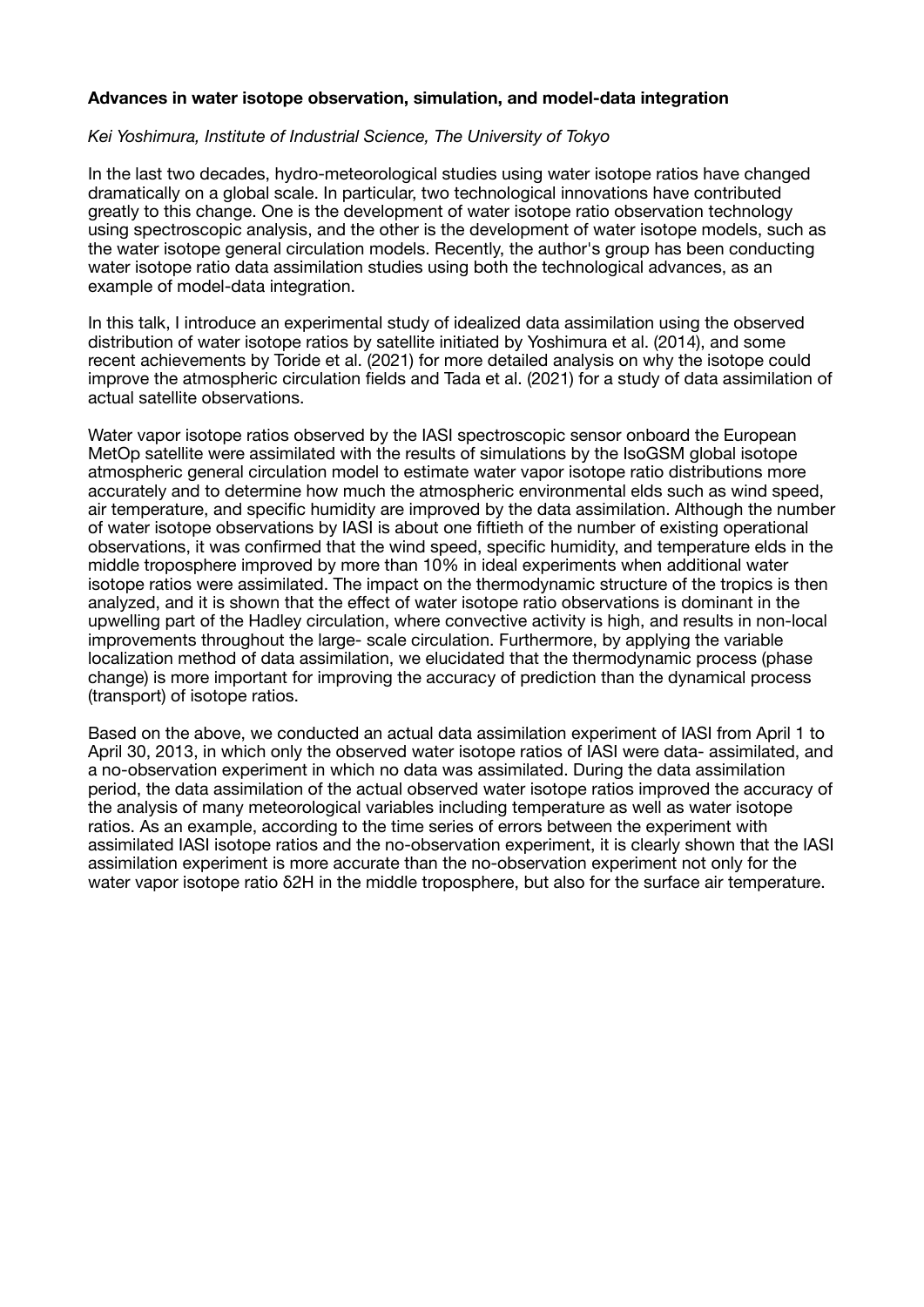**Advances in water isotope observation, simulation, and model-data integration**

*Kei Yoshimura, Institute of Industrial Science, The University of Tokyo*

In the last two decades, hydro-meteorological studies using water isotope ratios have changed dramatically on a global scale. In particular, two technological innovations have contributed greatly to this change. One is the development of water isotope ratio observation technology using spectroscopic analysis, and the other is the development of water isotope models, such as the water isotope general circulation models. Recently, the author's group has been conducting water isotope ratio data assimilation studies using both the technological advances, as an example of model-data integration.

In this talk, I introduce an experimental study of idealized data assimilation using the observed distribution of water isotope ratios by satellite initiated by Yoshimura et al. (2014), and some recent achievements by Toride et al. (2021) for more detailed analysis on why the isotope could improve the atmospheric circulation fields and Tada et al. (2021) for a study of data assimilation of actual satellite observations.

Water vapor isotope ratios observed by the IASI spectroscopic sensor onboard the European MetOp satellite were assimilated with the results of simulations by the IsoGSM global isotope atmospheric general circulation model to estimate water vapor isotope ratio distributions more accurately and to determine how much the atmospheric environmental elds such as wind speed, air temperature, and specific humidity are improved by the data assimilation. Although the number of water isotope observations by IASI is about one fiftieth of the number of existing operational observations, it was confirmed that the wind speed, specific humidity, and temperature elds in the middle troposphere improved by more than 10% in ideal experiments when additional water isotope ratios were assimilated. The impact on the thermodynamic structure of the tropics is then analyzed, and it is shown that the effect of water isotope ratio observations is dominant in the upwelling part of the Hadley circulation, where convective activity is high, and results in non-local improvements throughout the large- scale circulation. Furthermore, by applying the variable localization method of data assimilation, we elucidated that the thermodynamic process (phase change) is more important for improving the accuracy of prediction than the dynamical process (transport) of isotope ratios.

Based on the above, we conducted an actual data assimilation experiment of IASI from April 1 to April 30, 2013, in which only the observed water isotope ratios of IASI were data- assimilated, and a no-observation experiment in which no data was assimilated. During the data assimilation period, the data assimilation of the actual observed water isotope ratios improved the accuracy of the analysis of many meteorological variables including temperature as well as water isotope ratios. As an example, according to the time series of errors between the experiment with assimilated IASI isotope ratios and the no-observation experiment, it is clearly shown that the IASI assimilation experiment is more accurate than the no-observation experiment not only for the water vapor isotope ratio $\delta 2H$ in the middle troposphere, but also for the surface air temperature.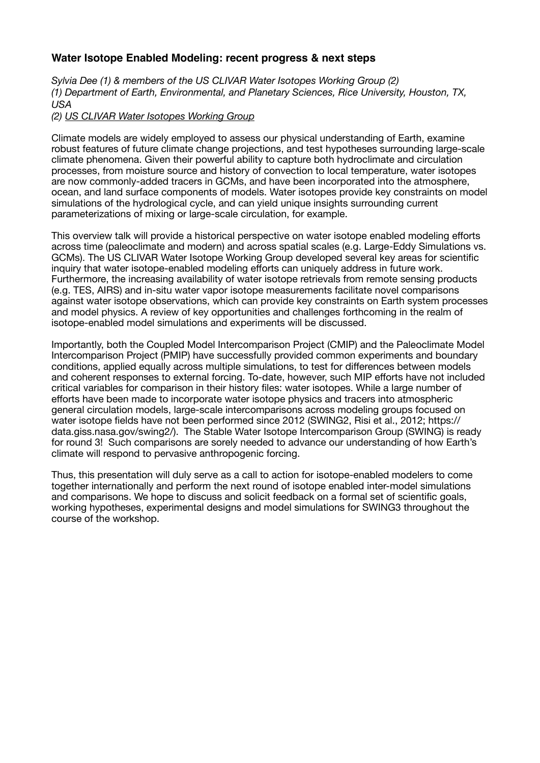### Water Isotope Enabled Modeling: recent progress & next steps

*Sylvia Dee (1) & members of the US CLIVAR Water Isotopes Working Group (2)*
*(1) Department of Earth, Environmental, and Planetary Sciences, Rice University, Houston, TX, USA*
*(2) US CLIVAR Water Isotopes Working Group*

Climate models are widely employed to assess our physical understanding of Earth, examine robust features of future climate change projections, and test hypotheses surrounding large-scale climate phenomena. Given their powerful ability to capture both hydroclimate and circulation processes, from moisture source and history of convection to local temperature, water isotopes are now commonly-added tracers in GCMs, and have been incorporated into the atmosphere, ocean, and land surface components of models. Water isotopes provide key constraints on model simulations of the hydrological cycle, and can yield unique insights surrounding current parameterizations of mixing or large-scale circulation, for example.

This overview talk will provide a historical perspective on water isotope enabled modeling efforts across time (paleoclimate and modern) and across spatial scales (e.g. Large-Eddy Simulations vs. GCMs). The US CLIVAR Water Isotope Working Group developed several key areas for scientific inquiry that water isotope-enabled modeling efforts can uniquely address in future work. Furthermore, the increasing availability of water isotope retrievals from remote sensing products (e.g. TES, AIRS) and in-situ water vapor isotope measurements facilitate novel comparisons against water isotope observations, which can provide key constraints on Earth system processes and model physics. A review of key opportunities and challenges forthcoming in the realm of isotope-enabled model simulations and experiments will be discussed.

Importantly, both the Coupled Model Intercomparison Project (CMIP) and the Paleoclimate Model Intercomparison Project (PMIP) have successfully provided common experiments and boundary conditions, applied equally across multiple simulations, to test for differences between models and coherent responses to external forcing. To-date, however, such MIP efforts have not included critical variables for comparison in their history files: water isotopes. While a large number of efforts have been made to incorporate water isotope physics and tracers into atmospheric general circulation models, large-scale intercomparisons across modeling groups focused on water isotope fields have not been performed since 2012 (SWING2, Risi et al., 2012; https://data.giss.nasa.gov/swing2/). The Stable Water Isotope Intercomparison Group (SWING) is ready for round 3! Such comparisons are sorely needed to advance our understanding of how Earth's climate will respond to pervasive anthropogenic forcing.

Thus, this presentation will duly serve as a call to action for isotope-enabled modelers to come together internationally and perform the next round of isotope enabled inter-model simulations and comparisons. We hope to discuss and solicit feedback on a formal set of scientific goals, working hypotheses, experimental designs and model simulations for SWING3 throughout the course of the workshop.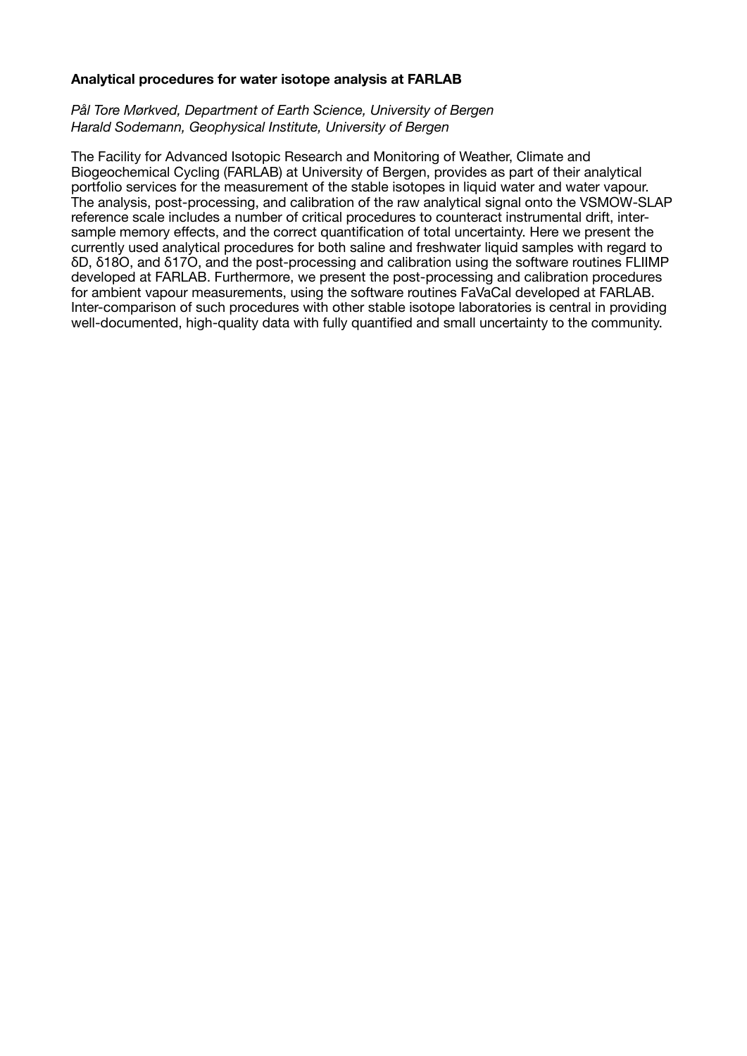**Analytical procedures for water isotope analysis at FARLAB**

*Pål Tore Mørkved, Department of Earth Science, University of Bergen*
*Harald Sodemann, Geophysical Institute, University of Bergen*

The Facility for Advanced Isotopic Research and Monitoring of Weather, Climate and Biogeochemical Cycling (FARLAB) at University of Bergen, provides as part of their analytical portfolio services for the measurement of the stable isotopes in liquid water and water vapour. The analysis, post-processing, and calibration of the raw analytical signal onto the VSMOW-SLAP reference scale includes a number of critical procedures to counteract instrumental drift, inter-sample memory effects, and the correct quantification of total uncertainty. Here we present the currently used analytical procedures for both saline and freshwater liquid samples with regard to δD, δ18O, and δ17O, and the post-processing and calibration using the software routines FLIIMP developed at FARLAB. Furthermore, we present the post-processing and calibration procedures for ambient vapour measurements, using the software routines FaVaCal developed at FARLAB. Inter-comparison of such procedures with other stable isotope laboratories is central in providing well-documented, high-quality data with fully quantified and small uncertainty to the community.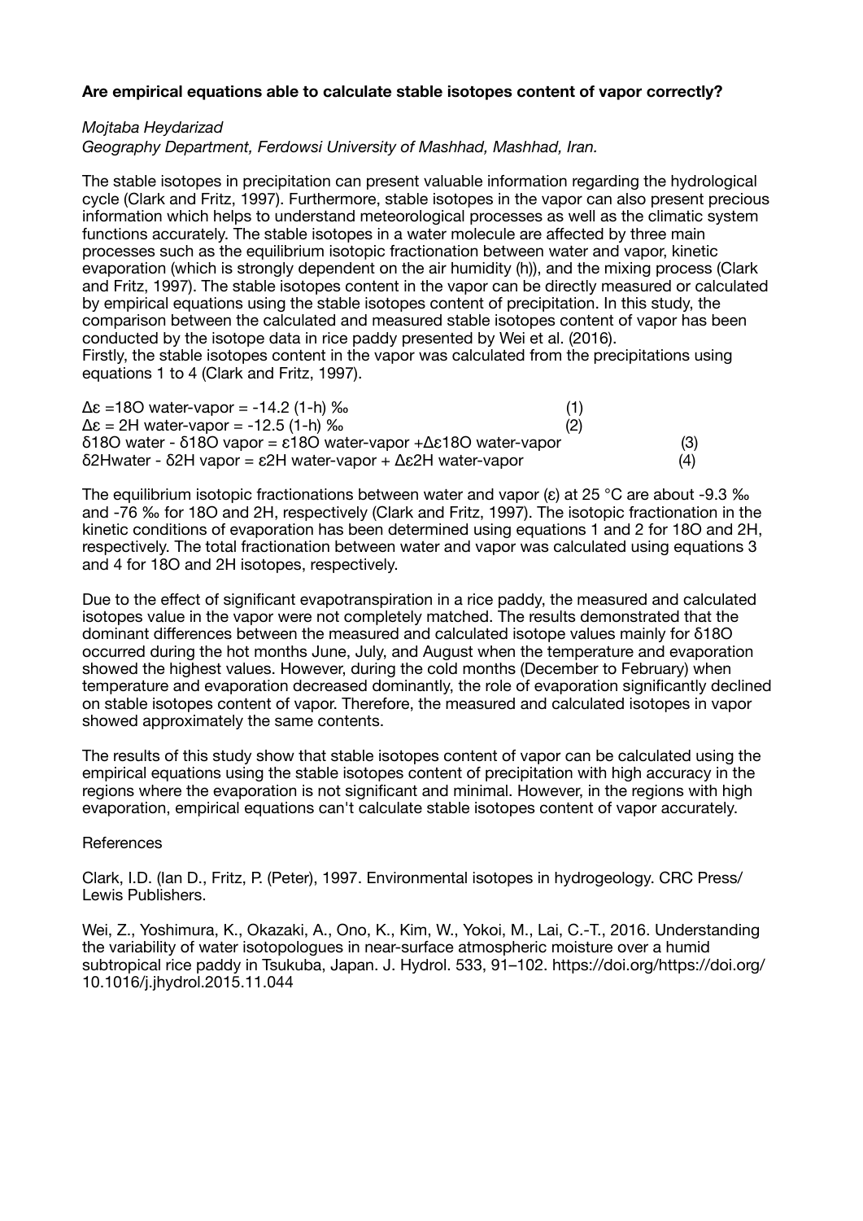**Are empirical equations able to calculate stable isotopes content of vapor correctly?**

*Mojtaba Heydarizad*

*Geography Department, Ferdowsi University of Mashhad, Mashhad, Iran.*

The stable isotopes in precipitation can present valuable information regarding the hydrological cycle (Clark and Fritz, 1997). Furthermore, stable isotopes in the vapor can also present precious information which helps to understand meteorological processes as well as the climatic system functions accurately. The stable isotopes in a water molecule are affected by three main processes such as the equilibrium isotopic fractionation between water and vapor, kinetic evaporation (which is strongly dependent on the air humidity (h)), and the mixing process (Clark and Fritz, 1997). The stable isotopes content in the vapor can be directly measured or calculated by empirical equations using the stable isotopes content of precipitation. In this study, the comparison between the calculated and measured stable isotopes content of vapor has been conducted by the isotope data in rice paddy presented by Wei et al. (2016).

Firstly, the stable isotopes content in the vapor was calculated from the precipitations using equations 1 to 4 (Clark and Fritz, 1997).

$$\Delta\varepsilon = {}^{18}O_{water-vapor} = -14.2\,(1-h)\ ‰ \quad (1)$$

$$\Delta\varepsilon = {}^{2}H_{water-vapor} = -12.5\,(1-h)\ ‰ \quad (2)$$

$$\delta^{18}O_{water} - \delta^{18}O_{vapor} = \varepsilon^{18}O_{water-vapor} + \Delta\varepsilon^{18}O_{water-vapor} \quad (3)$$

$$\delta^{2}H_{water} - \delta^{2}H_{vapor} = \varepsilon^{2}H_{water-vapor} + \Delta\varepsilon^{2}H_{water-vapor} \quad (4)$$

The equilibrium isotopic fractionations between water and vapor ($\varepsilon$) at 25 °C are about -9.3 ‰ and -76 ‰ for $^{18}O$ and $^{2}H$, respectively (Clark and Fritz, 1997). The isotopic fractionation in the kinetic conditions of evaporation has been determined using equations 1 and 2 for $^{18}O$ and $^{2}H$, respectively. The total fractionation between water and vapor was calculated using equations 3 and 4 for $^{18}O$ and $^{2}H$ isotopes, respectively.

Due to the effect of significant evapotranspiration in a rice paddy, the measured and calculated isotopes value in the vapor were not completely matched. The results demonstrated that the dominant differences between the measured and calculated isotope values mainly for $\delta^{18}O$ occurred during the hot months June, July, and August when the temperature and evaporation showed the highest values. However, during the cold months (December to February) when temperature and evaporation decreased dominantly, the role of evaporation significantly declined on stable isotopes content of vapor. Therefore, the measured and calculated isotopes in vapor showed approximately the same contents.

The results of this study show that stable isotopes content of vapor can be calculated using the empirical equations using the stable isotopes content of precipitation with high accuracy in the regions where the evaporation is not significant and minimal. However, in the regions with high evaporation, empirical equations can't calculate stable isotopes content of vapor accurately.

References

Clark, I.D. (Ian D., Fritz, P. (Peter), 1997. Environmental isotopes in hydrogeology. CRC Press/ Lewis Publishers.

Wei, Z., Yoshimura, K., Okazaki, A., Ono, K., Kim, W., Yokoi, M., Lai, C.-T., 2016. Understanding the variability of water isotopologues in near-surface atmospheric moisture over a humid subtropical rice paddy in Tsukuba, Japan. J. Hydrol. 533, 91–102. https://doi.org/https://doi.org/10.1016/j.jhydrol.2015.11.044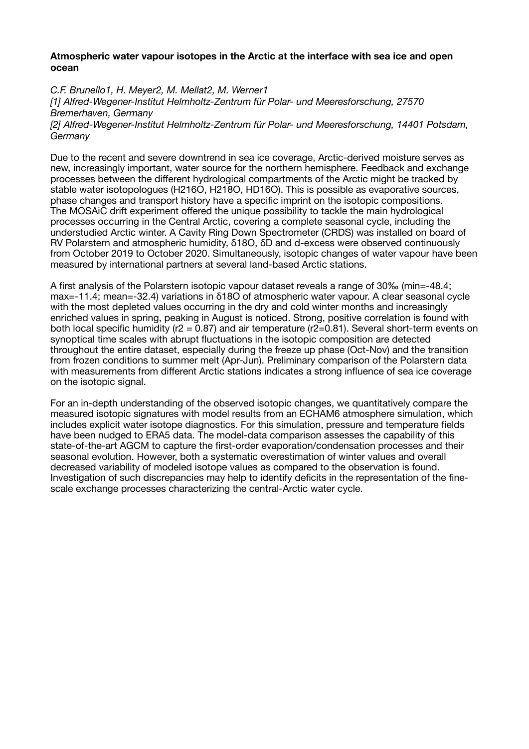**Atmospheric water vapour isotopes in the Arctic at the interface with sea ice and open ocean**

*C.F. Brunello[1], H. Meyer[2], M. Mellat[2], M. Werner[1]*
*[1] Alfred-Wegener-Institut Helmholtz-Zentrum für Polar- und Meeresforschung, 27570 Bremerhaven, Germany*
*[2] Alfred-Wegener-Institut Helmholtz-Zentrum für Polar- und Meeresforschung, 14401 Potsdam, Germany*

Due to the recent and severe downtrend in sea ice coverage, Arctic-derived moisture serves as new, increasingly important, water source for the northern hemisphere. Feedback and exchange processes between the different hydrological compartments of the Arctic might be tracked by stable water isotopologues ($H_2^{16}O$, $H_2^{18}O$, $HD^{16}O$). This is possible as evaporative sources, phase changes and transport history have a specific imprint on the isotopic compositions. The MOSAiC drift experiment offered the unique possibility to tackle the main hydrological processes occurring in the Central Arctic, covering a complete seasonal cycle, including the understudied Arctic winter. A Cavity Ring Down Spectrometer (CRDS) was installed on board of RV Polarstern and atmospheric humidity, $\delta^{18}O$, $\delta D$ and d-excess were observed continuously from October 2019 to October 2020. Simultaneously, isotopic changes of water vapour have been measured by international partners at several land-based Arctic stations.

A first analysis of the Polarstern isotopic vapour dataset reveals a range of 30‰ (min=-48.4; max=-11.4; mean=-32.4) variations in $\delta^{18}O$ of atmospheric water vapour. A clear seasonal cycle with the most depleted values occurring in the dry and cold winter months and increasingly enriched values in spring, peaking in August is noticed. Strong, positive correlation is found with both local specific humidity ($r^2 = 0.87$) and air temperature ($r^2=0.81$). Several short-term events on synoptical time scales with abrupt fluctuations in the isotopic composition are detected throughout the entire dataset, especially during the freeze up phase (Oct-Nov) and the transition from frozen conditions to summer melt (Apr-Jun). Preliminary comparison of the Polarstern data with measurements from different Arctic stations indicates a strong influence of sea ice coverage on the isotopic signal.

For an in-depth understanding of the observed isotopic changes, we quantitatively compare the measured isotopic signatures with model results from an ECHAM6 atmosphere simulation, which includes explicit water isotope diagnostics. For this simulation, pressure and temperature fields have been nudged to ERA5 data. The model-data comparison assesses the capability of this state-of-the-art AGCM to capture the first-order evaporation/condensation processes and their seasonal evolution. However, both a systematic overestimation of winter values and overall decreased variability of modeled isotope values as compared to the observation is found. Investigation of such discrepancies may help to identify deficits in the representation of the fine-scale exchange processes characterizing the central-Arctic water cycle.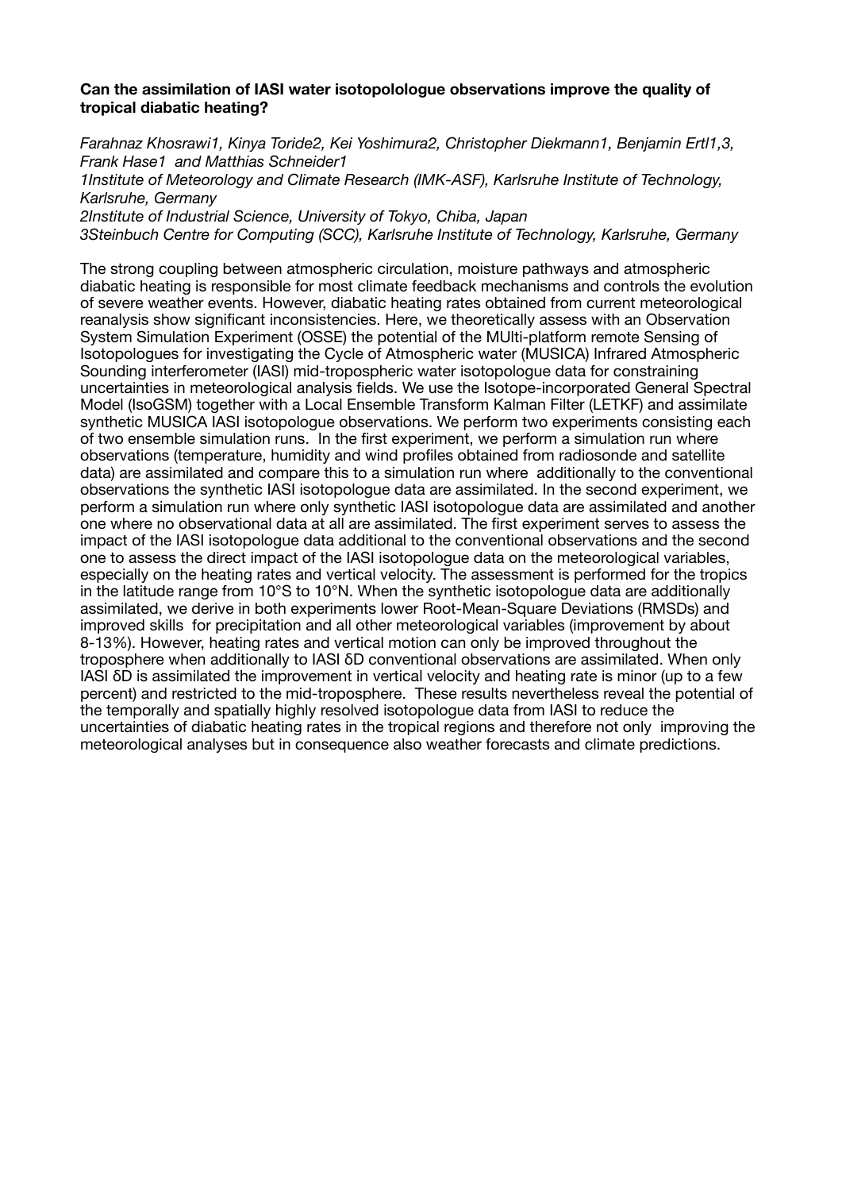**Can the assimilation of IASI water isotopolologue observations improve the quality of tropical diabatic heating?**

*Farahnaz Khosrawi1, Kinya Toride2, Kei Yoshimura2, Christopher Diekmann1, Benjamin Ertl1,3, Frank Hase1 and Matthias Schneider1*
*1Institute of Meteorology and Climate Research (IMK-ASF), Karlsruhe Institute of Technology, Karlsruhe, Germany*
*2Institute of Industrial Science, University of Tokyo, Chiba, Japan*
*3Steinbuch Centre for Computing (SCC), Karlsruhe Institute of Technology, Karlsruhe, Germany*

The strong coupling between atmospheric circulation, moisture pathways and atmospheric diabatic heating is responsible for most climate feedback mechanisms and controls the evolution of severe weather events. However, diabatic heating rates obtained from current meteorological reanalysis show significant inconsistencies. Here, we theoretically assess with an Observation System Simulation Experiment (OSSE) the potential of the MUlti-platform remote Sensing of Isotopologues for investigating the Cycle of Atmospheric water (MUSICA) Infrared Atmospheric Sounding interferometer (IASI) mid-tropospheric water isotopologue data for constraining uncertainties in meteorological analysis fields. We use the Isotope-incorporated General Spectral Model (IsoGSM) together with a Local Ensemble Transform Kalman Filter (LETKF) and assimilate synthetic MUSICA IASI isotopologue observations. We perform two experiments consisting each of two ensemble simulation runs. In the first experiment, we perform a simulation run where observations (temperature, humidity and wind profiles obtained from radiosonde and satellite data) are assimilated and compare this to a simulation run where additionally to the conventional observations the synthetic IASI isotopologue data are assimilated. In the second experiment, we perform a simulation run where only synthetic IASI isotopologue data are assimilated and another one where no observational data at all are assimilated. The first experiment serves to assess the impact of the IASI isotopologue data additional to the conventional observations and the second one to assess the direct impact of the IASI isotopologue data on the meteorological variables, especially on the heating rates and vertical velocity. The assessment is performed for the tropics in the latitude range from 10°S to 10°N. When the synthetic isotopologue data are additionally assimilated, we derive in both experiments lower Root-Mean-Square Deviations (RMSDs) and improved skills for precipitation and all other meteorological variables (improvement by about 8-13%). However, heating rates and vertical motion can only be improved throughout the troposphere when additionally to IASI $\delta D$ conventional observations are assimilated. When only IASI $\delta D$ is assimilated the improvement in vertical velocity and heating rate is minor (up to a few percent) and restricted to the mid-troposphere. These results nevertheless reveal the potential of the temporally and spatially highly resolved isotopologue data from IASI to reduce the uncertainties of diabatic heating rates in the tropical regions and therefore not only improving the meteorological analyses but in consequence also weather forecasts and climate predictions.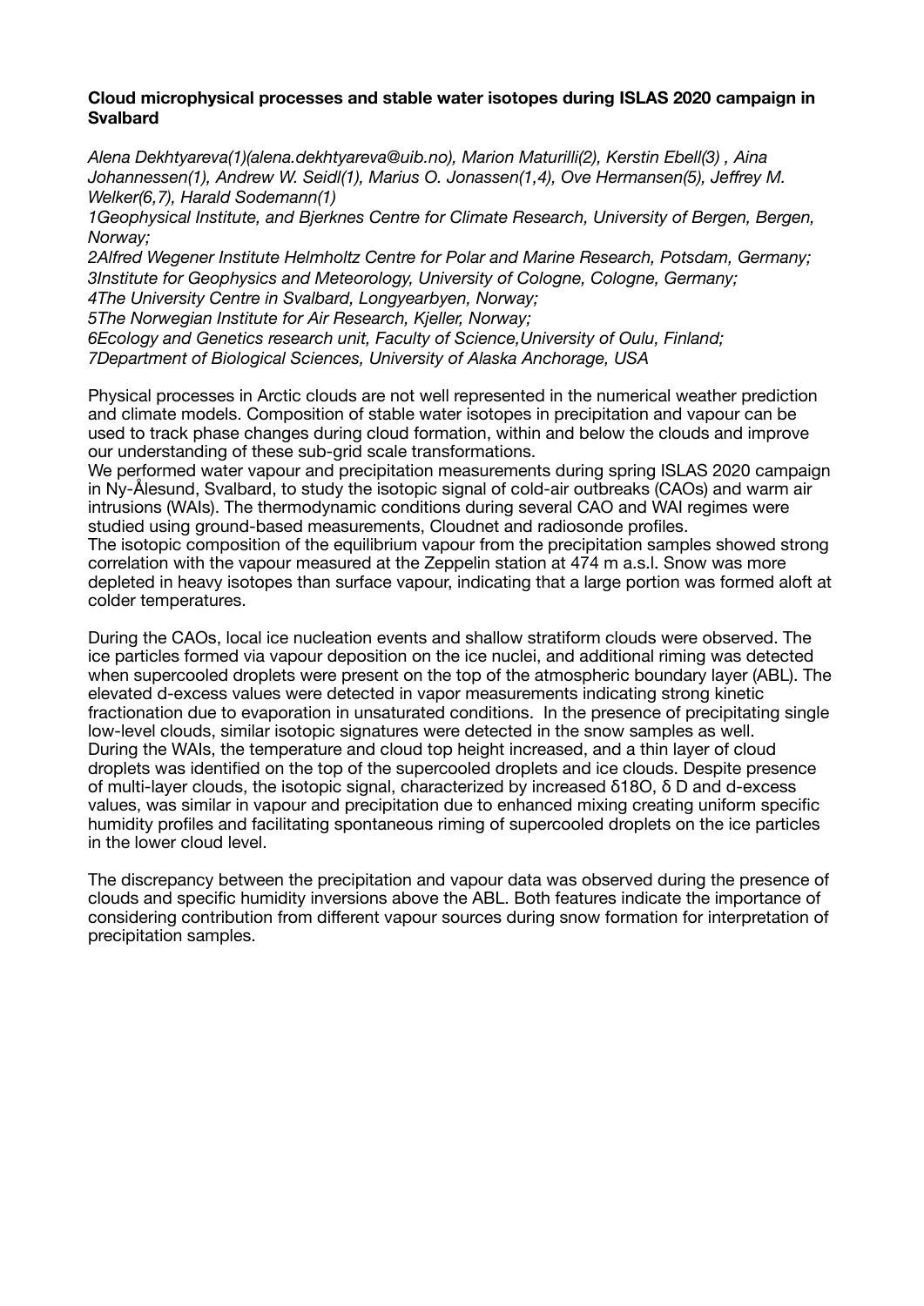**Cloud microphysical processes and stable water isotopes during ISLAS 2020 campaign in Svalbard**

*Alena Dekhtyareva(1)(alena.dekhtyareva@uib.no), Marion Maturilli(2), Kerstin Ebell(3) , Aina Johannessen(1), Andrew W. Seidl(1), Marius O. Jonassen(1,4), Ove Hermansen(5), Jeffrey M. Welker(6,7), Harald Sodemann(1)*

*1Geophysical Institute, and Bjerknes Centre for Climate Research, University of Bergen, Bergen, Norway;*

*2Alfred Wegener Institute Helmholtz Centre for Polar and Marine Research, Potsdam, Germany;*

*3Institute for Geophysics and Meteorology, University of Cologne, Cologne, Germany;*

*4The University Centre in Svalbard, Longyearbyen, Norway;*

*5The Norwegian Institute for Air Research, Kjeller, Norway;*

*6Ecology and Genetics research unit, Faculty of Science,University of Oulu, Finland;*

*7Department of Biological Sciences, University of Alaska Anchorage, USA*

Physical processes in Arctic clouds are not well represented in the numerical weather prediction and climate models. Composition of stable water isotopes in precipitation and vapour can be used to track phase changes during cloud formation, within and below the clouds and improve our understanding of these sub-grid scale transformations.

We performed water vapour and precipitation measurements during spring ISLAS 2020 campaign in Ny-Ålesund, Svalbard, to study the isotopic signal of cold-air outbreaks (CAOs) and warm air intrusions (WAIs). The thermodynamic conditions during several CAO and WAI regimes were studied using ground-based measurements, Cloudnet and radiosonde profiles.

The isotopic composition of the equilibrium vapour from the precipitation samples showed strong correlation with the vapour measured at the Zeppelin station at 474 m a.s.l. Snow was more depleted in heavy isotopes than surface vapour, indicating that a large portion was formed aloft at colder temperatures.

During the CAOs, local ice nucleation events and shallow stratiform clouds were observed. The ice particles formed via vapour deposition on the ice nuclei, and additional riming was detected when supercooled droplets were present on the top of the atmospheric boundary layer (ABL). The elevated d-excess values were detected in vapor measurements indicating strong kinetic fractionation due to evaporation in unsaturated conditions. In the presence of precipitating single low-level clouds, similar isotopic signatures were detected in the snow samples as well.

During the WAIs, the temperature and cloud top height increased, and a thin layer of cloud droplets was identified on the top of the supercooled droplets and ice clouds. Despite presence of multi-layer clouds, the isotopic signal, characterized by increased $\delta^{18}O$, $\delta D$ and d-excess values, was similar in vapour and precipitation due to enhanced mixing creating uniform specific humidity profiles and facilitating spontaneous riming of supercooled droplets on the ice particles in the lower cloud level.

The discrepancy between the precipitation and vapour data was observed during the presence of clouds and specific humidity inversions above the ABL. Both features indicate the importance of considering contribution from different vapour sources during snow formation for interpretation of precipitation samples.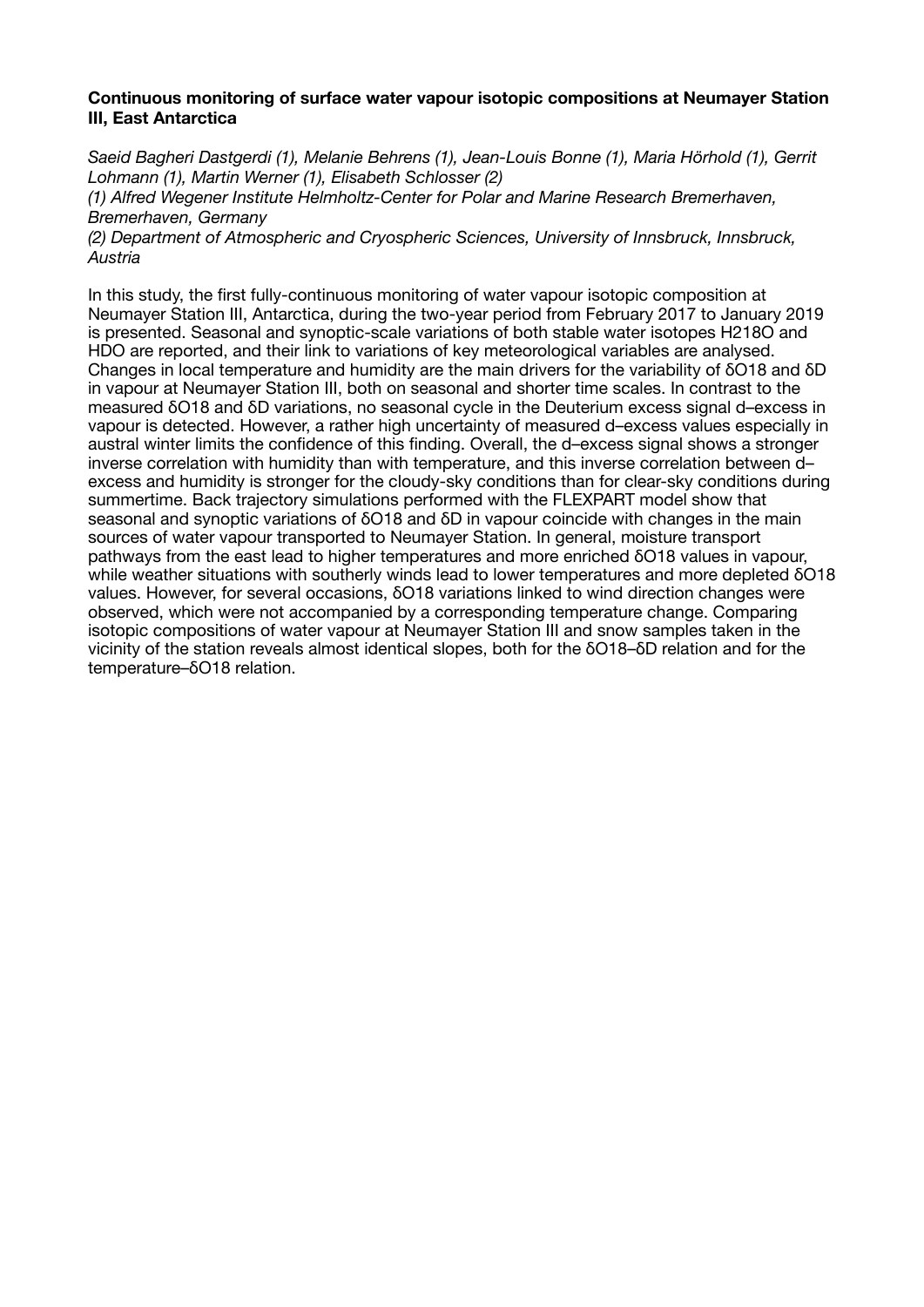**Continuous monitoring of surface water vapour isotopic compositions at Neumayer Station III, East Antarctica**

*Saeid Bagheri Dastgerdi (1), Melanie Behrens (1), Jean-Louis Bonne (1), Maria Hörhold (1), Gerrit Lohmann (1), Martin Werner (1), Elisabeth Schlosser (2)*
*(1) Alfred Wegener Institute Helmholtz-Center for Polar and Marine Research Bremerhaven, Bremerhaven, Germany*
*(2) Department of Atmospheric and Cryospheric Sciences, University of Innsbruck, Innsbruck, Austria*

In this study, the first fully-continuous monitoring of water vapour isotopic composition at Neumayer Station III, Antarctica, during the two-year period from February 2017 to January 2019 is presented. Seasonal and synoptic-scale variations of both stable water isotopes $H_2^{18}O$ and HDO are reported, and their link to variations of key meteorological variables are analysed. Changes in local temperature and humidity are the main drivers for the variability of $\delta O18$ and $\delta D$ in vapour at Neumayer Station III, both on seasonal and shorter time scales. In contrast to the measured $\delta O18$ and $\delta D$ variations, no seasonal cycle in the Deuterium excess signal d–excess in vapour is detected. However, a rather high uncertainty of measured d–excess values especially in austral winter limits the confidence of this finding. Overall, the d–excess signal shows a stronger inverse correlation with humidity than with temperature, and this inverse correlation between d–excess and humidity is stronger for the cloudy-sky conditions than for clear-sky conditions during summertime. Back trajectory simulations performed with the FLEXPART model show that seasonal and synoptic variations of $\delta O18$ and $\delta D$ in vapour coincide with changes in the main sources of water vapour transported to Neumayer Station. In general, moisture transport pathways from the east lead to higher temperatures and more enriched $\delta O18$ values in vapour, while weather situations with southerly winds lead to lower temperatures and more depleted $\delta O18$ values. However, for several occasions, $\delta O18$ variations linked to wind direction changes were observed, which were not accompanied by a corresponding temperature change. Comparing isotopic compositions of water vapour at Neumayer Station III and snow samples taken in the vicinity of the station reveals almost identical slopes, both for the $\delta O18$–$\delta D$ relation and for the temperature–$\delta O18$ relation.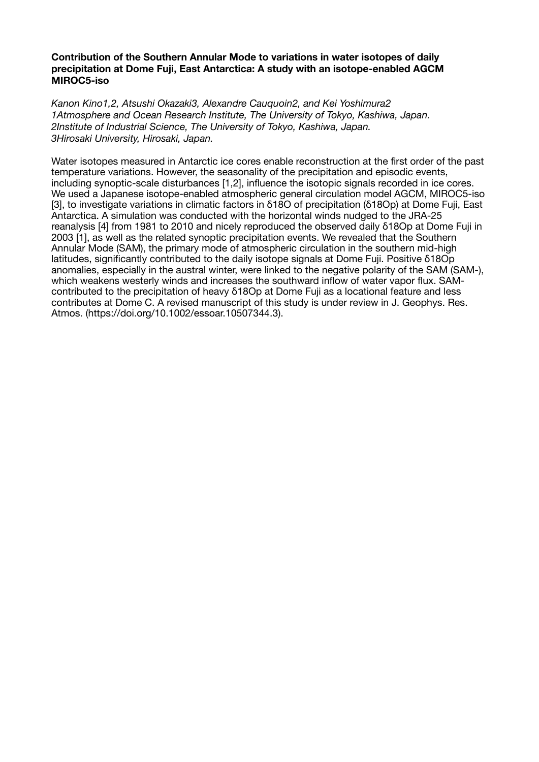**Contribution of the Southern Annular Mode to variations in water isotopes of daily precipitation at Dome Fuji, East Antarctica: A study with an isotope-enabled AGCM MIROC5-iso**

*Kanon Kino1,2, Atsushi Okazaki3, Alexandre Cauquoin2, and Kei Yoshimura2*
*1Atmosphere and Ocean Research Institute, The University of Tokyo, Kashiwa, Japan.*
*2Institute of Industrial Science, The University of Tokyo, Kashiwa, Japan.*
*3Hirosaki University, Hirosaki, Japan.*

Water isotopes measured in Antarctic ice cores enable reconstruction at the first order of the past temperature variations. However, the seasonality of the precipitation and episodic events, including synoptic-scale disturbances [1,2], influence the isotopic signals recorded in ice cores. We used a Japanese isotope-enabled atmospheric general circulation model AGCM, MIROC5-iso [3], to investigate variations in climatic factors in $\delta^{18}O$ of precipitation ($\delta^{18}O_p$) at Dome Fuji, East Antarctica. A simulation was conducted with the horizontal winds nudged to the JRA-25 reanalysis [4] from 1981 to 2010 and nicely reproduced the observed daily $\delta^{18}O_p$ at Dome Fuji in 2003 [1], as well as the related synoptic precipitation events. We revealed that the Southern Annular Mode (SAM), the primary mode of atmospheric circulation in the southern mid-high latitudes, significantly contributed to the daily isotope signals at Dome Fuji. Positive $\delta^{18}O_p$ anomalies, especially in the austral winter, were linked to the negative polarity of the SAM (SAM-), which weakens westerly winds and increases the southward inflow of water vapor flux. SAM-contributed to the precipitation of heavy $\delta^{18}O_p$ at Dome Fuji as a locational feature and less contributes at Dome C. A revised manuscript of this study is under review in J. Geophys. Res. Atmos. (https://doi.org/10.1002/essoar.10507344.3).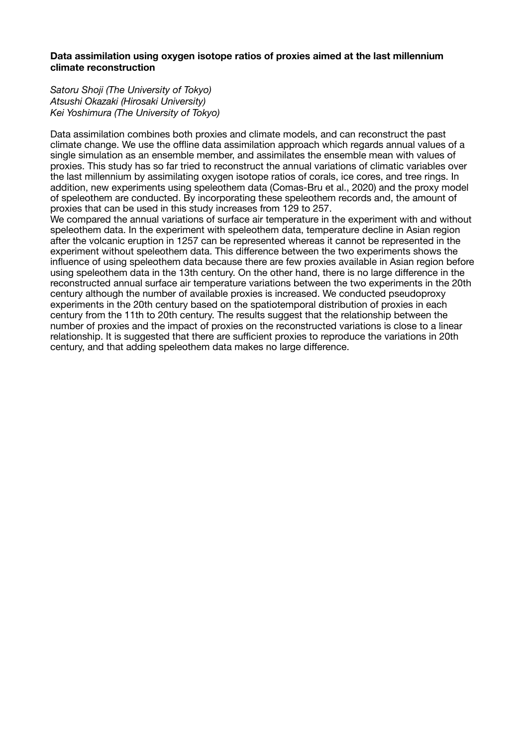**Data assimilation using oxygen isotope ratios of proxies aimed at the last millennium climate reconstruction**

*Satoru Shoji (The University of Tokyo)*
*Atsushi Okazaki (Hirosaki University)*
*Kei Yoshimura (The University of Tokyo)*

Data assimilation combines both proxies and climate models, and can reconstruct the past climate change. We use the offline data assimilation approach which regards annual values of a single simulation as an ensemble member, and assimilates the ensemble mean with values of proxies. This study has so far tried to reconstruct the annual variations of climatic variables over the last millennium by assimilating oxygen isotope ratios of corals, ice cores, and tree rings. In addition, new experiments using speleothem data (Comas-Bru et al., 2020) and the proxy model of speleothem are conducted. By incorporating these speleothem records and, the amount of proxies that can be used in this study increases from 129 to 257.
We compared the annual variations of surface air temperature in the experiment with and without speleothem data. In the experiment with speleothem data, temperature decline in Asian region after the volcanic eruption in 1257 can be represented whereas it cannot be represented in the experiment without speleothem data. This difference between the two experiments shows the influence of using speleothem data because there are few proxies available in Asian region before using speleothem data in the 13th century. On the other hand, there is no large difference in the reconstructed annual surface air temperature variations between the two experiments in the 20th century although the number of available proxies is increased. We conducted pseudoproxy experiments in the 20th century based on the spatiotemporal distribution of proxies in each century from the 11th to 20th century. The results suggest that the relationship between the number of proxies and the impact of proxies on the reconstructed variations is close to a linear relationship. It is suggested that there are sufficient proxies to reproduce the variations in 20th century, and that adding speleothem data makes no large difference.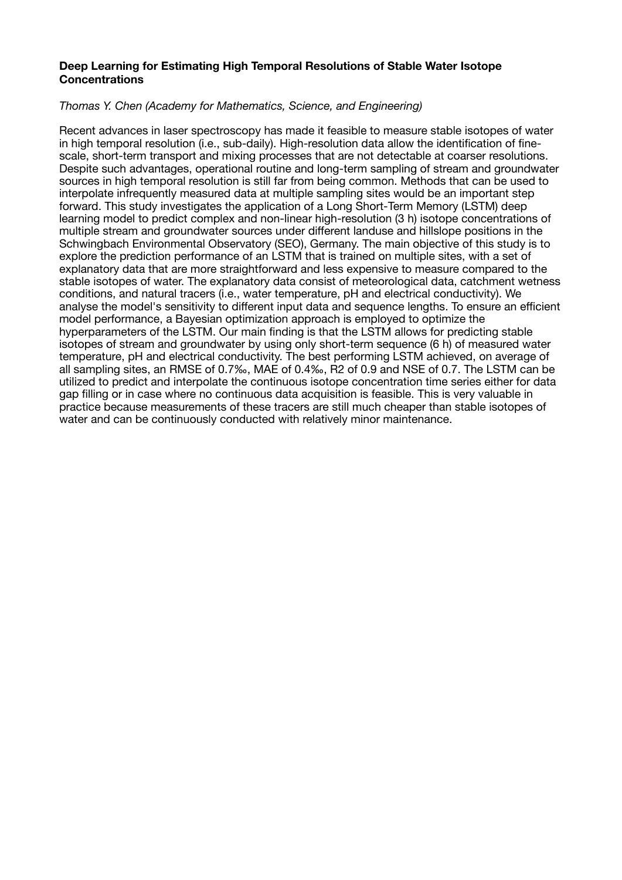**Deep Learning for Estimating High Temporal Resolutions of Stable Water Isotope Concentrations**

*Thomas Y. Chen (Academy for Mathematics, Science, and Engineering)*

Recent advances in laser spectroscopy has made it feasible to measure stable isotopes of water in high temporal resolution (i.e., sub-daily). High-resolution data allow the identification of fine-scale, short-term transport and mixing processes that are not detectable at coarser resolutions. Despite such advantages, operational routine and long-term sampling of stream and groundwater sources in high temporal resolution is still far from being common. Methods that can be used to interpolate infrequently measured data at multiple sampling sites would be an important step forward. This study investigates the application of a Long Short-Term Memory (LSTM) deep learning model to predict complex and non-linear high-resolution (3 h) isotope concentrations of multiple stream and groundwater sources under different landuse and hillslope positions in the Schwingbach Environmental Observatory (SEO), Germany. The main objective of this study is to explore the prediction performance of an LSTM that is trained on multiple sites, with a set of explanatory data that are more straightforward and less expensive to measure compared to the stable isotopes of water. The explanatory data consist of meteorological data, catchment wetness conditions, and natural tracers (i.e., water temperature, pH and electrical conductivity). We analyse the model's sensitivity to different input data and sequence lengths. To ensure an efficient model performance, a Bayesian optimization approach is employed to optimize the hyperparameters of the LSTM. Our main finding is that the LSTM allows for predicting stable isotopes of stream and groundwater by using only short-term sequence (6 h) of measured water temperature, pH and electrical conductivity. The best performing LSTM achieved, on average of all sampling sites, an RMSE of 0.7‰, MAE of 0.4‰, $R^2$ of 0.9 and NSE of 0.7. The LSTM can be utilized to predict and interpolate the continuous isotope concentration time series either for data gap filling or in case where no continuous data acquisition is feasible. This is very valuable in practice because measurements of these tracers are still much cheaper than stable isotopes of water and can be continuously conducted with relatively minor maintenance.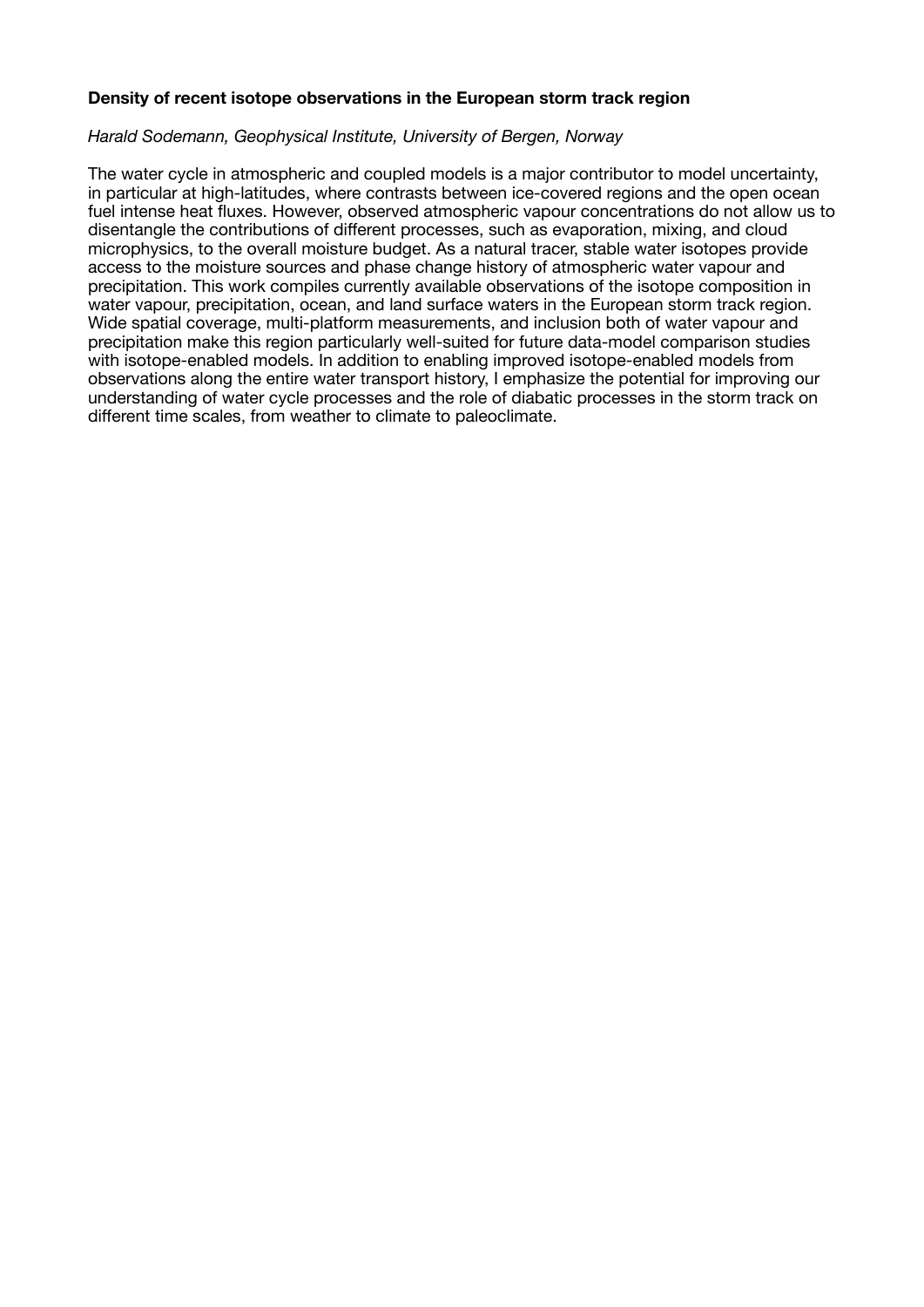**Density of recent isotope observations in the European storm track region**

*Harald Sodemann, Geophysical Institute, University of Bergen, Norway*

The water cycle in atmospheric and coupled models is a major contributor to model uncertainty, in particular at high-latitudes, where contrasts between ice-covered regions and the open ocean fuel intense heat fluxes. However, observed atmospheric vapour concentrations do not allow us to disentangle the contributions of different processes, such as evaporation, mixing, and cloud microphysics, to the overall moisture budget. As a natural tracer, stable water isotopes provide access to the moisture sources and phase change history of atmospheric water vapour and precipitation. This work compiles currently available observations of the isotope composition in water vapour, precipitation, ocean, and land surface waters in the European storm track region. Wide spatial coverage, multi-platform measurements, and inclusion both of water vapour and precipitation make this region particularly well-suited for future data-model comparison studies with isotope-enabled models. In addition to enabling improved isotope-enabled models from observations along the entire water transport history, I emphasize the potential for improving our understanding of water cycle processes and the role of diabatic processes in the storm track on different time scales, from weather to climate to paleoclimate.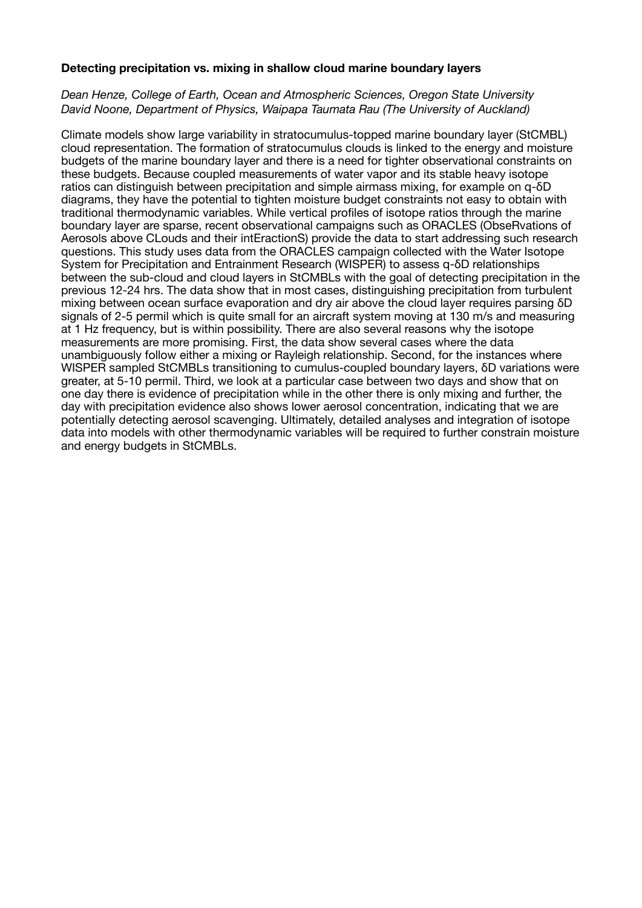**Detecting precipitation vs. mixing in shallow cloud marine boundary layers**

*Dean Henze, College of Earth, Ocean and Atmospheric Sciences, Oregon State University*
*David Noone, Department of Physics, Waipapa Taumata Rau (The University of Auckland)*

Climate models show large variability in stratocumulus-topped marine boundary layer (StCMBL) cloud representation. The formation of stratocumulus clouds is linked to the energy and moisture budgets of the marine boundary layer and there is a need for tighter observational constraints on these budgets. Because coupled measurements of water vapor and its stable heavy isotope ratios can distinguish between precipitation and simple airmass mixing, for example on q-δD diagrams, they have the potential to tighten moisture budget constraints not easy to obtain with traditional thermodynamic variables. While vertical profiles of isotope ratios through the marine boundary layer are sparse, recent observational campaigns such as ORACLES (ObseRvations of Aerosols above CLouds and their intEractionS) provide the data to start addressing such research questions. This study uses data from the ORACLES campaign collected with the Water Isotope System for Precipitation and Entrainment Research (WISPER) to assess q-δD relationships between the sub-cloud and cloud layers in StCMBLs with the goal of detecting precipitation in the previous 12-24 hrs. The data show that in most cases, distinguishing precipitation from turbulent mixing between ocean surface evaporation and dry air above the cloud layer requires parsing δD signals of 2-5 permil which is quite small for an aircraft system moving at 130 m/s and measuring at 1 Hz frequency, but is within possibility. There are also several reasons why the isotope measurements are more promising. First, the data show several cases where the data unambiguously follow either a mixing or Rayleigh relationship. Second, for the instances where WISPER sampled StCMBLs transitioning to cumulus-coupled boundary layers, δD variations were greater, at 5-10 permil. Third, we look at a particular case between two days and show that on one day there is evidence of precipitation while in the other there is only mixing and further, the day with precipitation evidence also shows lower aerosol concentration, indicating that we are potentially detecting aerosol scavenging. Ultimately, detailed analyses and integration of isotope data into models with other thermodynamic variables will be required to further constrain moisture and energy budgets in StCMBLs.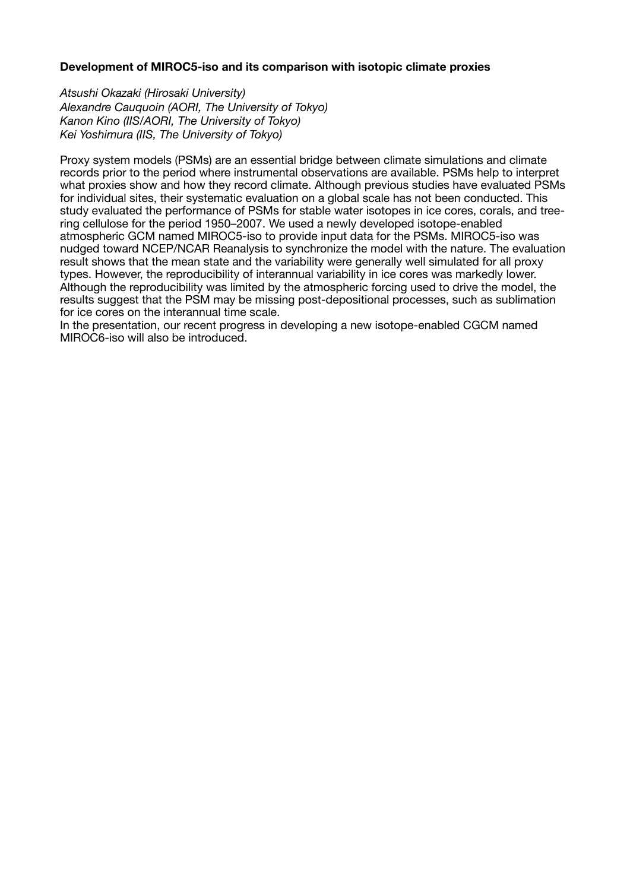**Development of MIROC5-iso and its comparison with isotopic climate proxies**

*Atsushi Okazaki (Hirosaki University)*
*Alexandre Cauquoin (AORI, The University of Tokyo)*
*Kanon Kino (IIS/AORI, The University of Tokyo)*
*Kei Yoshimura (IIS, The University of Tokyo)*

Proxy system models (PSMs) are an essential bridge between climate simulations and climate records prior to the period where instrumental observations are available. PSMs help to interpret what proxies show and how they record climate. Although previous studies have evaluated PSMs for individual sites, their systematic evaluation on a global scale has not been conducted. This study evaluated the performance of PSMs for stable water isotopes in ice cores, corals, and tree-ring cellulose for the period 1950–2007. We used a newly developed isotope-enabled atmospheric GCM named MIROC5-iso to provide input data for the PSMs. MIROC5-iso was nudged toward NCEP/NCAR Reanalysis to synchronize the model with the nature. The evaluation result shows that the mean state and the variability were generally well simulated for all proxy types. However, the reproducibility of interannual variability in ice cores was markedly lower. Although the reproducibility was limited by the atmospheric forcing used to drive the model, the results suggest that the PSM may be missing post-depositional processes, such as sublimation for ice cores on the interannual time scale.
In the presentation, our recent progress in developing a new isotope-enabled CGCM named MIROC6-iso will also be introduced.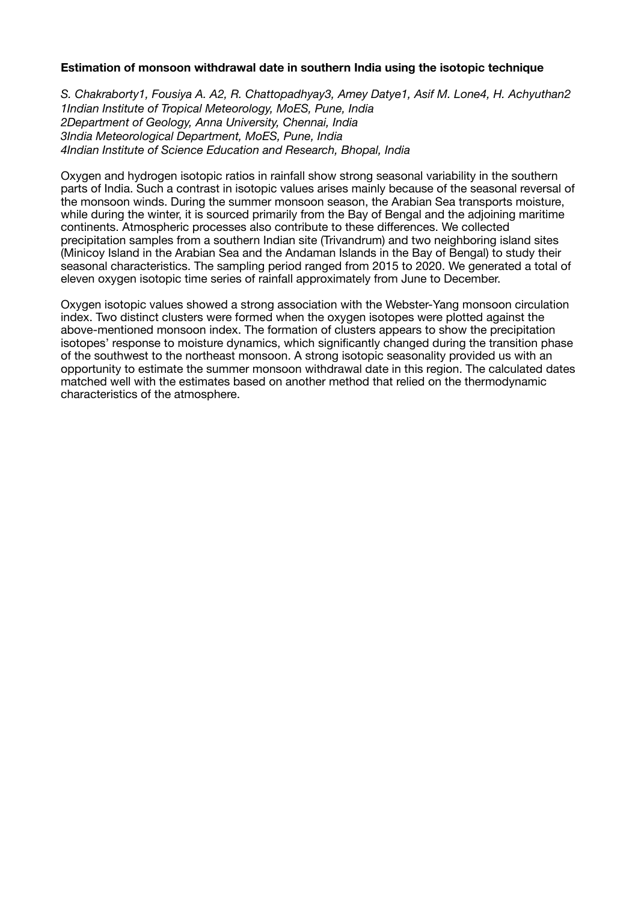**Estimation of monsoon withdrawal date in southern India using the isotopic technique**

*S. Chakraborty1, Fousiya A. A2, R. Chattopadhyay3, Amey Datye1, Asif M. Lone4, H. Achyuthan2*
*1Indian Institute of Tropical Meteorology, MoES, Pune, India*
*2Department of Geology, Anna University, Chennai, India*
*3India Meteorological Department, MoES, Pune, India*
*4Indian Institute of Science Education and Research, Bhopal, India*

Oxygen and hydrogen isotopic ratios in rainfall show strong seasonal variability in the southern parts of India. Such a contrast in isotopic values arises mainly because of the seasonal reversal of the monsoon winds. During the summer monsoon season, the Arabian Sea transports moisture, while during the winter, it is sourced primarily from the Bay of Bengal and the adjoining maritime continents. Atmospheric processes also contribute to these differences. We collected precipitation samples from a southern Indian site (Trivandrum) and two neighboring island sites (Minicoy Island in the Arabian Sea and the Andaman Islands in the Bay of Bengal) to study their seasonal characteristics. The sampling period ranged from 2015 to 2020. We generated a total of eleven oxygen isotopic time series of rainfall approximately from June to December.

Oxygen isotopic values showed a strong association with the Webster-Yang monsoon circulation index. Two distinct clusters were formed when the oxygen isotopes were plotted against the above-mentioned monsoon index. The formation of clusters appears to show the precipitation isotopes' response to moisture dynamics, which significantly changed during the transition phase of the southwest to the northeast monsoon. A strong isotopic seasonality provided us with an opportunity to estimate the summer monsoon withdrawal date in this region. The calculated dates matched well with the estimates based on another method that relied on the thermodynamic characteristics of the atmosphere.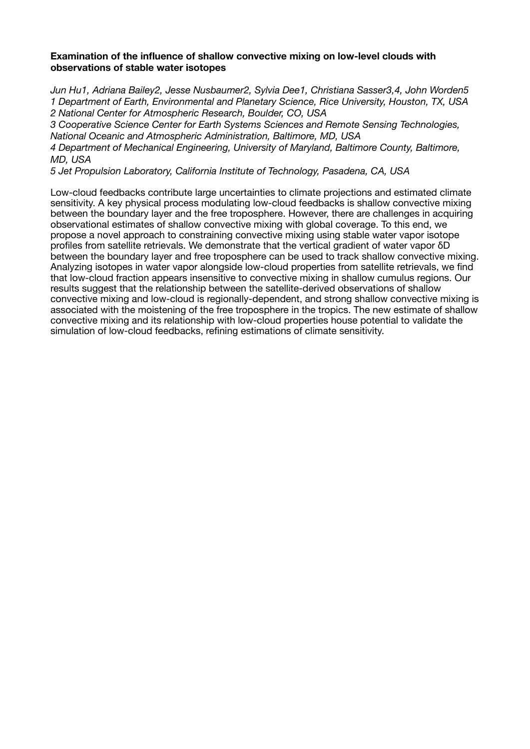**Examination of the influence of shallow convective mixing on low-level clouds with observations of stable water isotopes**

*Jun Hu[1], Adriana Bailey[2], Jesse Nusbaumer[2], Sylvia Dee[1], Christiana Sasser[3,4], John Worden[5]*
*[1] Department of Earth, Environmental and Planetary Science, Rice University, Houston, TX, USA*
*[2] National Center for Atmospheric Research, Boulder, CO, USA*
*[3] Cooperative Science Center for Earth Systems Sciences and Remote Sensing Technologies, National Oceanic and Atmospheric Administration, Baltimore, MD, USA*
*[4] Department of Mechanical Engineering, University of Maryland, Baltimore County, Baltimore, MD, USA*
*[5] Jet Propulsion Laboratory, California Institute of Technology, Pasadena, CA, USA*

Low-cloud feedbacks contribute large uncertainties to climate projections and estimated climate sensitivity. A key physical process modulating low-cloud feedbacks is shallow convective mixing between the boundary layer and the free troposphere. However, there are challenges in acquiring observational estimates of shallow convective mixing with global coverage. To this end, we propose a novel approach to constraining convective mixing using stable water vapor isotope profiles from satellite retrievals. We demonstrate that the vertical gradient of water vapor δD between the boundary layer and free troposphere can be used to track shallow convective mixing. Analyzing isotopes in water vapor alongside low-cloud properties from satellite retrievals, we find that low-cloud fraction appears insensitive to convective mixing in shallow cumulus regions. Our results suggest that the relationship between the satellite-derived observations of shallow convective mixing and low-cloud is regionally-dependent, and strong shallow convective mixing is associated with the moistening of the free troposphere in the tropics. The new estimate of shallow convective mixing and its relationship with low-cloud properties house potential to validate the simulation of low-cloud feedbacks, refining estimations of climate sensitivity.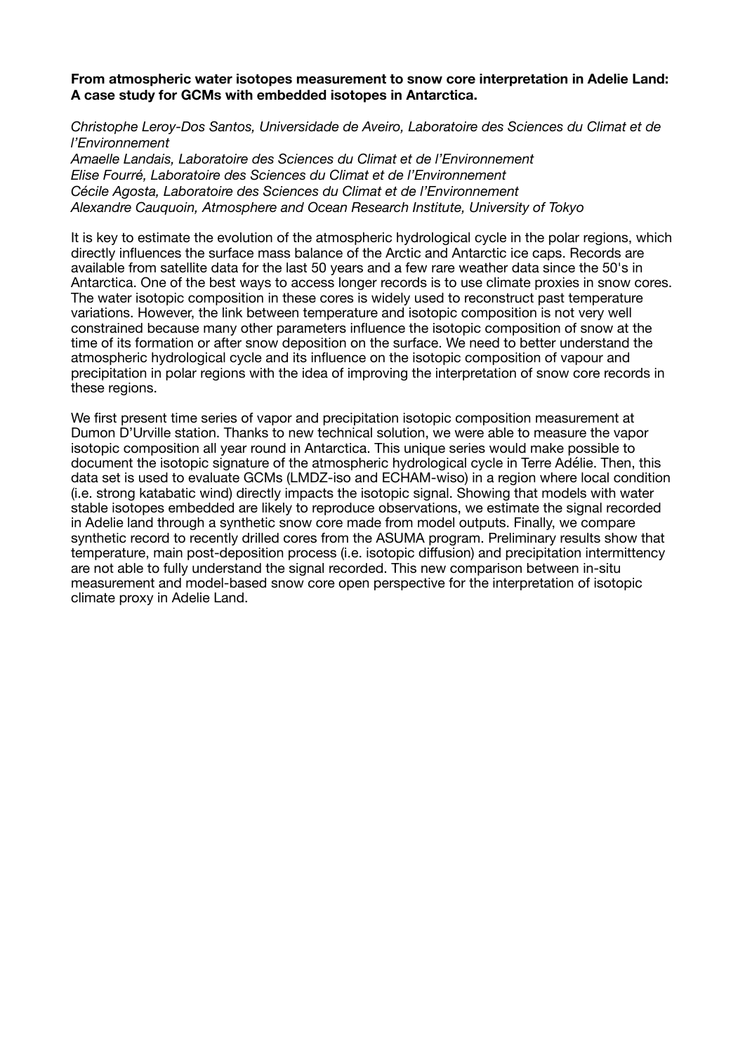**From atmospheric water isotopes measurement to snow core interpretation in Adelie Land: A case study for GCMs with embedded isotopes in Antarctica.**

*Christophe Leroy-Dos Santos, Universidade de Aveiro, Laboratoire des Sciences du Climat et de l'Environnement*
*Amaelle Landais, Laboratoire des Sciences du Climat et de l'Environnement*
*Elise Fourré, Laboratoire des Sciences du Climat et de l'Environnement*
*Cécile Agosta, Laboratoire des Sciences du Climat et de l'Environnement*
*Alexandre Cauquoin, Atmosphere and Ocean Research Institute, University of Tokyo*

It is key to estimate the evolution of the atmospheric hydrological cycle in the polar regions, which directly influences the surface mass balance of the Arctic and Antarctic ice caps. Records are available from satellite data for the last 50 years and a few rare weather data since the 50's in Antarctica. One of the best ways to access longer records is to use climate proxies in snow cores. The water isotopic composition in these cores is widely used to reconstruct past temperature variations. However, the link between temperature and isotopic composition is not very well constrained because many other parameters influence the isotopic composition of snow at the time of its formation or after snow deposition on the surface. We need to better understand the atmospheric hydrological cycle and its influence on the isotopic composition of vapour and precipitation in polar regions with the idea of improving the interpretation of snow core records in these regions.

We first present time series of vapor and precipitation isotopic composition measurement at Dumon D'Urville station. Thanks to new technical solution, we were able to measure the vapor isotopic composition all year round in Antarctica. This unique series would make possible to document the isotopic signature of the atmospheric hydrological cycle in Terre Adélie. Then, this data set is used to evaluate GCMs (LMDZ-iso and ECHAM-wiso) in a region where local condition (i.e. strong katabatic wind) directly impacts the isotopic signal. Showing that models with water stable isotopes embedded are likely to reproduce observations, we estimate the signal recorded in Adelie land through a synthetic snow core made from model outputs. Finally, we compare synthetic record to recently drilled cores from the ASUMA program. Preliminary results show that temperature, main post-deposition process (i.e. isotopic diffusion) and precipitation intermittency are not able to fully understand the signal recorded. This new comparison between in-situ measurement and model-based snow core open perspective for the interpretation of isotopic climate proxy in Adelie Land.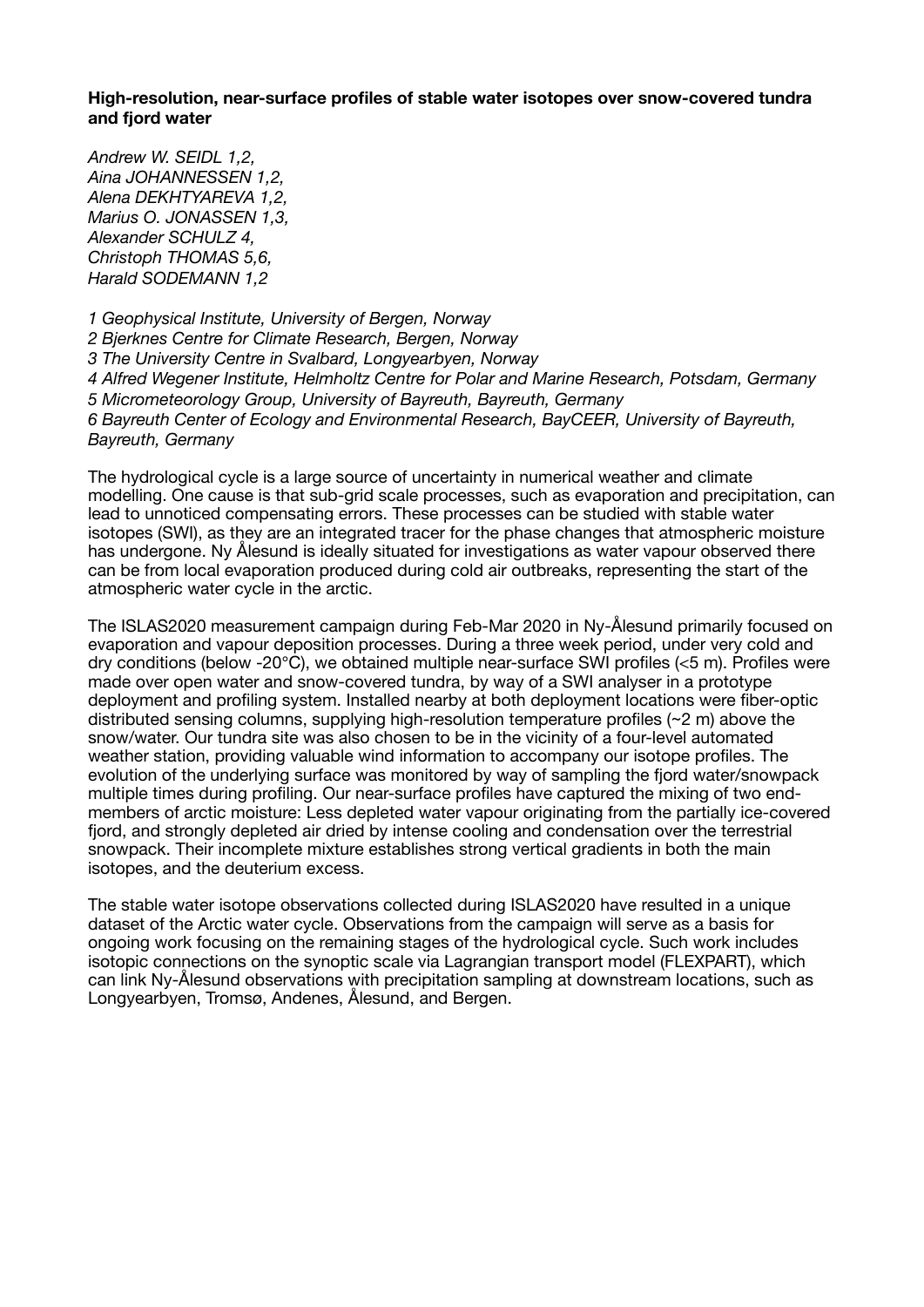**High-resolution, near-surface profiles of stable water isotopes over snow-covered tundra and fjord water**

*Andrew W. SEIDL 1,2,*
*Aina JOHANNESSEN 1,2,*
*Alena DEKHTYAREVA 1,2,*
*Marius O. JONASSEN 1,3,*
*Alexander SCHULZ 4,*
*Christoph THOMAS 5,6,*
*Harald SODEMANN 1,2*

*1 Geophysical Institute, University of Bergen, Norway*
*2 Bjerknes Centre for Climate Research, Bergen, Norway*
*3 The University Centre in Svalbard, Longyearbyen, Norway*
*4 Alfred Wegener Institute, Helmholtz Centre for Polar and Marine Research, Potsdam, Germany*
*5 Micrometeorology Group, University of Bayreuth, Bayreuth, Germany*
*6 Bayreuth Center of Ecology and Environmental Research, BayCEER, University of Bayreuth, Bayreuth, Germany*

The hydrological cycle is a large source of uncertainty in numerical weather and climate modelling. One cause is that sub-grid scale processes, such as evaporation and precipitation, can lead to unnoticed compensating errors. These processes can be studied with stable water isotopes (SWI), as they are an integrated tracer for the phase changes that atmospheric moisture has undergone. Ny Ålesund is ideally situated for investigations as water vapour observed there can be from local evaporation produced during cold air outbreaks, representing the start of the atmospheric water cycle in the arctic.

The ISLAS2020 measurement campaign during Feb-Mar 2020 in Ny-Ålesund primarily focused on evaporation and vapour deposition processes. During a three week period, under very cold and dry conditions (below -20°C), we obtained multiple near-surface SWI profiles (<5 m). Profiles were made over open water and snow-covered tundra, by way of a SWI analyser in a prototype deployment and profiling system. Installed nearby at both deployment locations were fiber-optic distributed sensing columns, supplying high-resolution temperature profiles (~2 m) above the snow/water. Our tundra site was also chosen to be in the vicinity of a four-level automated weather station, providing valuable wind information to accompany our isotope profiles. The evolution of the underlying surface was monitored by way of sampling the fjord water/snowpack multiple times during profiling. Our near-surface profiles have captured the mixing of two end-members of arctic moisture: Less depleted water vapour originating from the partially ice-covered fjord, and strongly depleted air dried by intense cooling and condensation over the terrestrial snowpack. Their incomplete mixture establishes strong vertical gradients in both the main isotopes, and the deuterium excess.

The stable water isotope observations collected during ISLAS2020 have resulted in a unique dataset of the Arctic water cycle. Observations from the campaign will serve as a basis for ongoing work focusing on the remaining stages of the hydrological cycle. Such work includes isotopic connections on the synoptic scale via Lagrangian transport model (FLEXPART), which can link Ny-Ålesund observations with precipitation sampling at downstream locations, such as Longyearbyen, Tromsø, Andenes, Ålesund, and Bergen.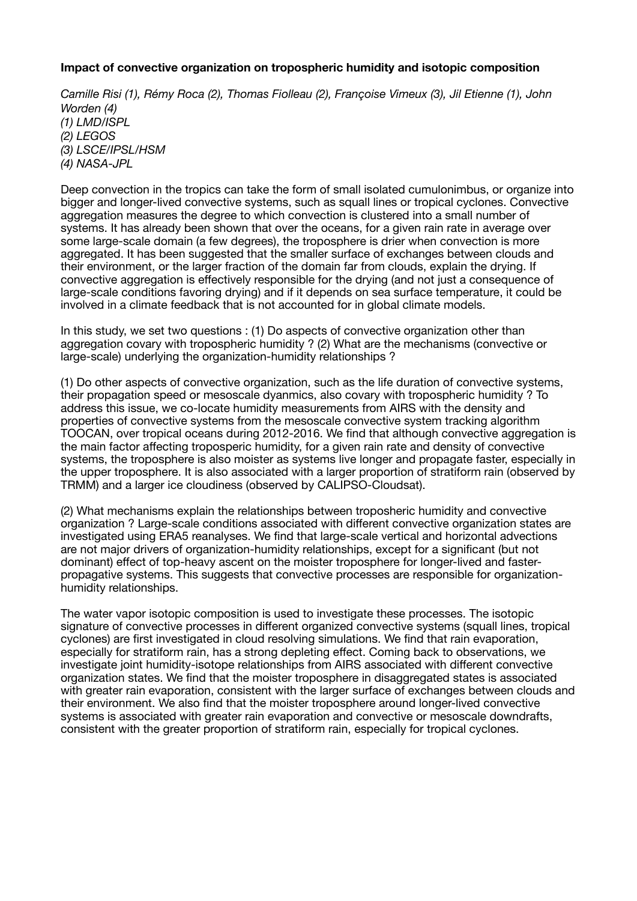**Impact of convective organization on tropospheric humidity and isotopic composition**

*Camille Risi (1), Rémy Roca (2), Thomas Fiolleau (2), Françoise Vimeux (3), Jil Etienne (1), John Worden (4)*
*(1) LMD/ISPL*
*(2) LEGOS*
*(3) LSCE/IPSL/HSM*
*(4) NASA-JPL*

Deep convection in the tropics can take the form of small isolated cumulonimbus, or organize into bigger and longer-lived convective systems, such as squall lines or tropical cyclones. Convective aggregation measures the degree to which convection is clustered into a small number of systems. It has already been shown that over the oceans, for a given rain rate in average over some large-scale domain (a few degrees), the troposphere is drier when convection is more aggregated. It has been suggested that the smaller surface of exchanges between clouds and their environment, or the larger fraction of the domain far from clouds, explain the drying. If convective aggregation is effectively responsible for the drying (and not just a consequence of large-scale conditions favoring drying) and if it depends on sea surface temperature, it could be involved in a climate feedback that is not accounted for in global climate models.

In this study, we set two questions : (1) Do aspects of convective organization other than aggregation covary with tropospheric humidity ? (2) What are the mechanisms (convective or large-scale) underlying the organization-humidity relationships ?

(1) Do other aspects of convective organization, such as the life duration of convective systems, their propagation speed or mesoscale dyanmics, also covary with tropospheric humidity ? To address this issue, we co-locate humidity measurements from AIRS with the density and properties of convective systems from the mesoscale convective system tracking algorithm TOOCAN, over tropical oceans during 2012-2016. We find that although convective aggregation is the main factor affecting troposperic humidity, for a given rain rate and density of convective systems, the troposphere is also moister as systems live longer and propagate faster, especially in the upper troposphere. It is also associated with a larger proportion of stratiform rain (observed by TRMM) and a larger ice cloudiness (observed by CALIPSO-Cloudsat).

(2) What mechanisms explain the relationships between troposheric humidity and convective organization ? Large-scale conditions associated with different convective organization states are investigated using ERA5 reanalyses. We find that large-scale vertical and horizontal advections are not major drivers of organization-humidity relationships, except for a significant (but not dominant) effect of top-heavy ascent on the moister troposphere for longer-lived and faster-propagative systems. This suggests that convective processes are responsible for organization-humidity relationships.

The water vapor isotopic composition is used to investigate these processes. The isotopic signature of convective processes in different organized convective systems (squall lines, tropical cyclones) are first investigated in cloud resolving simulations. We find that rain evaporation, especially for stratiform rain, has a strong depleting effect. Coming back to observations, we investigate joint humidity-isotope relationships from AIRS associated with different convective organization states. We find that the moister troposphere in disaggregated states is associated with greater rain evaporation, consistent with the larger surface of exchanges between clouds and their environment. We also find that the moister troposphere around longer-lived convective systems is associated with greater rain evaporation and convective or mesoscale downdrafts, consistent with the greater proportion of stratiform rain, especially for tropical cyclones.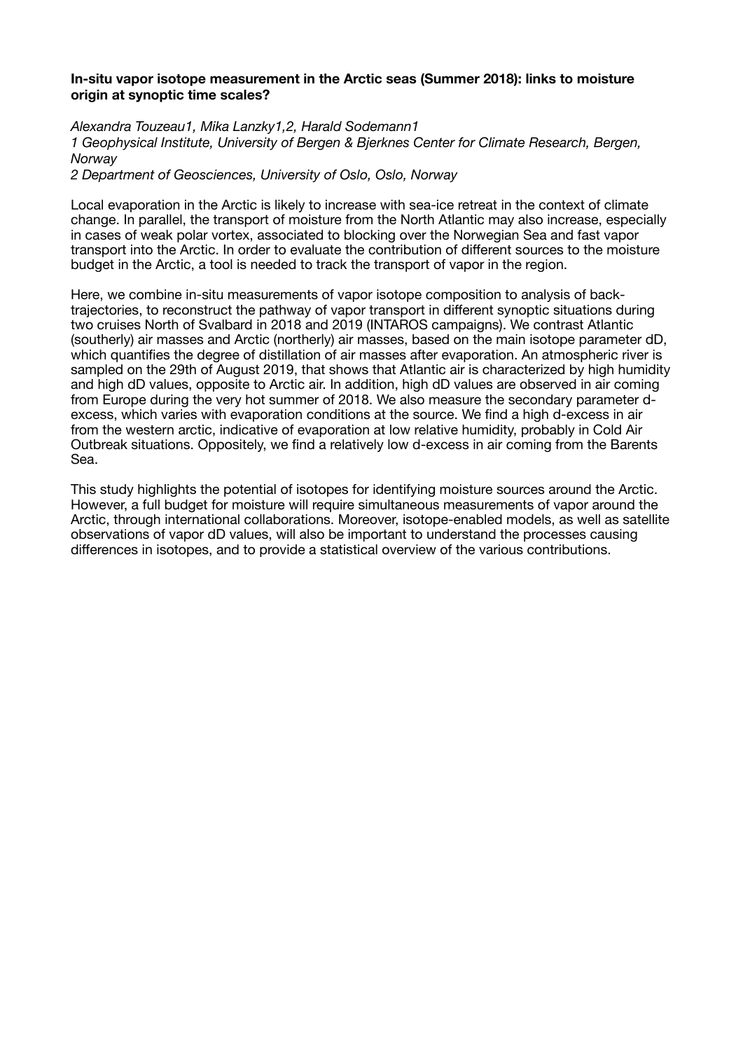**In-situ vapor isotope measurement in the Arctic seas (Summer 2018): links to moisture origin at synoptic time scales?**

*Alexandra Touzeau[1], Mika Lanzky[1,2], Harald Sodemann[1]*
*[1] Geophysical Institute, University of Bergen & Bjerknes Center for Climate Research, Bergen, Norway*
*[2] Department of Geosciences, University of Oslo, Oslo, Norway*

Local evaporation in the Arctic is likely to increase with sea-ice retreat in the context of climate change. In parallel, the transport of moisture from the North Atlantic may also increase, especially in cases of weak polar vortex, associated to blocking over the Norwegian Sea and fast vapor transport into the Arctic. In order to evaluate the contribution of different sources to the moisture budget in the Arctic, a tool is needed to track the transport of vapor in the region.

Here, we combine in-situ measurements of vapor isotope composition to analysis of back-trajectories, to reconstruct the pathway of vapor transport in different synoptic situations during two cruises North of Svalbard in 2018 and 2019 (INTAROS campaigns). We contrast Atlantic (southerly) air masses and Arctic (northerly) air masses, based on the main isotope parameter dD, which quantifies the degree of distillation of air masses after evaporation. An atmospheric river is sampled on the 29th of August 2019, that shows that Atlantic air is characterized by high humidity and high dD values, opposite to Arctic air. In addition, high dD values are observed in air coming from Europe during the very hot summer of 2018. We also measure the secondary parameter d-excess, which varies with evaporation conditions at the source. We find a high d-excess in air from the western arctic, indicative of evaporation at low relative humidity, probably in Cold Air Outbreak situations. Oppositely, we find a relatively low d-excess in air coming from the Barents Sea.

This study highlights the potential of isotopes for identifying moisture sources around the Arctic. However, a full budget for moisture will require simultaneous measurements of vapor around the Arctic, through international collaborations. Moreover, isotope-enabled models, as well as satellite observations of vapor dD values, will also be important to understand the processes causing differences in isotopes, and to provide a statistical overview of the various contributions.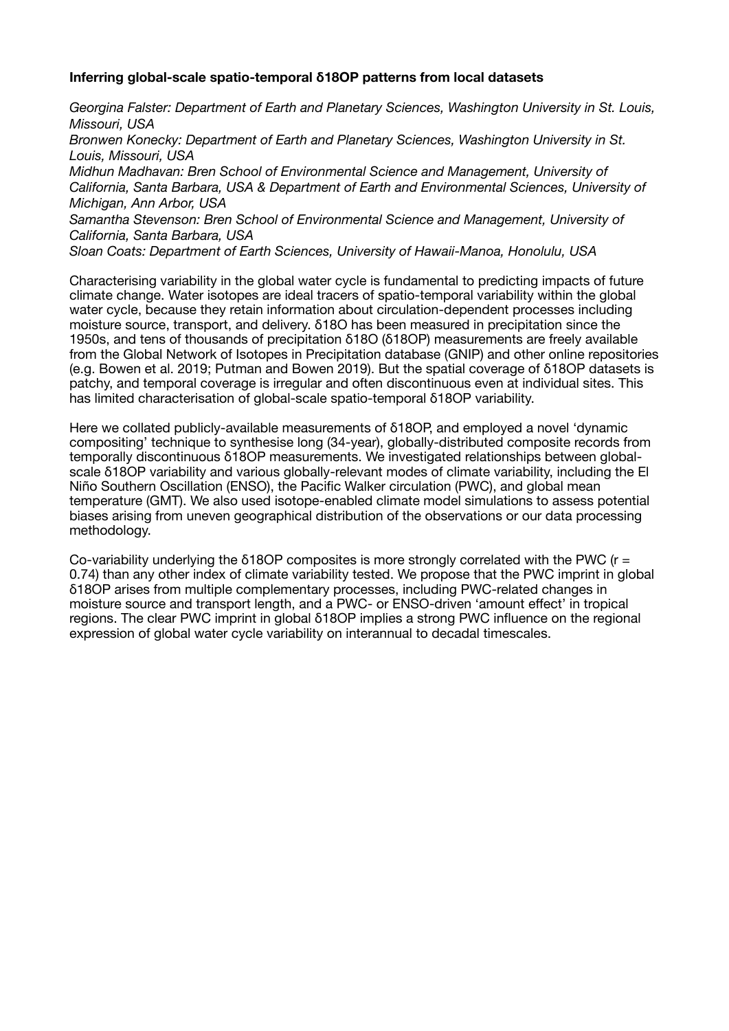**Inferring global-scale spatio-temporal δ18OP patterns from local datasets**

*Georgina Falster: Department of Earth and Planetary Sciences, Washington University in St. Louis, Missouri, USA*

*Bronwen Konecky: Department of Earth and Planetary Sciences, Washington University in St. Louis, Missouri, USA*

*Midhun Madhavan: Bren School of Environmental Science and Management, University of California, Santa Barbara, USA & Department of Earth and Environmental Sciences, University of Michigan, Ann Arbor, USA*

*Samantha Stevenson: Bren School of Environmental Science and Management, University of California, Santa Barbara, USA*

*Sloan Coats: Department of Earth Sciences, University of Hawaii-Manoa, Honolulu, USA*

Characterising variability in the global water cycle is fundamental to predicting impacts of future climate change. Water isotopes are ideal tracers of spatio-temporal variability within the global water cycle, because they retain information about circulation-dependent processes including moisture source, transport, and delivery. δ18O has been measured in precipitation since the 1950s, and tens of thousands of precipitation δ18O (δ18OP) measurements are freely available from the Global Network of Isotopes in Precipitation database (GNIP) and other online repositories (e.g. Bowen et al. 2019; Putman and Bowen 2019). But the spatial coverage of δ18OP datasets is patchy, and temporal coverage is irregular and often discontinuous even at individual sites. This has limited characterisation of global-scale spatio-temporal δ18OP variability.

Here we collated publicly-available measurements of δ18OP, and employed a novel 'dynamic compositing' technique to synthesise long (34-year), globally-distributed composite records from temporally discontinuous δ18OP measurements. We investigated relationships between global-scale δ18OP variability and various globally-relevant modes of climate variability, including the El Niño Southern Oscillation (ENSO), the Pacific Walker circulation (PWC), and global mean temperature (GMT). We also used isotope-enabled climate model simulations to assess potential biases arising from uneven geographical distribution of the observations or our data processing methodology.

Co-variability underlying the δ18OP composites is more strongly correlated with the PWC ($r = 0.74$) than any other index of climate variability tested. We propose that the PWC imprint in global δ18OP arises from multiple complementary processes, including PWC-related changes in moisture source and transport length, and a PWC- or ENSO-driven 'amount effect' in tropical regions. The clear PWC imprint in global δ18OP implies a strong PWC influence on the regional expression of global water cycle variability on interannual to decadal timescales.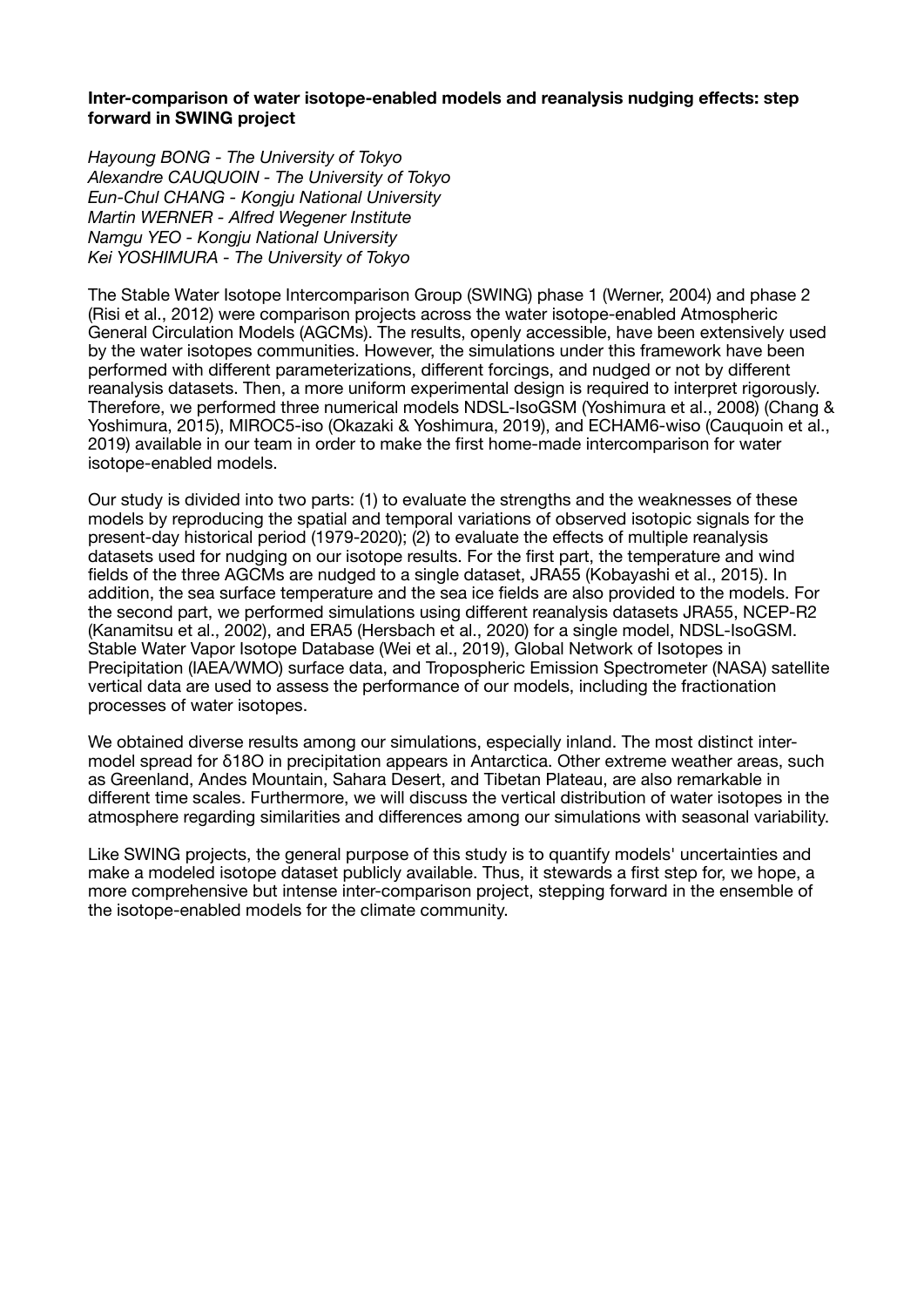**Inter-comparison of water isotope-enabled models and reanalysis nudging effects: step forward in SWING project**

*Hayoung BONG - The University of Tokyo*
*Alexandre CAUQUOIN - The University of Tokyo*
*Eun-Chul CHANG - Kongju National University*
*Martin WERNER - Alfred Wegener Institute*
*Namgu YEO - Kongju National University*
*Kei YOSHIMURA - The University of Tokyo*

The Stable Water Isotope Intercomparison Group (SWING) phase 1 (Werner, 2004) and phase 2 (Risi et al., 2012) were comparison projects across the water isotope-enabled Atmospheric General Circulation Models (AGCMs). The results, openly accessible, have been extensively used by the water isotopes communities. However, the simulations under this framework have been performed with different parameterizations, different forcings, and nudged or not by different reanalysis datasets. Then, a more uniform experimental design is required to interpret rigorously. Therefore, we performed three numerical models NDSL-IsoGSM (Yoshimura et al., 2008) (Chang & Yoshimura, 2015), MIROC5-iso (Okazaki & Yoshimura, 2019), and ECHAM6-wiso (Cauquoin et al., 2019) available in our team in order to make the first home-made intercomparison for water isotope-enabled models.

Our study is divided into two parts: (1) to evaluate the strengths and the weaknesses of these models by reproducing the spatial and temporal variations of observed isotopic signals for the present-day historical period (1979-2020); (2) to evaluate the effects of multiple reanalysis datasets used for nudging on our isotope results. For the first part, the temperature and wind fields of the three AGCMs are nudged to a single dataset, JRA55 (Kobayashi et al., 2015). In addition, the sea surface temperature and the sea ice fields are also provided to the models. For the second part, we performed simulations using different reanalysis datasets JRA55, NCEP-R2 (Kanamitsu et al., 2002), and ERA5 (Hersbach et al., 2020) for a single model, NDSL-IsoGSM. Stable Water Vapor Isotope Database (Wei et al., 2019), Global Network of Isotopes in Precipitation (IAEA/WMO) surface data, and Tropospheric Emission Spectrometer (NASA) satellite vertical data are used to assess the performance of our models, including the fractionation processes of water isotopes.

We obtained diverse results among our simulations, especially inland. The most distinct inter-model spread for $\delta^{18}O$ in precipitation appears in Antarctica. Other extreme weather areas, such as Greenland, Andes Mountain, Sahara Desert, and Tibetan Plateau, are also remarkable in different time scales. Furthermore, we will discuss the vertical distribution of water isotopes in the atmosphere regarding similarities and differences among our simulations with seasonal variability.

Like SWING projects, the general purpose of this study is to quantify models' uncertainties and make a modeled isotope dataset publicly available. Thus, it stewards a first step for, we hope, a more comprehensive but intense inter-comparison project, stepping forward in the ensemble of the isotope-enabled models for the climate community.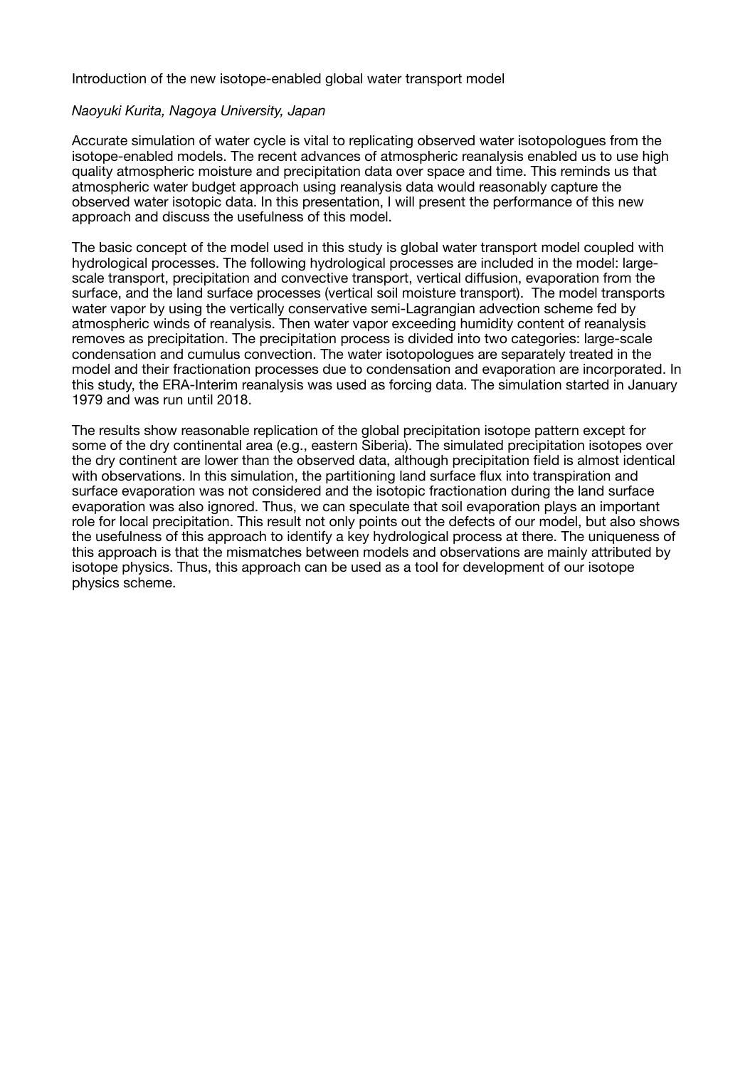# Introduction of the new isotope-enabled global water transport model

*Naoyuki Kurita, Nagoya University, Japan*

Accurate simulation of water cycle is vital to replicating observed water isotopologues from the isotope-enabled models. The recent advances of atmospheric reanalysis enabled us to use high quality atmospheric moisture and precipitation data over space and time. This reminds us that atmospheric water budget approach using reanalysis data would reasonably capture the observed water isotopic data. In this presentation, I will present the performance of this new approach and discuss the usefulness of this model.

The basic concept of the model used in this study is global water transport model coupled with hydrological processes. The following hydrological processes are included in the model: large-scale transport, precipitation and convective transport, vertical diffusion, evaporation from the surface, and the land surface processes (vertical soil moisture transport). The model transports water vapor by using the vertically conservative semi-Lagrangian advection scheme fed by atmospheric winds of reanalysis. Then water vapor exceeding humidity content of reanalysis removes as precipitation. The precipitation process is divided into two categories: large-scale condensation and cumulus convection. The water isotopologues are separately treated in the model and their fractionation processes due to condensation and evaporation are incorporated. In this study, the ERA-Interim reanalysis was used as forcing data. The simulation started in January 1979 and was run until 2018.

The results show reasonable replication of the global precipitation isotope pattern except for some of the dry continental area (e.g., eastern Siberia). The simulated precipitation isotopes over the dry continent are lower than the observed data, although precipitation field is almost identical with observations. In this simulation, the partitioning land surface flux into transpiration and surface evaporation was not considered and the isotopic fractionation during the land surface evaporation was also ignored. Thus, we can speculate that soil evaporation plays an important role for local precipitation. This result not only points out the defects of our model, but also shows the usefulness of this approach to identify a key hydrological process at there. The uniqueness of this approach is that the mismatches between models and observations are mainly attributed by isotope physics. Thus, this approach can be used as a tool for development of our isotope physics scheme.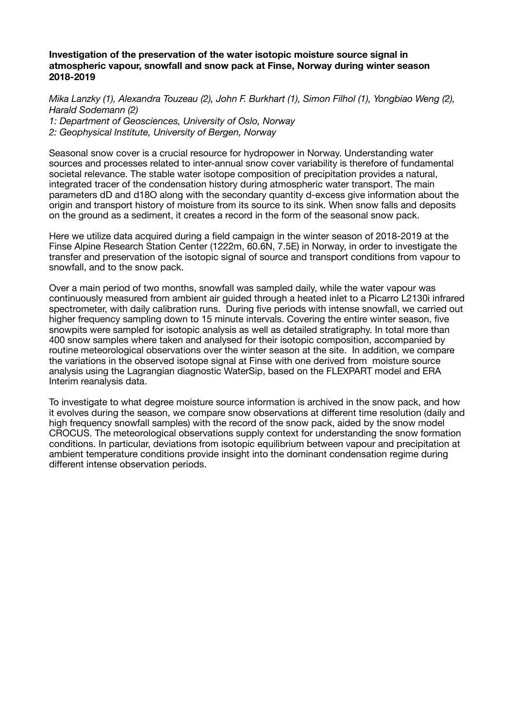**Investigation of the preservation of the water isotopic moisture source signal in atmospheric vapour, snowfall and snow pack at Finse, Norway during winter season 2018-2019**

*Mika Lanzky (1), Alexandra Touzeau (2), John F. Burkhart (1), Simon Filhol (1), Yongbiao Weng (2), Harald Sodemann (2)*
*1: Department of Geosciences, University of Oslo, Norway*
*2: Geophysical Institute, University of Bergen, Norway*

Seasonal snow cover is a crucial resource for hydropower in Norway. Understanding water sources and processes related to inter-annual snow cover variability is therefore of fundamental societal relevance. The stable water isotope composition of precipitation provides a natural, integrated tracer of the condensation history during atmospheric water transport. The main parameters dD and d18O along with the secondary quantity d-excess give information about the origin and transport history of moisture from its source to its sink. When snow falls and deposits on the ground as a sediment, it creates a record in the form of the seasonal snow pack.

Here we utilize data acquired during a field campaign in the winter season of 2018-2019 at the Finse Alpine Research Station Center (1222m, 60.6N, 7.5E) in Norway, in order to investigate the transfer and preservation of the isotopic signal of source and transport conditions from vapour to snowfall, and to the snow pack.

Over a main period of two months, snowfall was sampled daily, while the water vapour was continuously measured from ambient air guided through a heated inlet to a Picarro L2130i infrared spectrometer, with daily calibration runs. During five periods with intense snowfall, we carried out higher frequency sampling down to 15 minute intervals. Covering the entire winter season, five snowpits were sampled for isotopic analysis as well as detailed stratigraphy. In total more than 400 snow samples where taken and analysed for their isotopic composition, accompanied by routine meteorological observations over the winter season at the site. In addition, we compare the variations in the observed isotope signal at Finse with one derived from moisture source analysis using the Lagrangian diagnostic WaterSip, based on the FLEXPART model and ERA Interim reanalysis data.

To investigate to what degree moisture source information is archived in the snow pack, and how it evolves during the season, we compare snow observations at different time resolution (daily and high frequency snowfall samples) with the record of the snow pack, aided by the snow model CROCUS. The meteorological observations supply context for understanding the snow formation conditions. In particular, deviations from isotopic equilibrium between vapour and precipitation at ambient temperature conditions provide insight into the dominant condensation regime during different intense observation periods.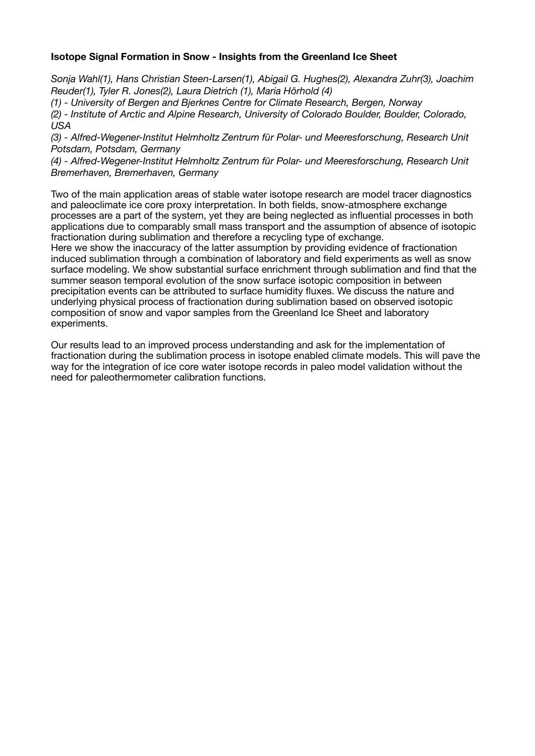**Isotope Signal Formation in Snow - Insights from the Greenland Ice Sheet**

*Sonja Wahl(1), Hans Christian Steen-Larsen(1), Abigail G. Hughes(2), Alexandra Zuhr(3), Joachim Reuder(1), Tyler R. Jones(2), Laura Dietrich (1), Maria Hörhold (4)*

*(1) - University of Bergen and Bjerknes Centre for Climate Research, Bergen, Norway*

*(2) - Institute of Arctic and Alpine Research, University of Colorado Boulder, Boulder, Colorado, USA*

*(3) - Alfred-Wegener-Institut Helmholtz Zentrum für Polar- und Meeresforschung, Research Unit Potsdam, Potsdam, Germany*

*(4) - Alfred-Wegener-Institut Helmholtz Zentrum für Polar- und Meeresforschung, Research Unit Bremerhaven, Bremerhaven, Germany*

Two of the main application areas of stable water isotope research are model tracer diagnostics and paleoclimate ice core proxy interpretation. In both fields, snow-atmosphere exchange processes are a part of the system, yet they are being neglected as influential processes in both applications due to comparably small mass transport and the assumption of absence of isotopic fractionation during sublimation and therefore a recycling type of exchange.
Here we show the inaccuracy of the latter assumption by providing evidence of fractionation induced sublimation through a combination of laboratory and field experiments as well as snow surface modeling. We show substantial surface enrichment through sublimation and find that the summer season temporal evolution of the snow surface isotopic composition in between precipitation events can be attributed to surface humidity fluxes. We discuss the nature and underlying physical process of fractionation during sublimation based on observed isotopic composition of snow and vapor samples from the Greenland Ice Sheet and laboratory experiments.

Our results lead to an improved process understanding and ask for the implementation of fractionation during the sublimation process in isotope enabled climate models. This will pave the way for the integration of ice core water isotope records in paleo model validation without the need for paleothermometer calibration functions.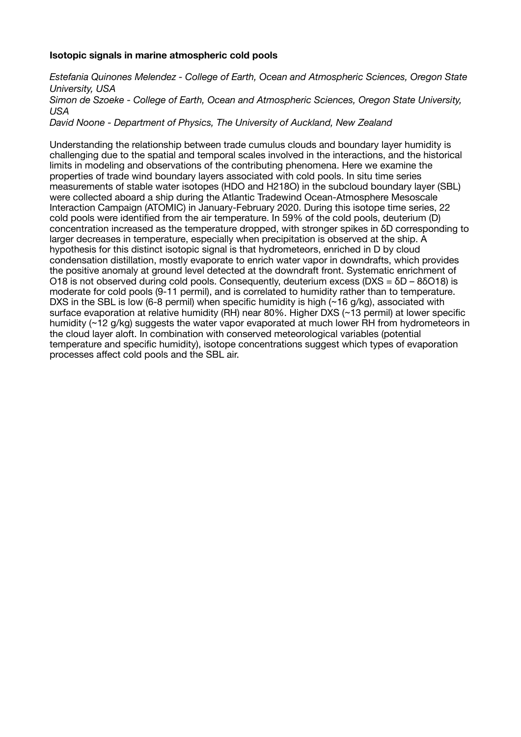**Isotopic signals in marine atmospheric cold pools**

*Estefania Quinones Melendez - College of Earth, Ocean and Atmospheric Sciences, Oregon State University, USA*

*Simon de Szoeke - College of Earth, Ocean and Atmospheric Sciences, Oregon State University, USA*

*David Noone - Department of Physics, The University of Auckland, New Zealand*

Understanding the relationship between trade cumulus clouds and boundary layer humidity is challenging due to the spatial and temporal scales involved in the interactions, and the historical limits in modeling and observations of the contributing phenomena. Here we examine the properties of trade wind boundary layers associated with cold pools. In situ time series measurements of stable water isotopes (HDO and $H_2^{18}O$) in the subcloud boundary layer (SBL) were collected aboard a ship during the Atlantic Tradewind Ocean-Atmosphere Mesoscale Interaction Campaign (ATOMIC) in January-February 2020. During this isotope time series, 22 cold pools were identified from the air temperature. In 59% of the cold pools, deuterium (D) concentration increased as the temperature dropped, with stronger spikes in $\delta D$ corresponding to larger decreases in temperature, especially when precipitation is observed at the ship. A hypothesis for this distinct isotopic signal is that hydrometeors, enriched in D by cloud condensation distillation, mostly evaporate to enrich water vapor in downdrafts, which provides the positive anomaly at ground level detected at the downdraft front. Systematic enrichment of O18 is not observed during cold pools. Consequently, deuterium excess ($DXS = \delta D - 8\delta O18$) is moderate for cold pools (9-11 permil), and is correlated to humidity rather than to temperature. DXS in the SBL is low (6-8 permil) when specific humidity is high (~16 g/kg), associated with surface evaporation at relative humidity (RH) near 80%. Higher DXS (~13 permil) at lower specific humidity (~12 g/kg) suggests the water vapor evaporated at much lower RH from hydrometeors in the cloud layer aloft. In combination with conserved meteorological variables (potential temperature and specific humidity), isotope concentrations suggest which types of evaporation processes affect cold pools and the SBL air.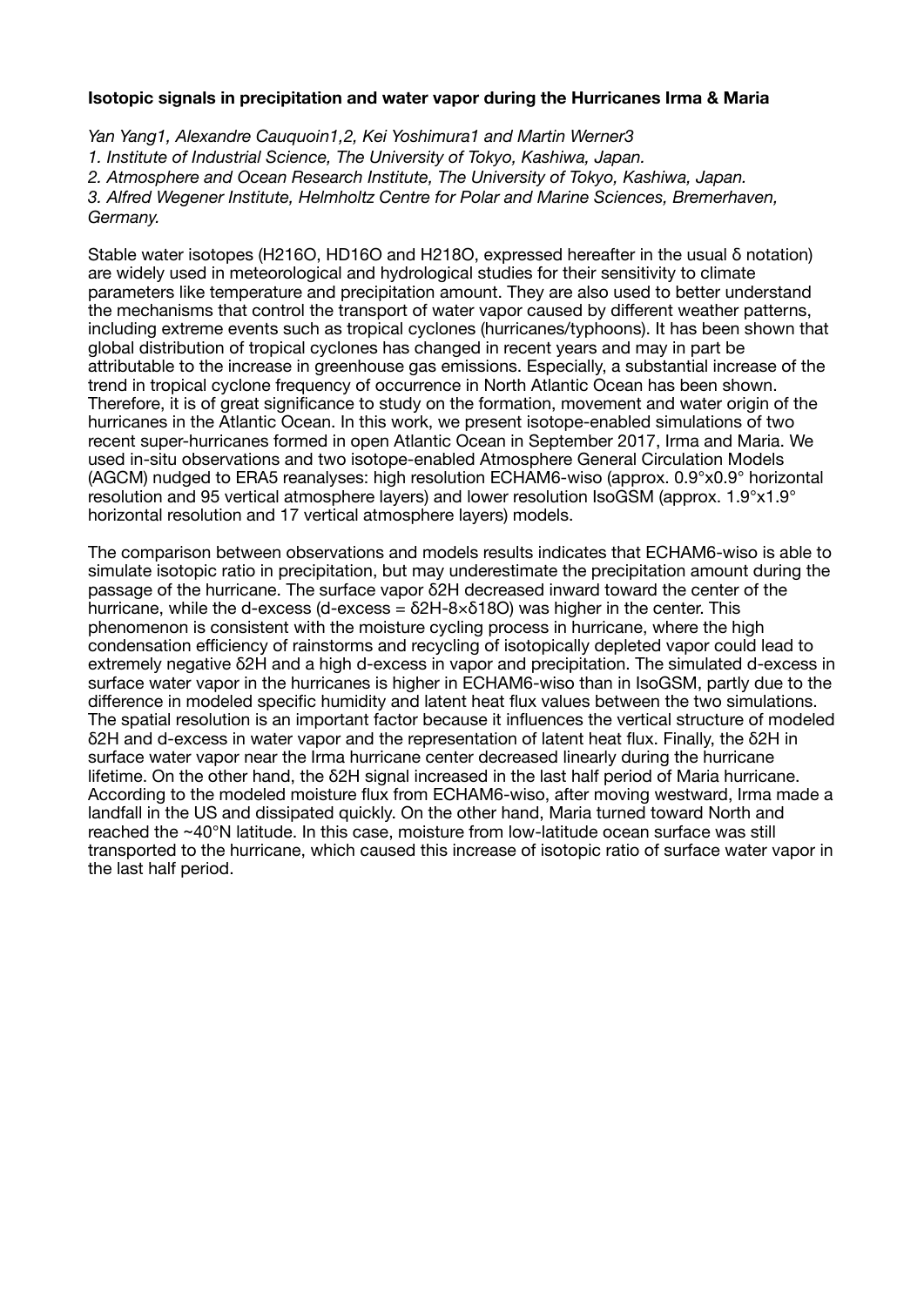**Isotopic signals in precipitation and water vapor during the Hurricanes Irma & Maria**

*Yan Yang1, Alexandre Cauquoin1,2, Kei Yoshimura1 and Martin Werner3*
*1. Institute of Industrial Science, The University of Tokyo, Kashiwa, Japan.*
*2. Atmosphere and Ocean Research Institute, The University of Tokyo, Kashiwa, Japan.*
*3. Alfred Wegener Institute, Helmholtz Centre for Polar and Marine Sciences, Bremerhaven, Germany.*

Stable water isotopes ($H_2^{16}O$, $HD^{16}O$ and $H_2^{18}O$, expressed hereafter in the usual δ notation) are widely used in meteorological and hydrological studies for their sensitivity to climate parameters like temperature and precipitation amount. They are also used to better understand the mechanisms that control the transport of water vapor caused by different weather patterns, including extreme events such as tropical cyclones (hurricanes/typhoons). It has been shown that global distribution of tropical cyclones has changed in recent years and may in part be attributable to the increase in greenhouse gas emissions. Especially, a substantial increase of the trend in tropical cyclone frequency of occurrence in North Atlantic Ocean has been shown. Therefore, it is of great significance to study on the formation, movement and water origin of the hurricanes in the Atlantic Ocean. In this work, we present isotope-enabled simulations of two recent super-hurricanes formed in open Atlantic Ocean in September 2017, Irma and Maria. We used in-situ observations and two isotope-enabled Atmosphere General Circulation Models (AGCM) nudged to ERA5 reanalyses: high resolution ECHAM6-wiso (approx. 0.9°x0.9° horizontal resolution and 95 vertical atmosphere layers) and lower resolution IsoGSM (approx. 1.9°x1.9° horizontal resolution and 17 vertical atmosphere layers) models.

The comparison between observations and models results indicates that ECHAM6-wiso is able to simulate isotopic ratio in precipitation, but may underestimate the precipitation amount during the passage of the hurricane. The surface vapor $\delta^2H$ decreased inward toward the center of the hurricane, while the d-excess (d-excess = $\delta^2H - 8\times\delta^{18}O$) was higher in the center. This phenomenon is consistent with the moisture cycling process in hurricane, where the high condensation efficiency of rainstorms and recycling of isotopically depleted vapor could lead to extremely negative $\delta^2H$ and a high d-excess in vapor and precipitation. The simulated d-excess in surface water vapor in the hurricanes is higher in ECHAM6-wiso than in IsoGSM, partly due to the difference in modeled specific humidity and latent heat flux values between the two simulations. The spatial resolution is an important factor because it influences the vertical structure of modeled $\delta^2H$ and d-excess in water vapor and the representation of latent heat flux. Finally, the $\delta^2H$ in surface water vapor near the Irma hurricane center decreased linearly during the hurricane lifetime. On the other hand, the $\delta^2H$ signal increased in the last half period of Maria hurricane. According to the modeled moisture flux from ECHAM6-wiso, after moving westward, Irma made a landfall in the US and dissipated quickly. On the other hand, Maria turned toward North and reached the ~40°N latitude. In this case, moisture from low-latitude ocean surface was still transported to the hurricane, which caused this increase of isotopic ratio of surface water vapor in the last half period.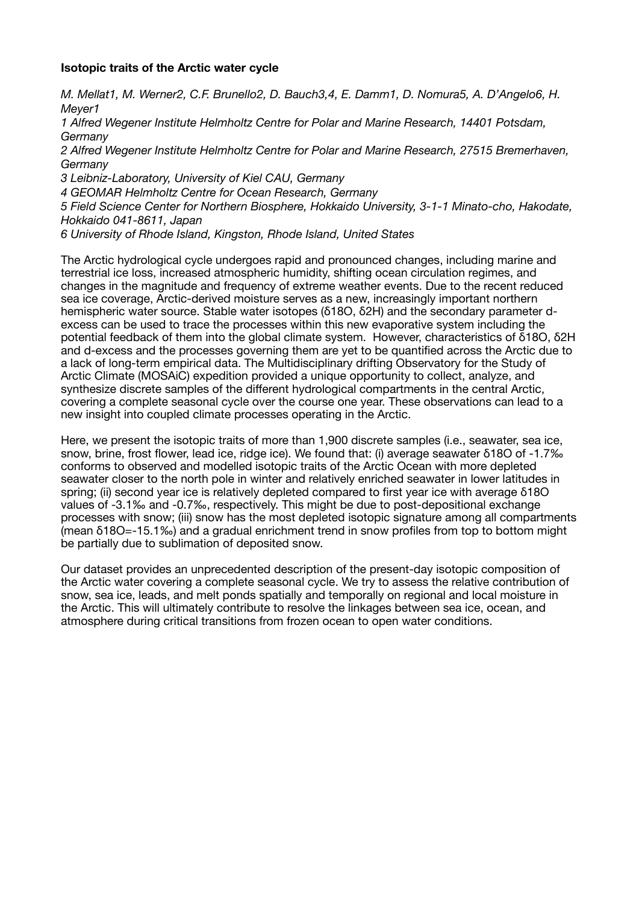**Isotopic traits of the Arctic water cycle**

*M. Mellat[1], M. Werner[2], C.F. Brunello[2], D. Bauch[3,4], E. Damm[1], D. Nomura[5], A. D'Angelo[6], H. Meyer[1]*

*[1] Alfred Wegener Institute Helmholtz Centre for Polar and Marine Research, 14401 Potsdam, Germany*

*[2] Alfred Wegener Institute Helmholtz Centre for Polar and Marine Research, 27515 Bremerhaven, Germany*

*[3] Leibniz-Laboratory, University of Kiel CAU, Germany*

*[4] GEOMAR Helmholtz Centre for Ocean Research, Germany*

*[5] Field Science Center for Northern Biosphere, Hokkaido University, 3-1-1 Minato-cho, Hakodate, Hokkaido 041-8611, Japan*

*[6] University of Rhode Island, Kingston, Rhode Island, United States*

The Arctic hydrological cycle undergoes rapid and pronounced changes, including marine and terrestrial ice loss, increased atmospheric humidity, shifting ocean circulation regimes, and changes in the magnitude and frequency of extreme weather events. Due to the recent reduced sea ice coverage, Arctic-derived moisture serves as a new, increasingly important northern hemispheric water source. Stable water isotopes ($\delta^{18}O$, $\delta^{2}H$) and the secondary parameter d-excess can be used to trace the processes within this new evaporative system including the potential feedback of them into the global climate system. However, characteristics of $\delta^{18}O$, $\delta^{2}H$ and d-excess and the processes governing them are yet to be quantified across the Arctic due to a lack of long-term empirical data. The Multidisciplinary drifting Observatory for the Study of Arctic Climate (MOSAiC) expedition provided a unique opportunity to collect, analyze, and synthesize discrete samples of the different hydrological compartments in the central Arctic, covering a complete seasonal cycle over the course one year. These observations can lead to a new insight into coupled climate processes operating in the Arctic.

Here, we present the isotopic traits of more than 1,900 discrete samples (i.e., seawater, sea ice, snow, brine, frost flower, lead ice, ridge ice). We found that: (i) average seawater $\delta^{18}O$ of -1.7‰ conforms to observed and modelled isotopic traits of the Arctic Ocean with more depleted seawater closer to the north pole in winter and relatively enriched seawater in lower latitudes in spring; (ii) second year ice is relatively depleted compared to first year ice with average $\delta^{18}O$ values of -3.1‰ and -0.7‰, respectively. This might be due to post-depositional exchange processes with snow; (iii) snow has the most depleted isotopic signature among all compartments (mean $\delta^{18}O$=-15.1‰) and a gradual enrichment trend in snow profiles from top to bottom might be partially due to sublimation of deposited snow.

Our dataset provides an unprecedented description of the present-day isotopic composition of the Arctic water covering a complete seasonal cycle. We try to assess the relative contribution of snow, sea ice, leads, and melt ponds spatially and temporally on regional and local moisture in the Arctic. This will ultimately contribute to resolve the linkages between sea ice, ocean, and atmosphere during critical transitions from frozen ocean to open water conditions.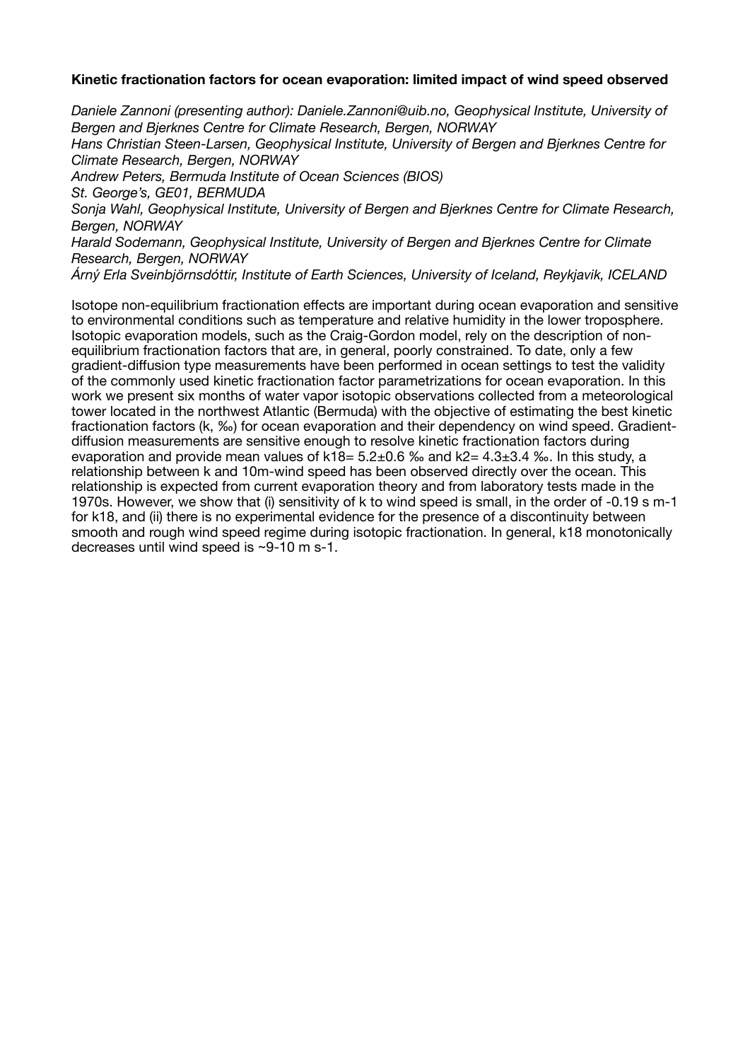**Kinetic fractionation factors for ocean evaporation: limited impact of wind speed observed**

*Daniele Zannoni (presenting author): Daniele.Zannoni@uib.no, Geophysical Institute, University of Bergen and Bjerknes Centre for Climate Research, Bergen, NORWAY*
*Hans Christian Steen-Larsen, Geophysical Institute, University of Bergen and Bjerknes Centre for Climate Research, Bergen, NORWAY*
*Andrew Peters, Bermuda Institute of Ocean Sciences (BIOS)*
*St. George's, GE01, BERMUDA*
*Sonja Wahl, Geophysical Institute, University of Bergen and Bjerknes Centre for Climate Research, Bergen, NORWAY*
*Harald Sodemann, Geophysical Institute, University of Bergen and Bjerknes Centre for Climate Research, Bergen, NORWAY*
*Árný Erla Sveinbjörnsdóttir, Institute of Earth Sciences, University of Iceland, Reykjavik, ICELAND*

Isotope non-equilibrium fractionation effects are important during ocean evaporation and sensitive to environmental conditions such as temperature and relative humidity in the lower troposphere. Isotopic evaporation models, such as the Craig-Gordon model, rely on the description of non-equilibrium fractionation factors that are, in general, poorly constrained. To date, only a few gradient-diffusion type measurements have been performed in ocean settings to test the validity of the commonly used kinetic fractionation factor parametrizations for ocean evaporation. In this work we present six months of water vapor isotopic observations collected from a meteorological tower located in the northwest Atlantic (Bermuda) with the objective of estimating the best kinetic fractionation factors (k, ‰) for ocean evaporation and their dependency on wind speed. Gradient-diffusion measurements are sensitive enough to resolve kinetic fractionation factors during evaporation and provide mean values of $k18 = 5.2 \pm 0.6$ ‰ and $k2 = 4.3 \pm 3.4$ ‰. In this study, a relationship between k and 10m-wind speed has been observed directly over the ocean. This relationship is expected from current evaporation theory and from laboratory tests made in the 1970s. However, we show that (i) sensitivity of k to wind speed is small, in the order of -0.19 s m-1 for k18, and (ii) there is no experimental evidence for the presence of a discontinuity between smooth and rough wind speed regime during isotopic fractionation. In general, k18 monotonically decreases until wind speed is ~9-10 m s-1.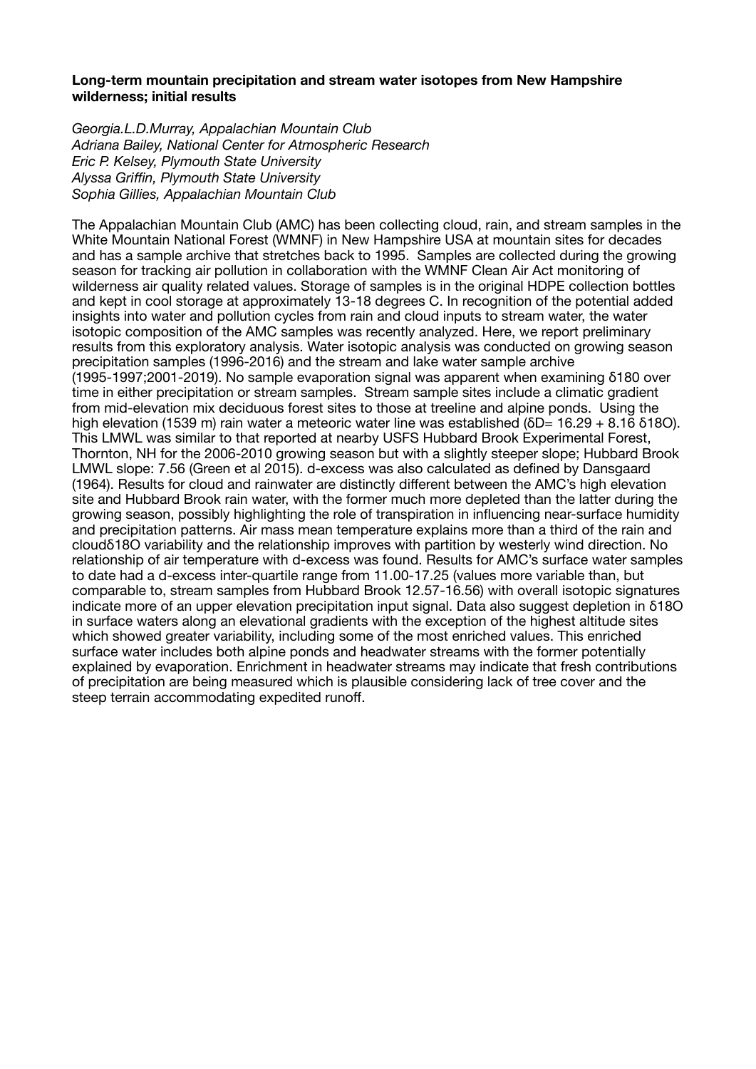**Long-term mountain precipitation and stream water isotopes from New Hampshire wilderness; initial results**

*Georgia.L.D.Murray, Appalachian Mountain Club*
*Adriana Bailey, National Center for Atmospheric Research*
*Eric P. Kelsey, Plymouth State University*
*Alyssa Griffin, Plymouth State University*
*Sophia Gillies, Appalachian Mountain Club*

The Appalachian Mountain Club (AMC) has been collecting cloud, rain, and stream samples in the White Mountain National Forest (WMNF) in New Hampshire USA at mountain sites for decades and has a sample archive that stretches back to 1995. Samples are collected during the growing season for tracking air pollution in collaboration with the WMNF Clean Air Act monitoring of wilderness air quality related values. Storage of samples is in the original HDPE collection bottles and kept in cool storage at approximately 13-18 degrees C. In recognition of the potential added insights into water and pollution cycles from rain and cloud inputs to stream water, the water isotopic composition of the AMC samples was recently analyzed. Here, we report preliminary results from this exploratory analysis. Water isotopic analysis was conducted on growing season precipitation samples (1996-2016) and the stream and lake water sample archive (1995-1997;2001-2019). No sample evaporation signal was apparent when examining δ180 over time in either precipitation or stream samples. Stream sample sites include a climatic gradient from mid-elevation mix deciduous forest sites to those at treeline and alpine ponds. Using the high elevation (1539 m) rain water a meteoric water line was established ($\delta D = 16.29 + 8.16\ \delta^{18}O$). This LMWL was similar to that reported at nearby USFS Hubbard Brook Experimental Forest, Thornton, NH for the 2006-2010 growing season but with a slightly steeper slope; Hubbard Brook LMWL slope: 7.56 (Green et al 2015). d-excess was also calculated as defined by Dansgaard (1964). Results for cloud and rainwater are distinctly different between the AMC's high elevation site and Hubbard Brook rain water, with the former much more depleted than the latter during the growing season, possibly highlighting the role of transpiration in influencing near-surface humidity and precipitation patterns. Air mass mean temperature explains more than a third of the rain and cloudδ18O variability and the relationship improves with partition by westerly wind direction. No relationship of air temperature with d-excess was found. Results for AMC's surface water samples to date had a d-excess inter-quartile range from 11.00-17.25 (values more variable than, but comparable to, stream samples from Hubbard Brook 12.57-16.56) with overall isotopic signatures indicate more of an upper elevation precipitation input signal. Data also suggest depletion in δ18O in surface waters along an elevational gradients with the exception of the highest altitude sites which showed greater variability, including some of the most enriched values. This enriched surface water includes both alpine ponds and headwater streams with the former potentially explained by evaporation. Enrichment in headwater streams may indicate that fresh contributions of precipitation are being measured which is plausible considering lack of tree cover and the steep terrain accommodating expedited runoff.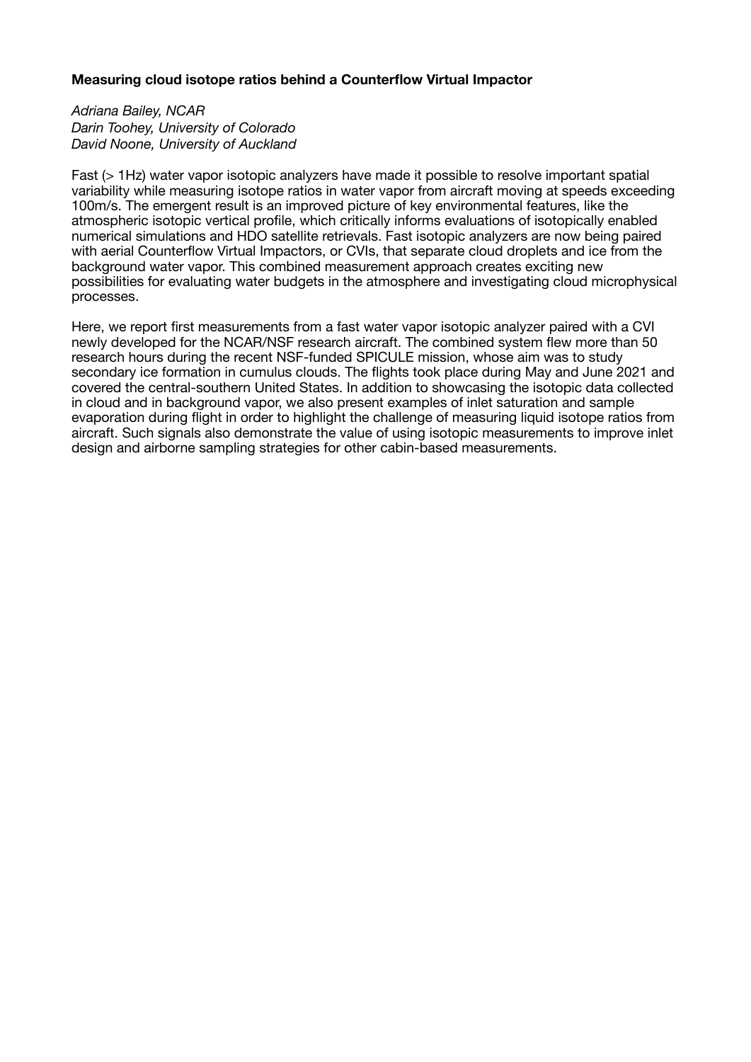**Measuring cloud isotope ratios behind a Counterflow Virtual Impactor**

*Adriana Bailey, NCAR*
*Darin Toohey, University of Colorado*
*David Noone, University of Auckland*

Fast (> 1Hz) water vapor isotopic analyzers have made it possible to resolve important spatial variability while measuring isotope ratios in water vapor from aircraft moving at speeds exceeding 100m/s. The emergent result is an improved picture of key environmental features, like the atmospheric isotopic vertical profile, which critically informs evaluations of isotopically enabled numerical simulations and HDO satellite retrievals. Fast isotopic analyzers are now being paired with aerial Counterflow Virtual Impactors, or CVIs, that separate cloud droplets and ice from the background water vapor. This combined measurement approach creates exciting new possibilities for evaluating water budgets in the atmosphere and investigating cloud microphysical processes.

Here, we report first measurements from a fast water vapor isotopic analyzer paired with a CVI newly developed for the NCAR/NSF research aircraft. The combined system flew more than 50 research hours during the recent NSF-funded SPICULE mission, whose aim was to study secondary ice formation in cumulus clouds. The flights took place during May and June 2021 and covered the central-southern United States. In addition to showcasing the isotopic data collected in cloud and in background vapor, we also present examples of inlet saturation and sample evaporation during flight in order to highlight the challenge of measuring liquid isotope ratios from aircraft. Such signals also demonstrate the value of using isotopic measurements to improve inlet design and airborne sampling strategies for other cabin-based measurements.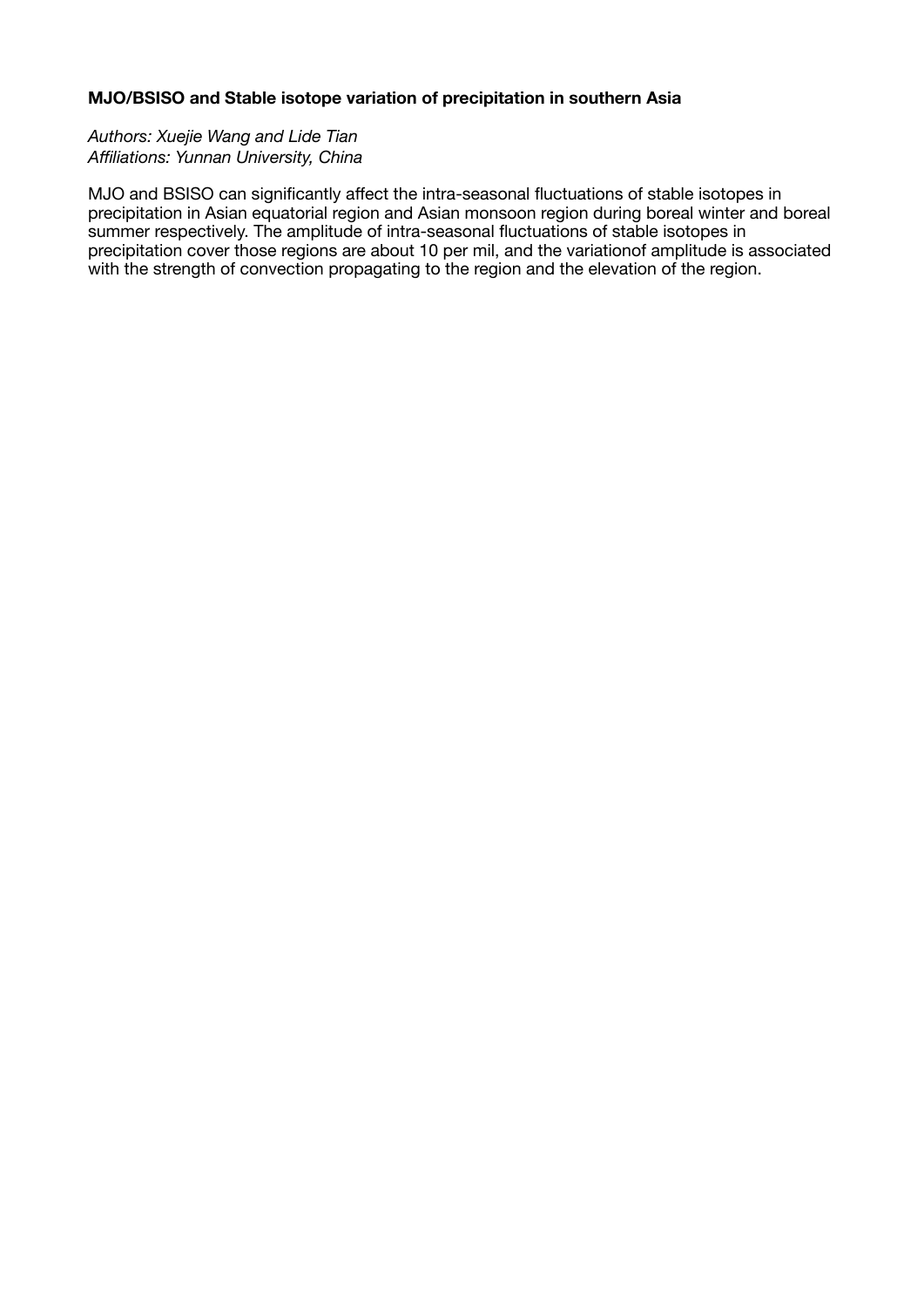**MJO/BSISO and Stable isotope variation of precipitation in southern Asia**

*Authors: Xuejie Wang and Lide Tian*
*Affiliations: Yunnan University, China*

MJO and BSISO can significantly affect the intra-seasonal fluctuations of stable isotopes in precipitation in Asian equatorial region and Asian monsoon region during boreal winter and boreal summer respectively. The amplitude of intra-seasonal fluctuations of stable isotopes in precipitation cover those regions are about 10 per mil, and the variationof amplitude is associated with the strength of convection propagating to the region and the elevation of the region.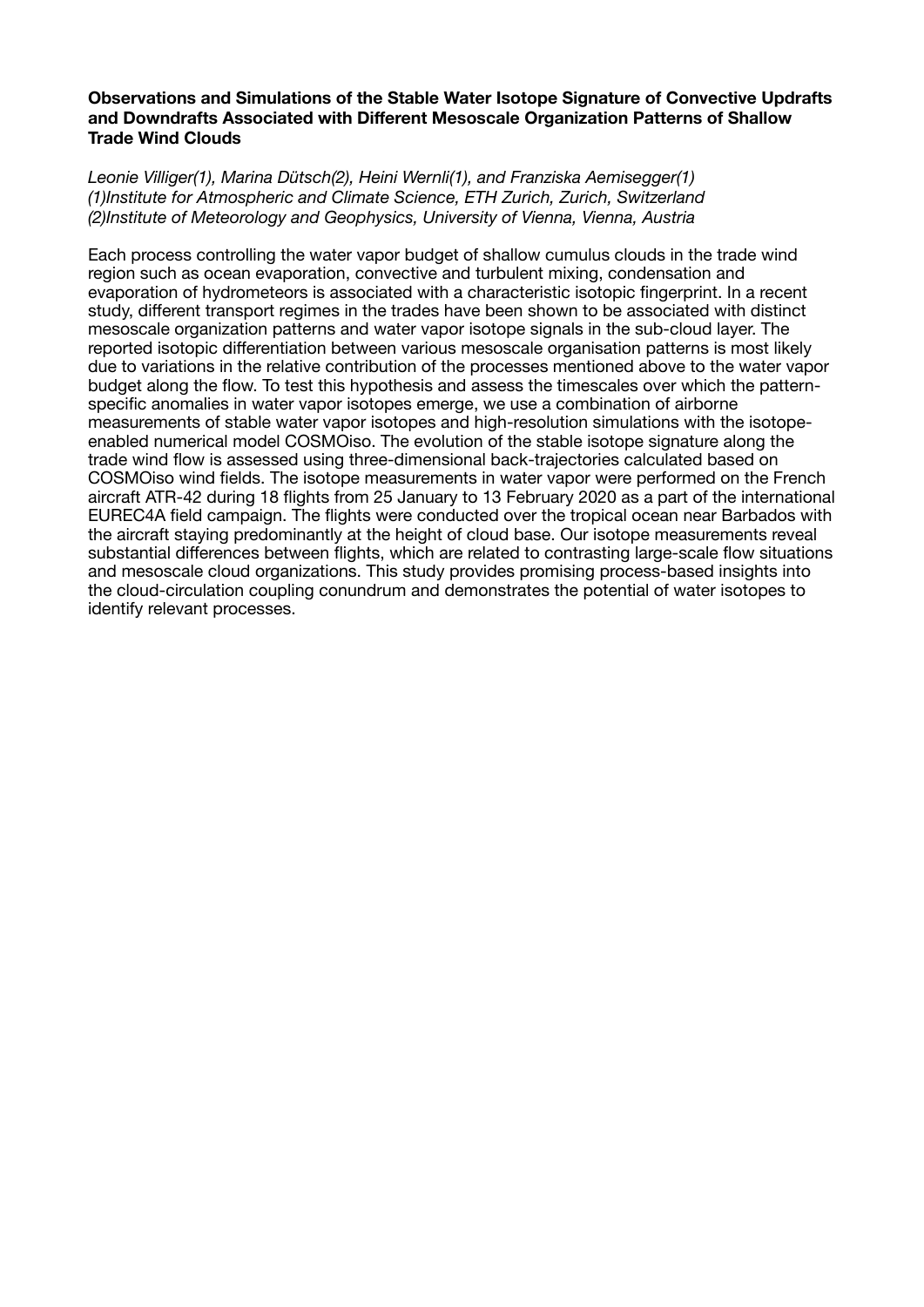**Observations and Simulations of the Stable Water Isotope Signature of Convective Updrafts and Downdrafts Associated with Different Mesoscale Organization Patterns of Shallow Trade Wind Clouds**

*Leonie Villiger(1), Marina Dütsch(2), Heini Wernli(1), and Franziska Aemisegger(1)*
*(1)Institute for Atmospheric and Climate Science, ETH Zurich, Zurich, Switzerland*
*(2)Institute of Meteorology and Geophysics, University of Vienna, Vienna, Austria*

Each process controlling the water vapor budget of shallow cumulus clouds in the trade wind region such as ocean evaporation, convective and turbulent mixing, condensation and evaporation of hydrometeors is associated with a characteristic isotopic fingerprint. In a recent study, different transport regimes in the trades have been shown to be associated with distinct mesoscale organization patterns and water vapor isotope signals in the sub-cloud layer. The reported isotopic differentiation between various mesoscale organisation patterns is most likely due to variations in the relative contribution of the processes mentioned above to the water vapor budget along the flow. To test this hypothesis and assess the timescales over which the pattern-specific anomalies in water vapor isotopes emerge, we use a combination of airborne measurements of stable water vapor isotopes and high-resolution simulations with the isotope-enabled numerical model COSMOiso. The evolution of the stable isotope signature along the trade wind flow is assessed using three-dimensional back-trajectories calculated based on COSMOiso wind fields. The isotope measurements in water vapor were performed on the French aircraft ATR-42 during 18 flights from 25 January to 13 February 2020 as a part of the international EUREC4A field campaign. The flights were conducted over the tropical ocean near Barbados with the aircraft staying predominantly at the height of cloud base. Our isotope measurements reveal substantial differences between flights, which are related to contrasting large-scale flow situations and mesoscale cloud organizations. This study provides promising process-based insights into the cloud-circulation coupling conundrum and demonstrates the potential of water isotopes to identify relevant processes.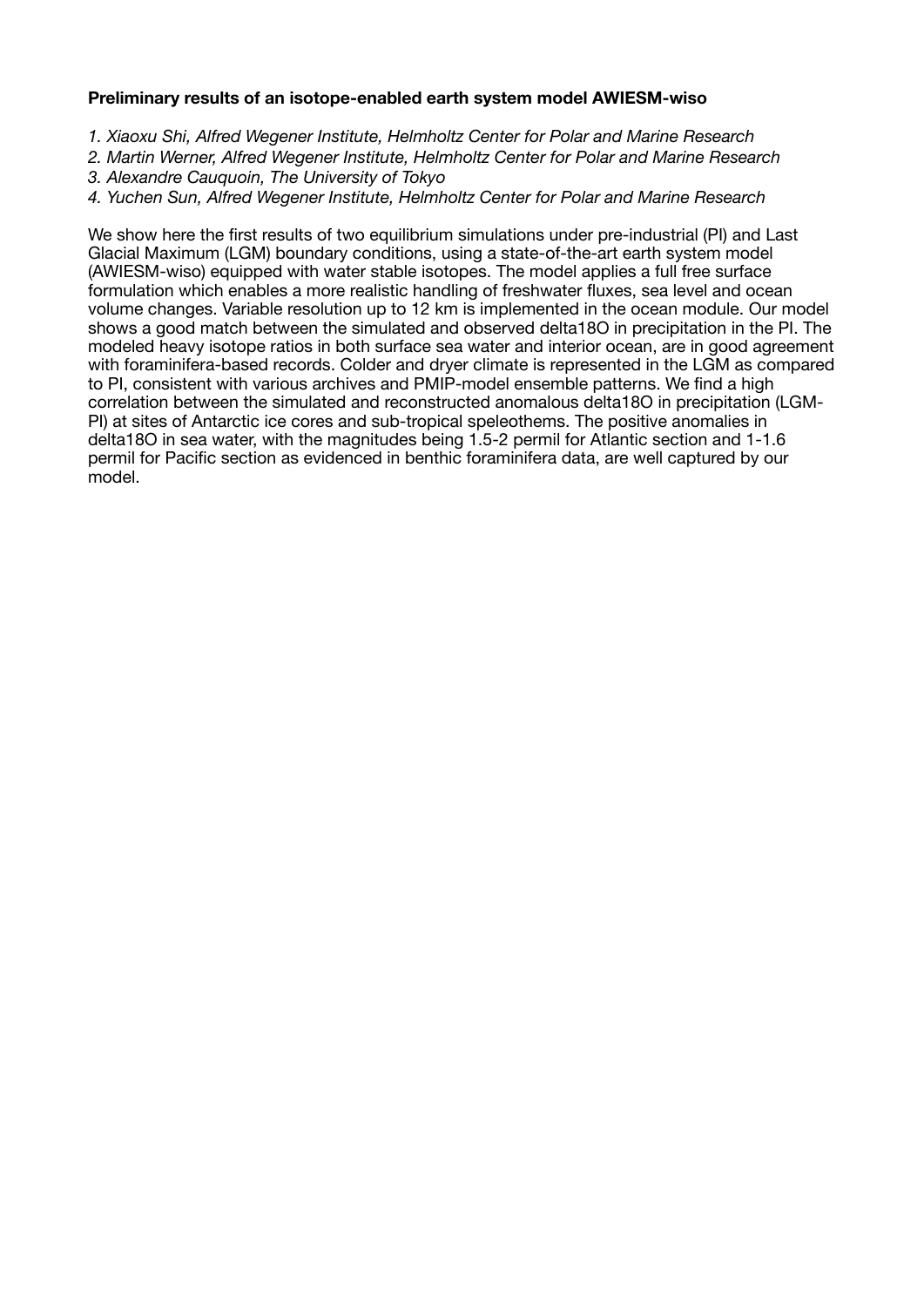**Preliminary results of an isotope-enabled earth system model AWIESM-wiso**

1. *Xiaoxu Shi, Alfred Wegener Institute, Helmholtz Center for Polar and Marine Research*
2. *Martin Werner, Alfred Wegener Institute, Helmholtz Center for Polar and Marine Research*
3. *Alexandre Cauquoin, The University of Tokyo*
4. *Yuchen Sun, Alfred Wegener Institute, Helmholtz Center for Polar and Marine Research*

We show here the first results of two equilibrium simulations under pre-industrial (PI) and Last Glacial Maximum (LGM) boundary conditions, using a state-of-the-art earth system model (AWIESM-wiso) equipped with water stable isotopes. The model applies a full free surface formulation which enables a more realistic handling of freshwater fluxes, sea level and ocean volume changes. Variable resolution up to 12 km is implemented in the ocean module. Our model shows a good match between the simulated and observed delta18O in precipitation in the PI. The modeled heavy isotope ratios in both surface sea water and interior ocean, are in good agreement with foraminifera-based records. Colder and dryer climate is represented in the LGM as compared to PI, consistent with various archives and PMIP-model ensemble patterns. We find a high correlation between the simulated and reconstructed anomalous delta18O in precipitation (LGM-PI) at sites of Antarctic ice cores and sub-tropical speleothems. The positive anomalies in delta18O in sea water, with the magnitudes being 1.5-2 permil for Atlantic section and 1-1.6 permil for Pacific section as evidenced in benthic foraminifera data, are well captured by our model.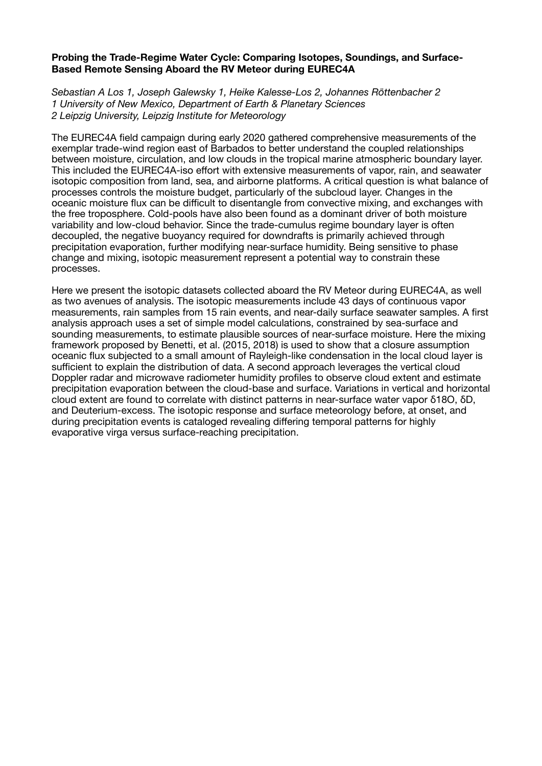**Probing the Trade-Regime Water Cycle: Comparing Isotopes, Soundings, and Surface-Based Remote Sensing Aboard the RV Meteor during EUREC4A**

*Sebastian A Los 1, Joseph Galewsky 1, Heike Kalesse-Los 2, Johannes Röttenbacher 2*
*1 University of New Mexico, Department of Earth & Planetary Sciences*
*2 Leipzig University, Leipzig Institute for Meteorology*

The EUREC4A field campaign during early 2020 gathered comprehensive measurements of the exemplar trade-wind region east of Barbados to better understand the coupled relationships between moisture, circulation, and low clouds in the tropical marine atmospheric boundary layer. This included the EUREC4A-iso effort with extensive measurements of vapor, rain, and seawater isotopic composition from land, sea, and airborne platforms. A critical question is what balance of processes controls the moisture budget, particularly of the subcloud layer. Changes in the oceanic moisture flux can be difficult to disentangle from convective mixing, and exchanges with the free troposphere. Cold-pools have also been found as a dominant driver of both moisture variability and low-cloud behavior. Since the trade-cumulus regime boundary layer is often decoupled, the negative buoyancy required for downdrafts is primarily achieved through precipitation evaporation, further modifying near-surface humidity. Being sensitive to phase change and mixing, isotopic measurement represent a potential way to constrain these processes.

Here we present the isotopic datasets collected aboard the RV Meteor during EUREC4A, as well as two avenues of analysis. The isotopic measurements include 43 days of continuous vapor measurements, rain samples from 15 rain events, and near-daily surface seawater samples. A first analysis approach uses a set of simple model calculations, constrained by sea-surface and sounding measurements, to estimate plausible sources of near-surface moisture. Here the mixing framework proposed by Benetti, et al. (2015, 2018) is used to show that a closure assumption oceanic flux subjected to a small amount of Rayleigh-like condensation in the local cloud layer is sufficient to explain the distribution of data. A second approach leverages the vertical cloud Doppler radar and microwave radiometer humidity profiles to observe cloud extent and estimate precipitation evaporation between the cloud-base and surface. Variations in vertical and horizontal cloud extent are found to correlate with distinct patterns in near-surface water vapor $\delta^{18}O$, $\delta D$, and Deuterium-excess. The isotopic response and surface meteorology before, at onset, and during precipitation events is cataloged revealing differing temporal patterns for highly evaporative virga versus surface-reaching precipitation.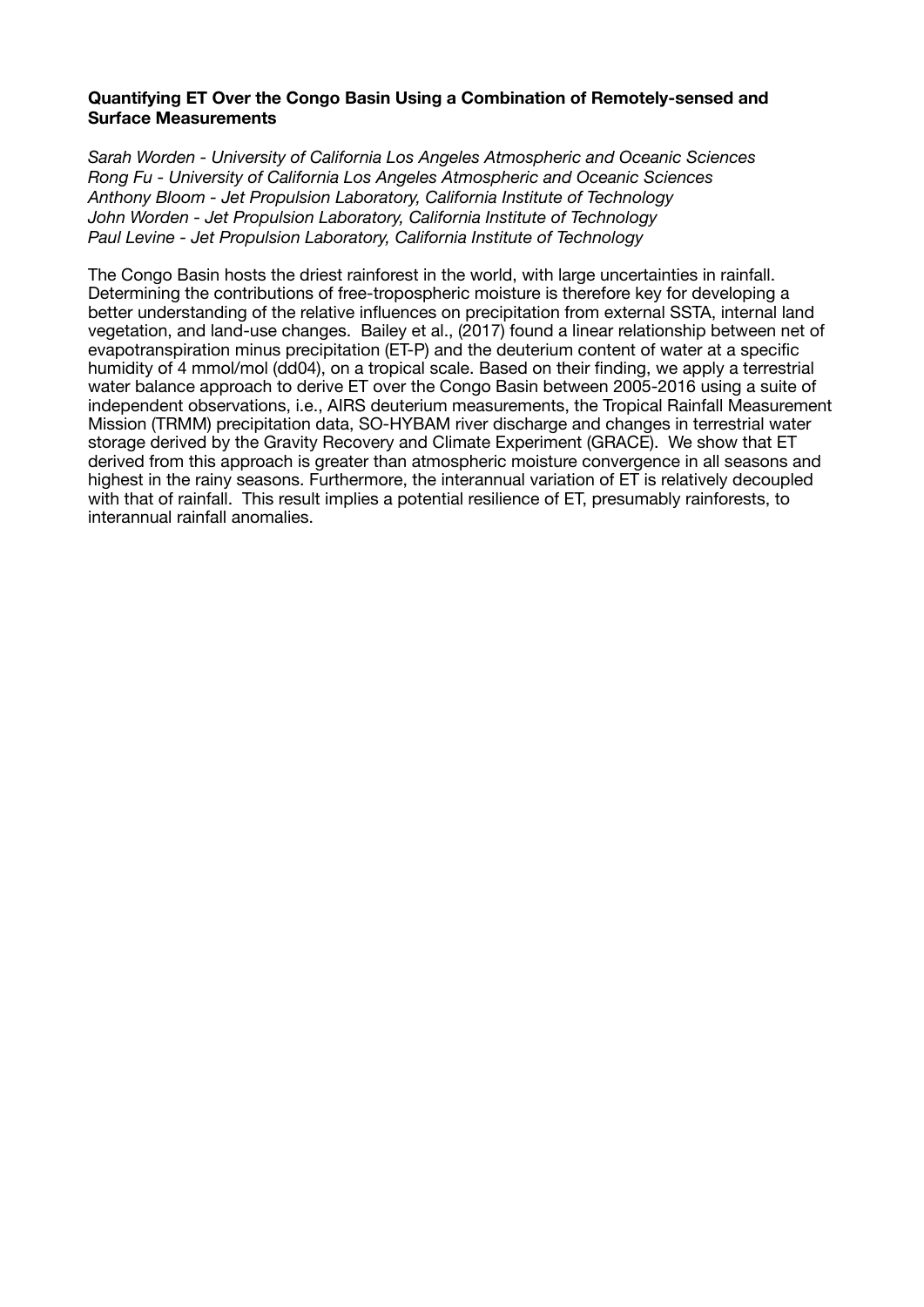**Quantifying ET Over the Congo Basin Using a Combination of Remotely-sensed and Surface Measurements**

*Sarah Worden - University of California Los Angeles Atmospheric and Oceanic Sciences*
*Rong Fu - University of California Los Angeles Atmospheric and Oceanic Sciences*
*Anthony Bloom - Jet Propulsion Laboratory, California Institute of Technology*
*John Worden - Jet Propulsion Laboratory, California Institute of Technology*
*Paul Levine - Jet Propulsion Laboratory, California Institute of Technology*

The Congo Basin hosts the driest rainforest in the world, with large uncertainties in rainfall. Determining the contributions of free-tropospheric moisture is therefore key for developing a better understanding of the relative influences on precipitation from external SSTA, internal land vegetation, and land-use changes. Bailey et al., (2017) found a linear relationship between net of evapotranspiration minus precipitation (ET-P) and the deuterium content of water at a specific humidity of 4 mmol/mol (dd04), on a tropical scale. Based on their finding, we apply a terrestrial water balance approach to derive ET over the Congo Basin between 2005-2016 using a suite of independent observations, i.e., AIRS deuterium measurements, the Tropical Rainfall Measurement Mission (TRMM) precipitation data, SO-HYBAM river discharge and changes in terrestrial water storage derived by the Gravity Recovery and Climate Experiment (GRACE). We show that ET derived from this approach is greater than atmospheric moisture convergence in all seasons and highest in the rainy seasons. Furthermore, the interannual variation of ET is relatively decoupled with that of rainfall. This result implies a potential resilience of ET, presumably rainforests, to interannual rainfall anomalies.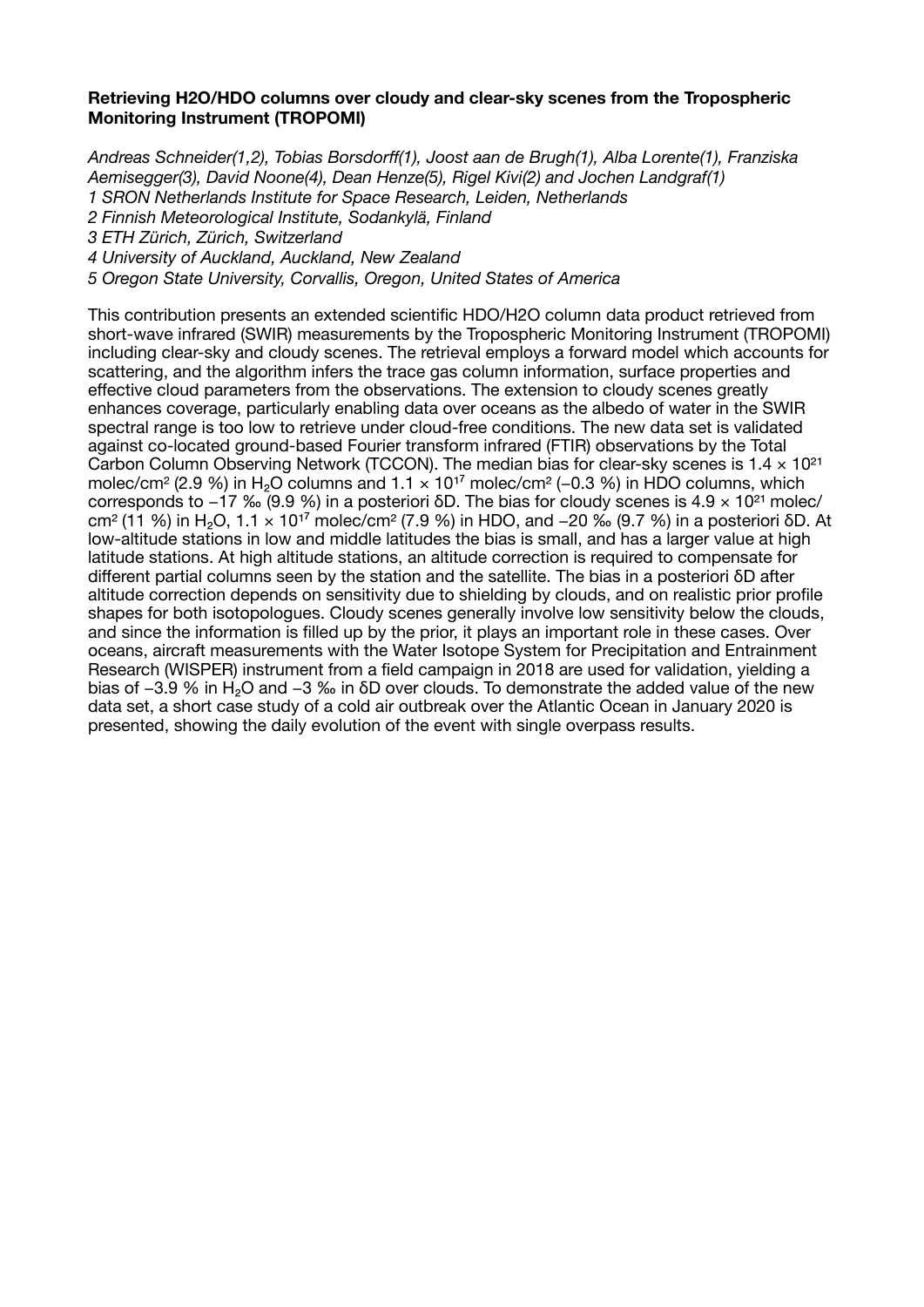**Retrieving H2O/HDO columns over cloudy and clear-sky scenes from the Tropospheric Monitoring Instrument (TROPOMI)**

*Andreas Schneider(1,2), Tobias Borsdorff(1), Joost aan de Brugh(1), Alba Lorente(1), Franziska Aemisegger(3), David Noone(4), Dean Henze(5), Rigel Kivi(2) and Jochen Landgraf(1)*
*1 SRON Netherlands Institute for Space Research, Leiden, Netherlands*
*2 Finnish Meteorological Institute, Sodankylä, Finland*
*3 ETH Zürich, Zürich, Switzerland*
*4 University of Auckland, Auckland, New Zealand*
*5 Oregon State University, Corvallis, Oregon, United States of America*

This contribution presents an extended scientific HDO/H2O column data product retrieved from short-wave infrared (SWIR) measurements by the Tropospheric Monitoring Instrument (TROPOMI) including clear-sky and cloudy scenes. The retrieval employs a forward model which accounts for scattering, and the algorithm infers the trace gas column information, surface properties and effective cloud parameters from the observations. The extension to cloudy scenes greatly enhances coverage, particularly enabling data over oceans as the albedo of water in the SWIR spectral range is too low to retrieve under cloud-free conditions. The new data set is validated against co-located ground-based Fourier transform infrared (FTIR) observations by the Total Carbon Column Observing Network (TCCON). The median bias for clear-sky scenes is $1.4 \times 10^{21}$ molec/cm$^2$ (2.9 %) in $H_2O$ columns and $1.1 \times 10^{17}$ molec/cm$^2$ (−0.3 %) in HDO columns, which corresponds to −17 ‰ (9.9 %) in a posteriori δD. The bias for cloudy scenes is $4.9 \times 10^{21}$ molec/cm$^2$ (11 %) in $H_2O$, $1.1 \times 10^{17}$ molec/cm$^2$ (7.9 %) in HDO, and −20 ‰ (9.7 %) in a posteriori δD. At low-altitude stations in low and middle latitudes the bias is small, and has a larger value at high latitude stations. At high altitude stations, an altitude correction is required to compensate for different partial columns seen by the station and the satellite. The bias in a posteriori δD after altitude correction depends on sensitivity due to shielding by clouds, and on realistic prior profile shapes for both isotopologues. Cloudy scenes generally involve low sensitivity below the clouds, and since the information is filled up by the prior, it plays an important role in these cases. Over oceans, aircraft measurements with the Water Isotope System for Precipitation and Entrainment Research (WISPER) instrument from a field campaign in 2018 are used for validation, yielding a bias of −3.9 % in $H_2O$ and −3 ‰ in δD over clouds. To demonstrate the added value of the new data set, a short case study of a cold air outbreak over the Atlantic Ocean in January 2020 is presented, showing the daily evolution of the event with single overpass results.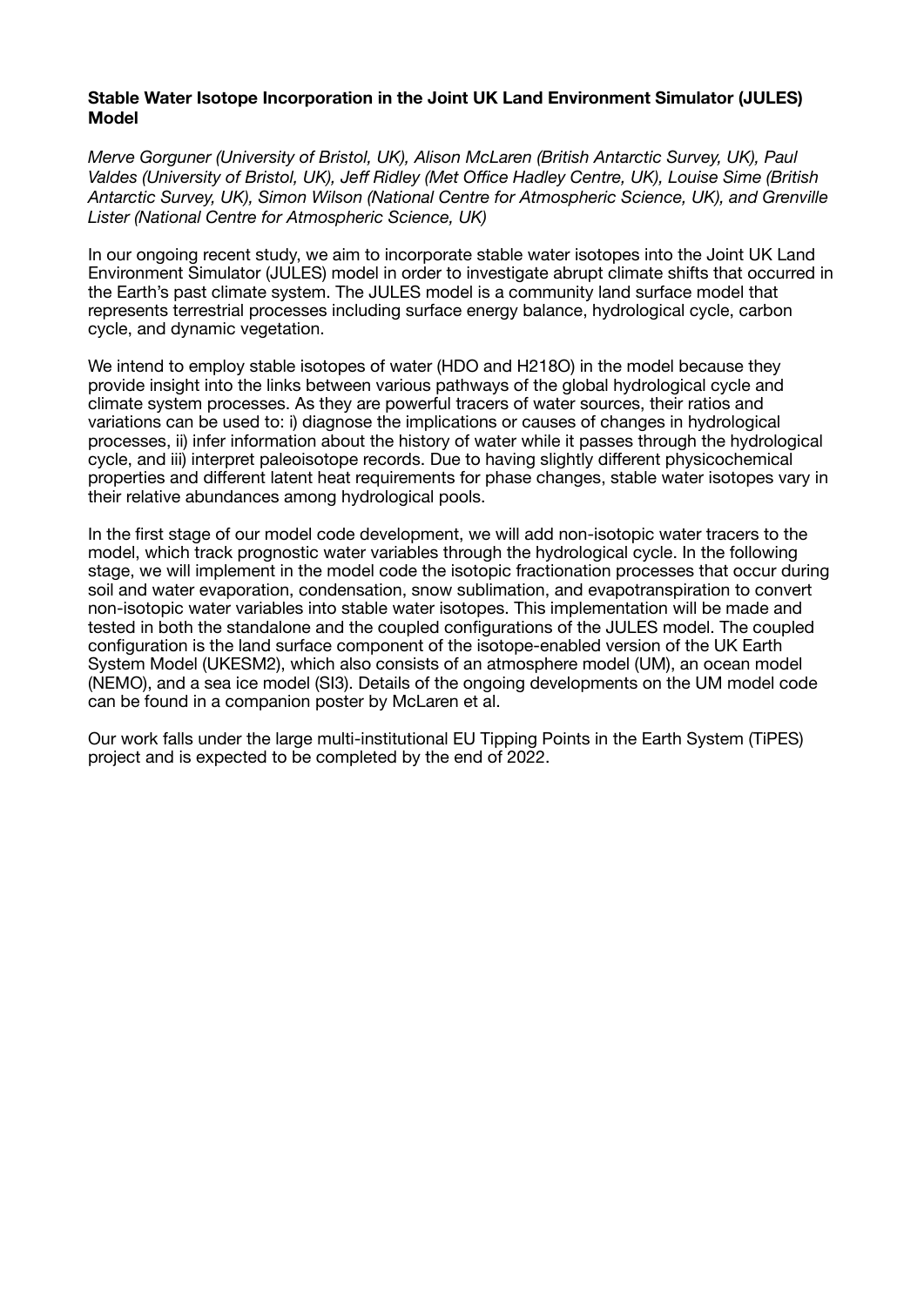**Stable Water Isotope Incorporation in the Joint UK Land Environment Simulator (JULES) Model**

*Merve Gorguner (University of Bristol, UK), Alison McLaren (British Antarctic Survey, UK), Paul Valdes (University of Bristol, UK), Jeff Ridley (Met Office Hadley Centre, UK), Louise Sime (British Antarctic Survey, UK), Simon Wilson (National Centre for Atmospheric Science, UK), and Grenville Lister (National Centre for Atmospheric Science, UK)*

In our ongoing recent study, we aim to incorporate stable water isotopes into the Joint UK Land Environment Simulator (JULES) model in order to investigate abrupt climate shifts that occurred in the Earth's past climate system. The JULES model is a community land surface model that represents terrestrial processes including surface energy balance, hydrological cycle, carbon cycle, and dynamic vegetation.

We intend to employ stable isotopes of water (HDO and $H_2^{18}O$) in the model because they provide insight into the links between various pathways of the global hydrological cycle and climate system processes. As they are powerful tracers of water sources, their ratios and variations can be used to: i) diagnose the implications or causes of changes in hydrological processes, ii) infer information about the history of water while it passes through the hydrological cycle, and iii) interpret paleoisotope records. Due to having slightly different physicochemical properties and different latent heat requirements for phase changes, stable water isotopes vary in their relative abundances among hydrological pools.

In the first stage of our model code development, we will add non-isotopic water tracers to the model, which track prognostic water variables through the hydrological cycle. In the following stage, we will implement in the model code the isotopic fractionation processes that occur during soil and water evaporation, condensation, snow sublimation, and evapotranspiration to convert non-isotopic water variables into stable water isotopes. This implementation will be made and tested in both the standalone and the coupled configurations of the JULES model. The coupled configuration is the land surface component of the isotope-enabled version of the UK Earth System Model (UKESM2), which also consists of an atmosphere model (UM), an ocean model (NEMO), and a sea ice model (SI3). Details of the ongoing developments on the UM model code can be found in a companion poster by McLaren et al.

Our work falls under the large multi-institutional EU Tipping Points in the Earth System (TiPES) project and is expected to be completed by the end of 2022.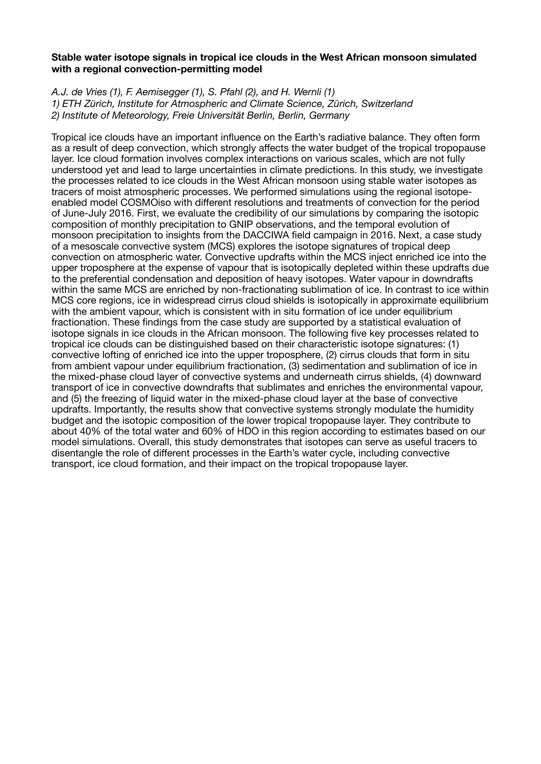**Stable water isotope signals in tropical ice clouds in the West African monsoon simulated with a regional convection-permitting model**

*A.J. de Vries (1), F. Aemisegger (1), S. Pfahl (2), and H. Wernli (1)*
*1) ETH Zürich, Institute for Atmospheric and Climate Science, Zürich, Switzerland*
*2) Institute of Meteorology, Freie Universität Berlin, Berlin, Germany*

Tropical ice clouds have an important influence on the Earth's radiative balance. They often form as a result of deep convection, which strongly affects the water budget of the tropical tropopause layer. Ice cloud formation involves complex interactions on various scales, which are not fully understood yet and lead to large uncertainties in climate predictions. In this study, we investigate the processes related to ice clouds in the West African monsoon using stable water isotopes as tracers of moist atmospheric processes. We performed simulations using the regional isotope-enabled model COSMOiso with different resolutions and treatments of convection for the period of June-July 2016. First, we evaluate the credibility of our simulations by comparing the isotopic composition of monthly precipitation to GNIP observations, and the temporal evolution of monsoon precipitation to insights from the DACCIWA field campaign in 2016. Next, a case study of a mesoscale convective system (MCS) explores the isotope signatures of tropical deep convection on atmospheric water. Convective updrafts within the MCS inject enriched ice into the upper troposphere at the expense of vapour that is isotopically depleted within these updrafts due to the preferential condensation and deposition of heavy isotopes. Water vapour in downdrafts within the same MCS are enriched by non-fractionating sublimation of ice. In contrast to ice within MCS core regions, ice in widespread cirrus cloud shields is isotopically in approximate equilibrium with the ambient vapour, which is consistent with in situ formation of ice under equilibrium fractionation. These findings from the case study are supported by a statistical evaluation of isotope signals in ice clouds in the African monsoon. The following five key processes related to tropical ice clouds can be distinguished based on their characteristic isotope signatures: (1) convective lofting of enriched ice into the upper troposphere, (2) cirrus clouds that form in situ from ambient vapour under equilibrium fractionation, (3) sedimentation and sublimation of ice in the mixed-phase cloud layer of convective systems and underneath cirrus shields, (4) downward transport of ice in convective downdrafts that sublimates and enriches the environmental vapour, and (5) the freezing of liquid water in the mixed-phase cloud layer at the base of convective updrafts. Importantly, the results show that convective systems strongly modulate the humidity budget and the isotopic composition of the lower tropical tropopause layer. They contribute to about 40% of the total water and 60% of HDO in this region according to estimates based on our model simulations. Overall, this study demonstrates that isotopes can serve as useful tracers to disentangle the role of different processes in the Earth's water cycle, including convective transport, ice cloud formation, and their impact on the tropical tropopause layer.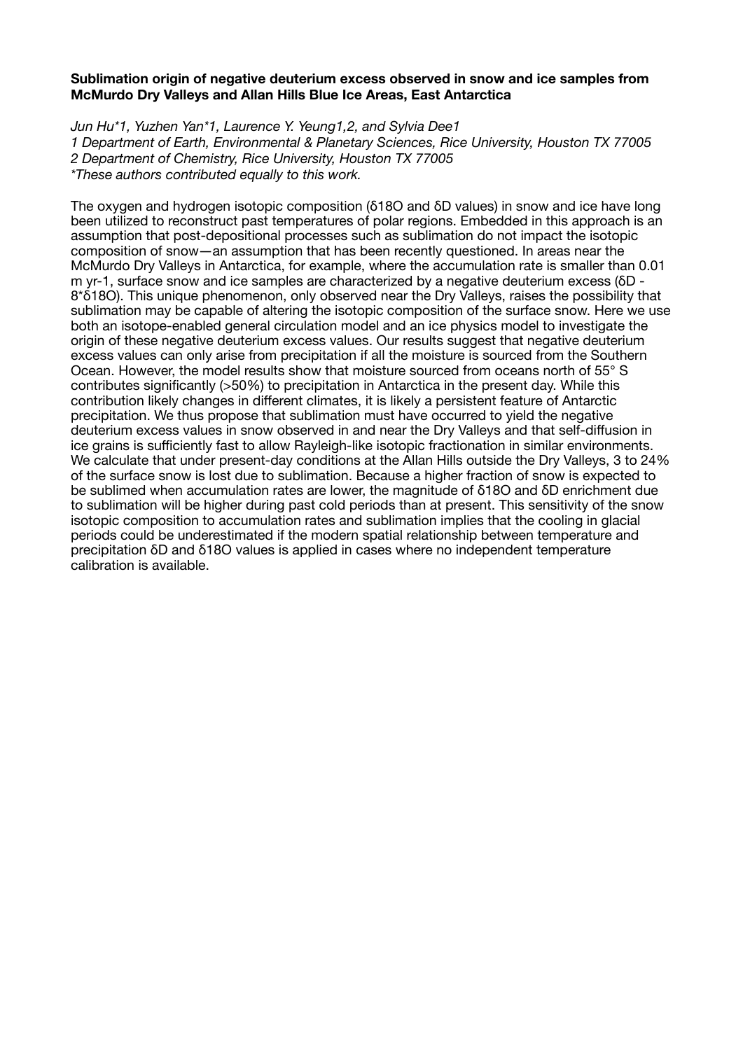**Sublimation origin of negative deuterium excess observed in snow and ice samples from McMurdo Dry Valleys and Allan Hills Blue Ice Areas, East Antarctica**

*Jun Hu*[1], Yuzhen Yan*[1], Laurence Y. Yeung[1,2], and Sylvia Dee[1]*
*[1] Department of Earth, Environmental & Planetary Sciences, Rice University, Houston TX 77005*
*[2] Department of Chemistry, Rice University, Houston TX 77005*
**These authors contributed equally to this work.*

The oxygen and hydrogen isotopic composition ($\delta^{18}O$ and $\delta D$ values) in snow and ice have long been utilized to reconstruct past temperatures of polar regions. Embedded in this approach is an assumption that post-depositional processes such as sublimation do not impact the isotopic composition of snow—an assumption that has been recently questioned. In areas near the McMurdo Dry Valleys in Antarctica, for example, where the accumulation rate is smaller than 0.01 m $yr^{-1}$, surface snow and ice samples are characterized by a negative deuterium excess ($\delta D - 8 \times \delta^{18}O$). This unique phenomenon, only observed near the Dry Valleys, raises the possibility that sublimation may be capable of altering the isotopic composition of the surface snow. Here we use both an isotope-enabled general circulation model and an ice physics model to investigate the origin of these negative deuterium excess values. Our results suggest that negative deuterium excess values can only arise from precipitation if all the moisture is sourced from the Southern Ocean. However, the model results show that moisture sourced from oceans north of 55° S contributes significantly (>50%) to precipitation in Antarctica in the present day. While this contribution likely changes in different climates, it is likely a persistent feature of Antarctic precipitation. We thus propose that sublimation must have occurred to yield the negative deuterium excess values in snow observed in and near the Dry Valleys and that self-diffusion in ice grains is sufficiently fast to allow Rayleigh-like isotopic fractionation in similar environments. We calculate that under present-day conditions at the Allan Hills outside the Dry Valleys, 3 to 24% of the surface snow is lost due to sublimation. Because a higher fraction of snow is expected to be sublimed when accumulation rates are lower, the magnitude of $\delta^{18}O$ and $\delta D$ enrichment due to sublimation will be higher during past cold periods than at present. This sensitivity of the snow isotopic composition to accumulation rates and sublimation implies that the cooling in glacial periods could be underestimated if the modern spatial relationship between temperature and precipitation $\delta D$ and $\delta^{18}O$ values is applied in cases where no independent temperature calibration is available.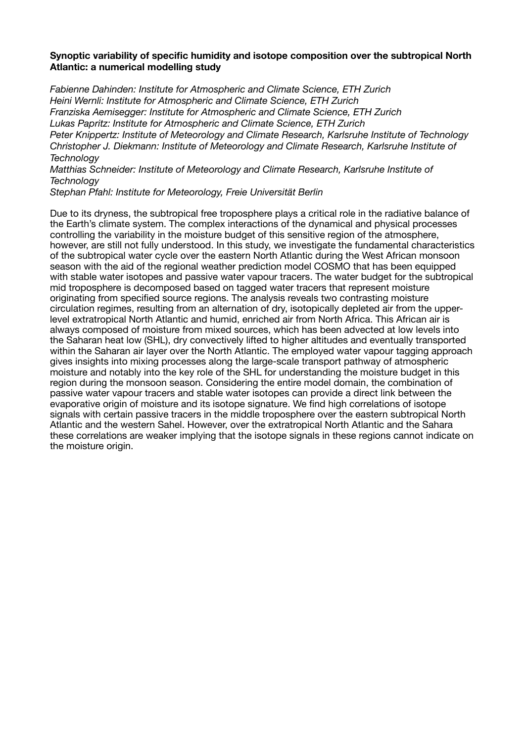**Synoptic variability of specific humidity and isotope composition over the subtropical North Atlantic: a numerical modelling study**

*Fabienne Dahinden: Institute for Atmospheric and Climate Science, ETH Zurich*
*Heini Wernli: Institute for Atmospheric and Climate Science, ETH Zurich*
*Franziska Aemisegger: Institute for Atmospheric and Climate Science, ETH Zurich*
*Lukas Papritz: Institute for Atmospheric and Climate Science, ETH Zurich*
*Peter Knippertz: Institute of Meteorology and Climate Research, Karlsruhe Institute of Technology*
*Christopher J. Diekmann: Institute of Meteorology and Climate Research, Karlsruhe Institute of Technology*
*Matthias Schneider: Institute of Meteorology and Climate Research, Karlsruhe Institute of Technology*
*Stephan Pfahl: Institute for Meteorology, Freie Universität Berlin*

Due to its dryness, the subtropical free troposphere plays a critical role in the radiative balance of the Earth's climate system. The complex interactions of the dynamical and physical processes controlling the variability in the moisture budget of this sensitive region of the atmosphere, however, are still not fully understood. In this study, we investigate the fundamental characteristics of the subtropical water cycle over the eastern North Atlantic during the West African monsoon season with the aid of the regional weather prediction model COSMO that has been equipped with stable water isotopes and passive water vapour tracers. The water budget for the subtropical mid troposphere is decomposed based on tagged water tracers that represent moisture originating from specified source regions. The analysis reveals two contrasting moisture circulation regimes, resulting from an alternation of dry, isotopically depleted air from the upper-level extratropical North Atlantic and humid, enriched air from North Africa. This African air is always composed of moisture from mixed sources, which has been advected at low levels into the Saharan heat low (SHL), dry convectively lifted to higher altitudes and eventually transported within the Saharan air layer over the North Atlantic. The employed water vapour tagging approach gives insights into mixing processes along the large-scale transport pathway of atmospheric moisture and notably into the key role of the SHL for understanding the moisture budget in this region during the monsoon season. Considering the entire model domain, the combination of passive water vapour tracers and stable water isotopes can provide a direct link between the evaporative origin of moisture and its isotope signature. We find high correlations of isotope signals with certain passive tracers in the middle troposphere over the eastern subtropical North Atlantic and the western Sahel. However, over the extratropical North Atlantic and the Sahara these correlations are weaker implying that the isotope signals in these regions cannot indicate on the moisture origin.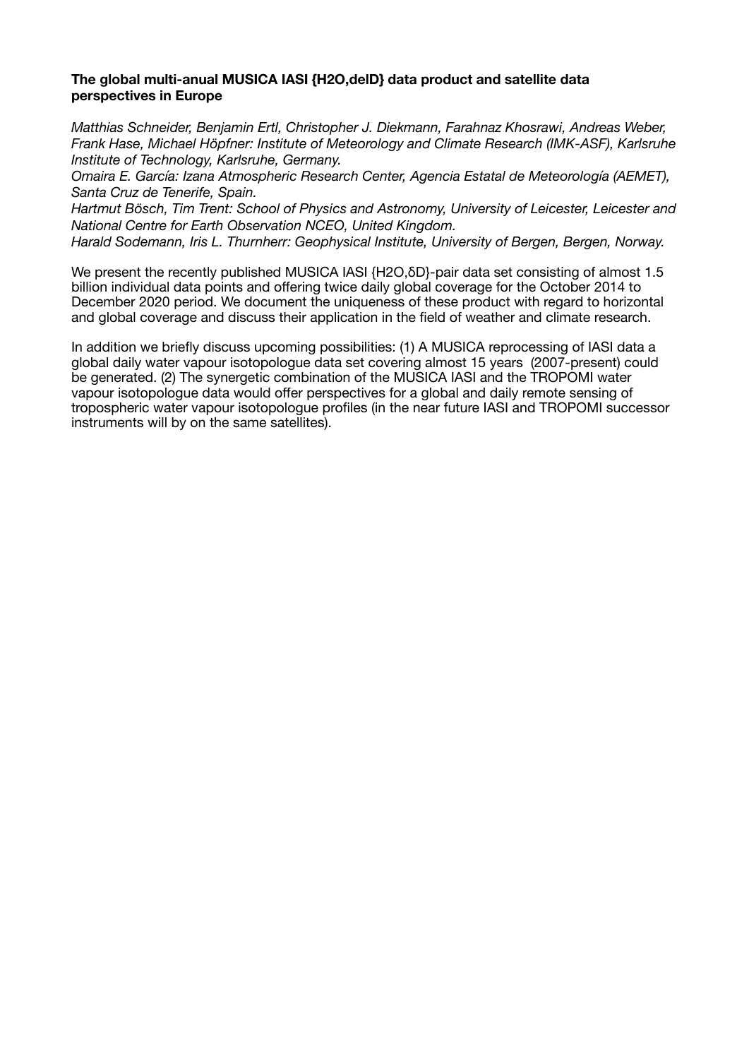**The global multi-anual MUSICA IASI {H2O,delD} data product and satellite data perspectives in Europe**

*Matthias Schneider, Benjamin Ertl, Christopher J. Diekmann, Farahnaz Khosrawi, Andreas Weber, Frank Hase, Michael Höpfner: Institute of Meteorology and Climate Research (IMK-ASF), Karlsruhe Institute of Technology, Karlsruhe, Germany.*
*Omaira E. García: Izana Atmospheric Research Center, Agencia Estatal de Meteorología (AEMET), Santa Cruz de Tenerife, Spain.*
*Hartmut Bösch, Tim Trent: School of Physics and Astronomy, University of Leicester, Leicester and National Centre for Earth Observation NCEO, United Kingdom.*
*Harald Sodemann, Iris L. Thurnherr: Geophysical Institute, University of Bergen, Bergen, Norway.*

We present the recently published MUSICA IASI {H2O,δD}-pair data set consisting of almost 1.5 billion individual data points and offering twice daily global coverage for the October 2014 to December 2020 period. We document the uniqueness of these product with regard to horizontal and global coverage and discuss their application in the field of weather and climate research.

In addition we briefly discuss upcoming possibilities: (1) A MUSICA reprocessing of IASI data a global daily water vapour isotopologue data set covering almost 15 years (2007-present) could be generated. (2) The synergetic combination of the MUSICA IASI and the TROPOMI water vapour isotopologue data would offer perspectives for a global and daily remote sensing of tropospheric water vapour isotopologue profiles (in the near future IASI and TROPOMI successor instruments will by on the same satellites).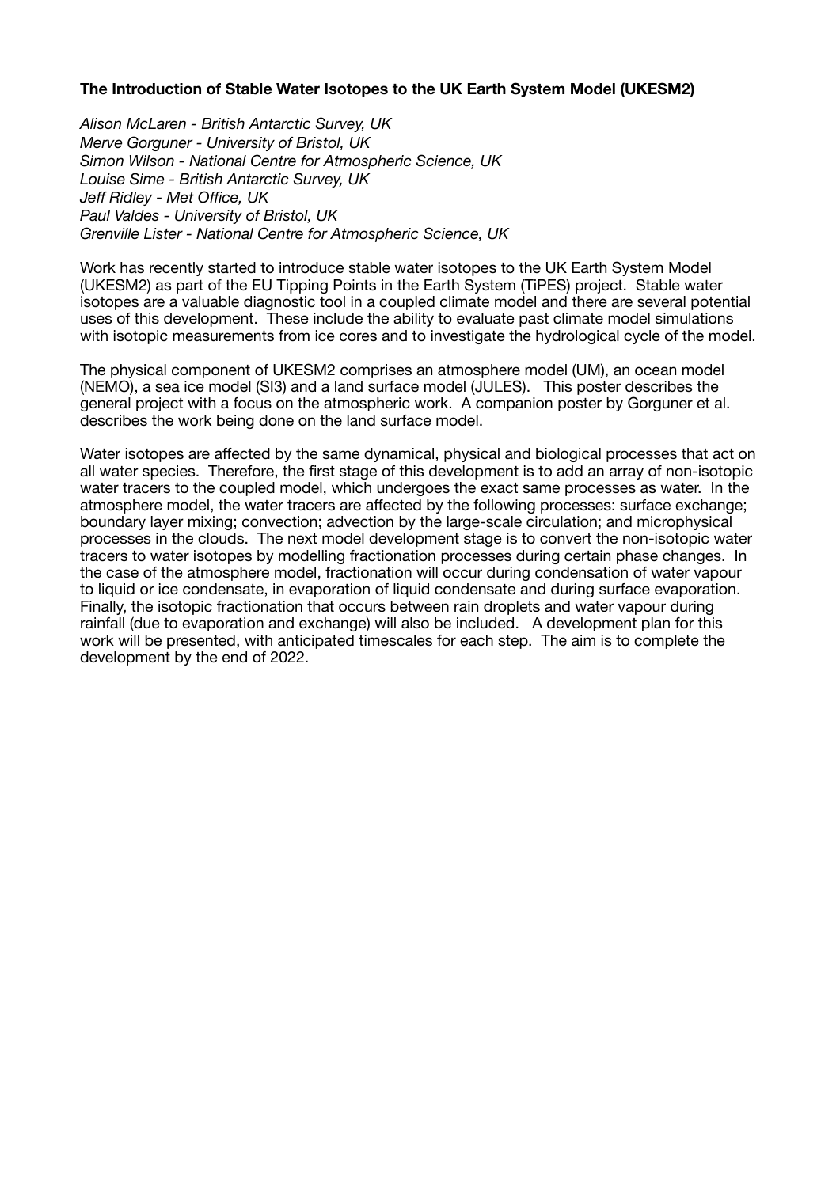**The Introduction of Stable Water Isotopes to the UK Earth System Model (UKESM2)**

*Alison McLaren - British Antarctic Survey, UK*
*Merve Gorguner - University of Bristol, UK*
*Simon Wilson - National Centre for Atmospheric Science, UK*
*Louise Sime - British Antarctic Survey, UK*
*Jeff Ridley - Met Office, UK*
*Paul Valdes - University of Bristol, UK*
*Grenville Lister - National Centre for Atmospheric Science, UK*

Work has recently started to introduce stable water isotopes to the UK Earth System Model (UKESM2) as part of the EU Tipping Points in the Earth System (TiPES) project. Stable water isotopes are a valuable diagnostic tool in a coupled climate model and there are several potential uses of this development. These include the ability to evaluate past climate model simulations with isotopic measurements from ice cores and to investigate the hydrological cycle of the model.

The physical component of UKESM2 comprises an atmosphere model (UM), an ocean model (NEMO), a sea ice model (SI3) and a land surface model (JULES). This poster describes the general project with a focus on the atmospheric work. A companion poster by Gorguner et al. describes the work being done on the land surface model.

Water isotopes are affected by the same dynamical, physical and biological processes that act on all water species. Therefore, the first stage of this development is to add an array of non-isotopic water tracers to the coupled model, which undergoes the exact same processes as water. In the atmosphere model, the water tracers are affected by the following processes: surface exchange; boundary layer mixing; convection; advection by the large-scale circulation; and microphysical processes in the clouds. The next model development stage is to convert the non-isotopic water tracers to water isotopes by modelling fractionation processes during certain phase changes. In the case of the atmosphere model, fractionation will occur during condensation of water vapour to liquid or ice condensate, in evaporation of liquid condensate and during surface evaporation. Finally, the isotopic fractionation that occurs between rain droplets and water vapour during rainfall (due to evaporation and exchange) will also be included. A development plan for this work will be presented, with anticipated timescales for each step. The aim is to complete the development by the end of 2022.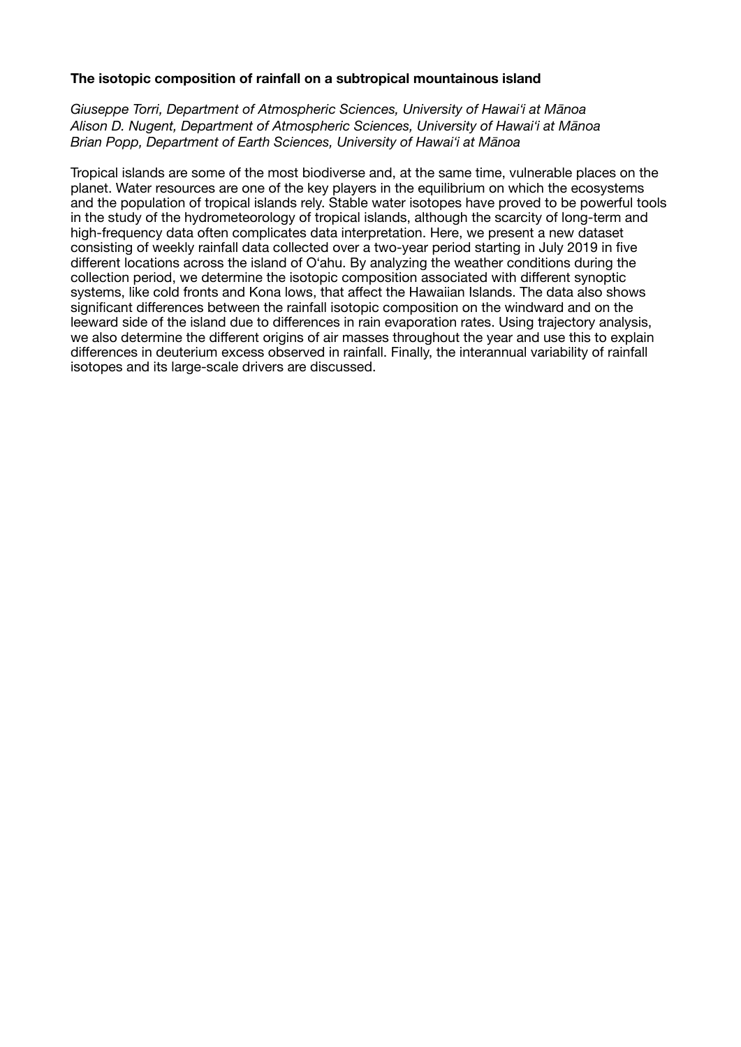**The isotopic composition of rainfall on a subtropical mountainous island**

*Giuseppe Torri, Department of Atmospheric Sciences, University of Hawai'i at Mānoa*
*Alison D. Nugent, Department of Atmospheric Sciences, University of Hawai'i at Mānoa*
*Brian Popp, Department of Earth Sciences, University of Hawai'i at Mānoa*

Tropical islands are some of the most biodiverse and, at the same time, vulnerable places on the planet. Water resources are one of the key players in the equilibrium on which the ecosystems and the population of tropical islands rely. Stable water isotopes have proved to be powerful tools in the study of the hydrometeorology of tropical islands, although the scarcity of long-term and high-frequency data often complicates data interpretation. Here, we present a new dataset consisting of weekly rainfall data collected over a two-year period starting in July 2019 in five different locations across the island of O'ahu. By analyzing the weather conditions during the collection period, we determine the isotopic composition associated with different synoptic systems, like cold fronts and Kona lows, that affect the Hawaiian Islands. The data also shows significant differences between the rainfall isotopic composition on the windward and on the leeward side of the island due to differences in rain evaporation rates. Using trajectory analysis, we also determine the different origins of air masses throughout the year and use this to explain differences in deuterium excess observed in rainfall. Finally, the interannual variability of rainfall isotopes and its large-scale drivers are discussed.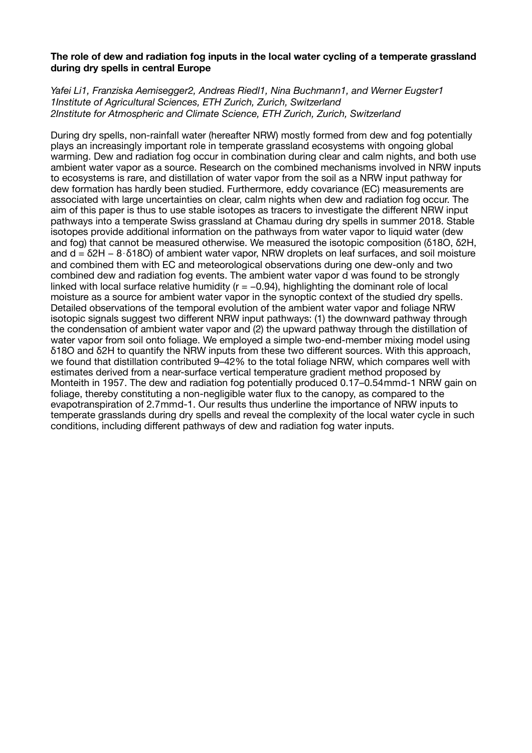**The role of dew and radiation fog inputs in the local water cycling of a temperate grassland during dry spells in central Europe**

*Yafei Li[1], Franziska Aemisegger[2], Andreas Riedl[1], Nina Buchmann[1], and Werner Eugster[1]*
*[1]Institute of Agricultural Sciences, ETH Zurich, Zurich, Switzerland*
*[2]Institute for Atmospheric and Climate Science, ETH Zurich, Zurich, Switzerland*

During dry spells, non-rainfall water (hereafter NRW) mostly formed from dew and fog potentially plays an increasingly important role in temperate grassland ecosystems with ongoing global warming. Dew and radiation fog occur in combination during clear and calm nights, and both use ambient water vapor as a source. Research on the combined mechanisms involved in NRW inputs to ecosystems is rare, and distillation of water vapor from the soil as a NRW input pathway for dew formation has hardly been studied. Furthermore, eddy covariance (EC) measurements are associated with large uncertainties on clear, calm nights when dew and radiation fog occur. The aim of this paper is thus to use stable isotopes as tracers to investigate the different NRW input pathways into a temperate Swiss grassland at Chamau during dry spells in summer 2018. Stable isotopes provide additional information on the pathways from water vapor to liquid water (dew and fog) that cannot be measured otherwise. We measured the isotopic composition ($\delta^{18}O$, $\delta^{2}H$, and $d = \delta^{2}H - 8 \cdot \delta^{18}O$) of ambient water vapor, NRW droplets on leaf surfaces, and soil moisture and combined them with EC and meteorological observations during one dew-only and two combined dew and radiation fog events. The ambient water vapor d was found to be strongly linked with local surface relative humidity ($r = -0.94$), highlighting the dominant role of local moisture as a source for ambient water vapor in the synoptic context of the studied dry spells. Detailed observations of the temporal evolution of the ambient water vapor and foliage NRW isotopic signals suggest two different NRW input pathways: (1) the downward pathway through the condensation of ambient water vapor and (2) the upward pathway through the distillation of water vapor from soil onto foliage. We employed a simple two-end-member mixing model using $\delta^{18}O$ and $\delta^{2}H$ to quantify the NRW inputs from these two different sources. With this approach, we found that distillation contributed 9–42% to the total foliage NRW, which compares well with estimates derived from a near-surface vertical temperature gradient method proposed by Monteith in 1957. The dew and radiation fog potentially produced 0.17–0.54 $mm\,d^{-1}$ NRW gain on foliage, thereby constituting a non-negligible water flux to the canopy, as compared to the evapotranspiration of 2.7 $mm\,d^{-1}$. Our results thus underline the importance of NRW inputs to temperate grasslands during dry spells and reveal the complexity of the local water cycle in such conditions, including different pathways of dew and radiation fog water inputs.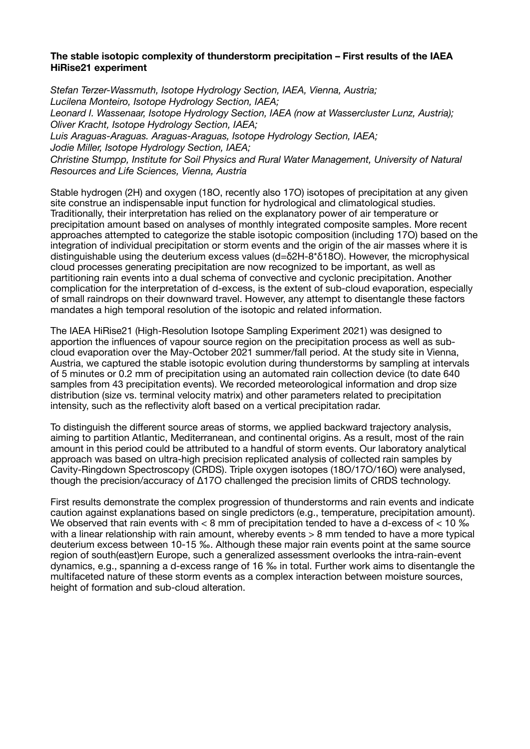**The stable isotopic complexity of thunderstorm precipitation – First results of the IAEA HiRise21 experiment**

*Stefan Terzer-Wassmuth, Isotope Hydrology Section, IAEA, Vienna, Austria;*
*Lucilena Monteiro, Isotope Hydrology Section, IAEA;*
*Leonard I. Wassenaar, Isotope Hydrology Section, IAEA (now at Wassercluster Lunz, Austria);*
*Oliver Kracht, Isotope Hydrology Section, IAEA;*
*Luis Araguas-Araguas. Araguas-Araguas, Isotope Hydrology Section, IAEA;*
*Jodie Miller, Isotope Hydrology Section, IAEA;*
*Christine Stumpp, Institute for Soil Physics and Rural Water Management, University of Natural Resources and Life Sciences, Vienna, Austria*

Stable hydrogen ($^{2}H$) and oxygen ($^{18}O$, recently also $^{17}O$) isotopes of precipitation at any given site construe an indispensable input function for hydrological and climatological studies. Traditionally, their interpretation has relied on the explanatory power of air temperature or precipitation amount based on analyses of monthly integrated composite samples. More recent approaches attempted to categorize the stable isotopic composition (including $^{17}O$) based on the integration of individual precipitation or storm events and the origin of the air masses where it is distinguishable using the deuterium excess values ($d=\delta^{2}H-8*\delta^{18}O$). However, the microphysical cloud processes generating precipitation are now recognized to be important, as well as partitioning rain events into a dual schema of convective and cyclonic precipitation. Another complication for the interpretation of d-excess, is the extent of sub-cloud evaporation, especially of small raindrops on their downward travel. However, any attempt to disentangle these factors mandates a high temporal resolution of the isotopic and related information.

The IAEA HiRise21 (High-Resolution Isotope Sampling Experiment 2021) was designed to apportion the influences of vapour source region on the precipitation process as well as sub-cloud evaporation over the May-October 2021 summer/fall period. At the study site in Vienna, Austria, we captured the stable isotopic evolution during thunderstorms by sampling at intervals of 5 minutes or 0.2 mm of precipitation using an automated rain collection device (to date 640 samples from 43 precipitation events). We recorded meteorological information and drop size distribution (size vs. terminal velocity matrix) and other parameters related to precipitation intensity, such as the reflectivity aloft based on a vertical precipitation radar.

To distinguish the different source areas of storms, we applied backward trajectory analysis, aiming to partition Atlantic, Mediterranean, and continental origins. As a result, most of the rain amount in this period could be attributed to a handful of storm events. Our laboratory analytical approach was based on ultra-high precision replicated analysis of collected rain samples by Cavity-Ringdown Spectroscopy (CRDS). Triple oxygen isotopes ($^{18}O/^{17}O/^{16}O$) were analysed, though the precision/accuracy of $\Delta^{17}O$ challenged the precision limits of CRDS technology.

First results demonstrate the complex progression of thunderstorms and rain events and indicate caution against explanations based on single predictors (e.g., temperature, precipitation amount). We observed that rain events with < 8 mm of precipitation tended to have a d-excess of < 10 ‰ with a linear relationship with rain amount, whereby events > 8 mm tended to have a more typical deuterium excess between 10-15 ‰. Although these major rain events point at the same source region of south(east)ern Europe, such a generalized assessment overlooks the intra-rain-event dynamics, e.g., spanning a d-excess range of 16 ‰ in total. Further work aims to disentangle the multifaceted nature of these storm events as a complex interaction between moisture sources, height of formation and sub-cloud alteration.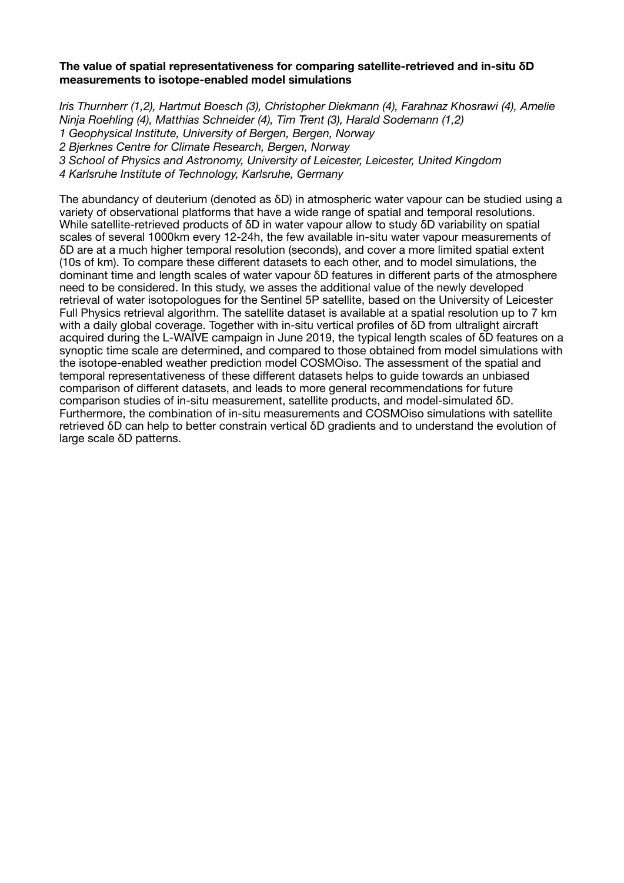**The value of spatial representativeness for comparing satellite-retrieved and in-situ δD measurements to isotope-enabled model simulations**

*Iris Thurnherr (1,2), Hartmut Boesch (3), Christopher Diekmann (4), Farahnaz Khosrawi (4), Amelie Ninja Roehling (4), Matthias Schneider (4), Tim Trent (3), Harald Sodemann (1,2)*
*1 Geophysical Institute, University of Bergen, Bergen, Norway*
*2 Bjerknes Centre for Climate Research, Bergen, Norway*
*3 School of Physics and Astronomy, University of Leicester, Leicester, United Kingdom*
*4 Karlsruhe Institute of Technology, Karlsruhe, Germany*

The abundancy of deuterium (denoted as δD) in atmospheric water vapour can be studied using a variety of observational platforms that have a wide range of spatial and temporal resolutions. While satellite-retrieved products of δD in water vapour allow to study δD variability on spatial scales of several 1000km every 12-24h, the few available in-situ water vapour measurements of δD are at a much higher temporal resolution (seconds), and cover a more limited spatial extent (10s of km). To compare these different datasets to each other, and to model simulations, the dominant time and length scales of water vapour δD features in different parts of the atmosphere need to be considered. In this study, we asses the additional value of the newly developed retrieval of water isotopologues for the Sentinel 5P satellite, based on the University of Leicester Full Physics retrieval algorithm. The satellite dataset is available at a spatial resolution up to 7 km with a daily global coverage. Together with in-situ vertical profiles of δD from ultralight aircraft acquired during the L-WAIVE campaign in June 2019, the typical length scales of δD features on a synoptic time scale are determined, and compared to those obtained from model simulations with the isotope-enabled weather prediction model COSMOiso. The assessment of the spatial and temporal representativeness of these different datasets helps to guide towards an unbiased comparison of different datasets, and leads to more general recommendations for future comparison studies of in-situ measurement, satellite products, and model-simulated δD. Furthermore, the combination of in-situ measurements and COSMOiso simulations with satellite retrieved δD can help to better constrain vertical δD gradients and to understand the evolution of large scale δD patterns.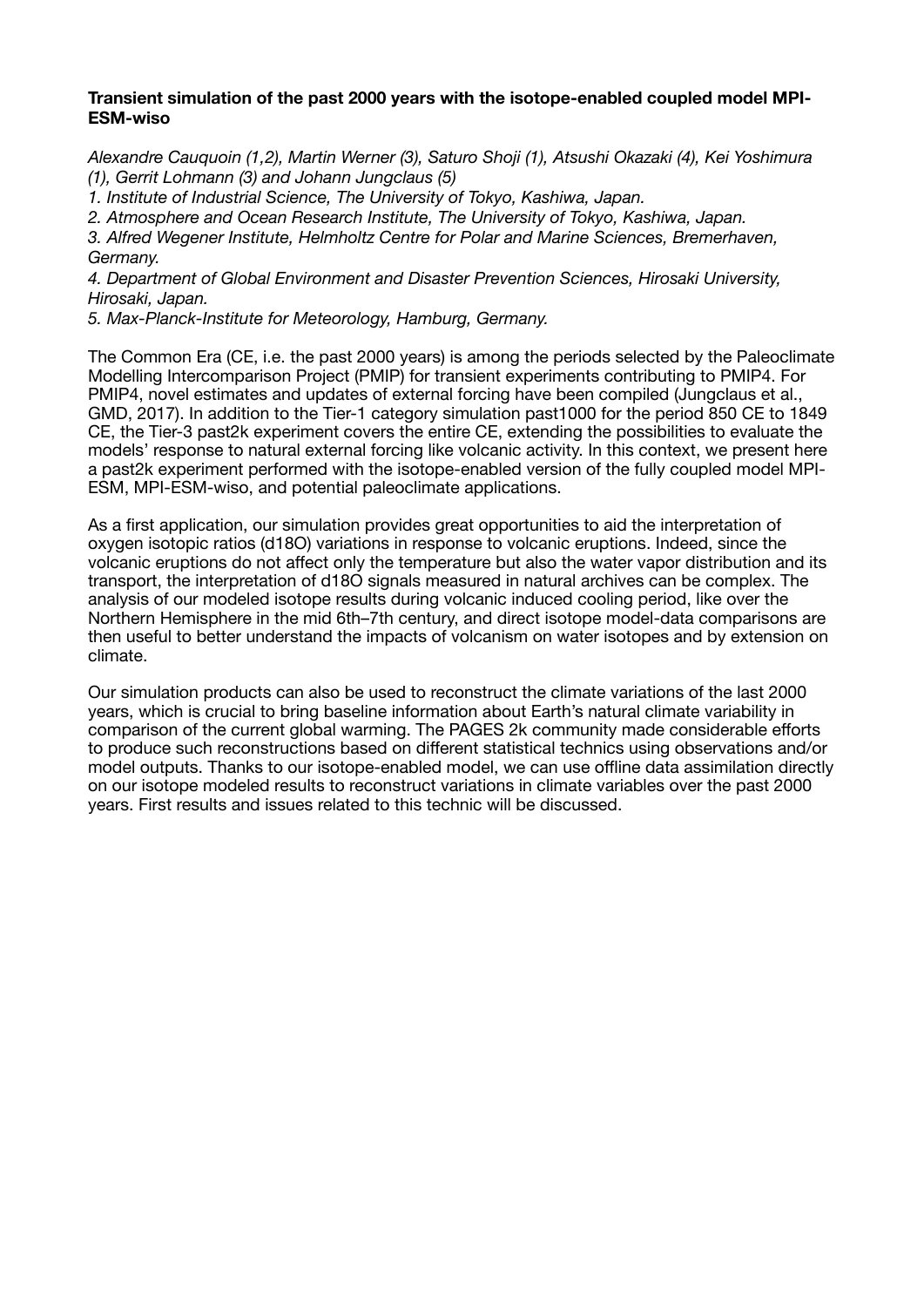**Transient simulation of the past 2000 years with the isotope-enabled coupled model MPI-ESM-wiso**

*Alexandre Cauquoin (1,2), Martin Werner (3), Saturo Shoji (1), Atsushi Okazaki (4), Kei Yoshimura (1), Gerrit Lohmann (3) and Johann Jungclaus (5)*

*1. Institute of Industrial Science, The University of Tokyo, Kashiwa, Japan.*

*2. Atmosphere and Ocean Research Institute, The University of Tokyo, Kashiwa, Japan.*

*3. Alfred Wegener Institute, Helmholtz Centre for Polar and Marine Sciences, Bremerhaven, Germany.*

*4. Department of Global Environment and Disaster Prevention Sciences, Hirosaki University, Hirosaki, Japan.*

*5. Max-Planck-Institute for Meteorology, Hamburg, Germany.*

The Common Era (CE, i.e. the past 2000 years) is among the periods selected by the Paleoclimate Modelling Intercomparison Project (PMIP) for transient experiments contributing to PMIP4. For PMIP4, novel estimates and updates of external forcing have been compiled (Jungclaus et al., GMD, 2017). In addition to the Tier-1 category simulation past1000 for the period 850 CE to 1849 CE, the Tier-3 past2k experiment covers the entire CE, extending the possibilities to evaluate the models' response to natural external forcing like volcanic activity. In this context, we present here a past2k experiment performed with the isotope-enabled version of the fully coupled model MPI-ESM, MPI-ESM-wiso, and potential paleoclimate applications.

As a first application, our simulation provides great opportunities to aid the interpretation of oxygen isotopic ratios (d18O) variations in response to volcanic eruptions. Indeed, since the volcanic eruptions do not affect only the temperature but also the water vapor distribution and its transport, the interpretation of d18O signals measured in natural archives can be complex. The analysis of our modeled isotope results during volcanic induced cooling period, like over the Northern Hemisphere in the mid 6th–7th century, and direct isotope model-data comparisons are then useful to better understand the impacts of volcanism on water isotopes and by extension on climate.

Our simulation products can also be used to reconstruct the climate variations of the last 2000 years, which is crucial to bring baseline information about Earth's natural climate variability in comparison of the current global warming. The PAGES 2k community made considerable efforts to produce such reconstructions based on different statistical technics using observations and/or model outputs. Thanks to our isotope-enabled model, we can use offline data assimilation directly on our isotope modeled results to reconstruct variations in climate variables over the past 2000 years. First results and issues related to this technic will be discussed.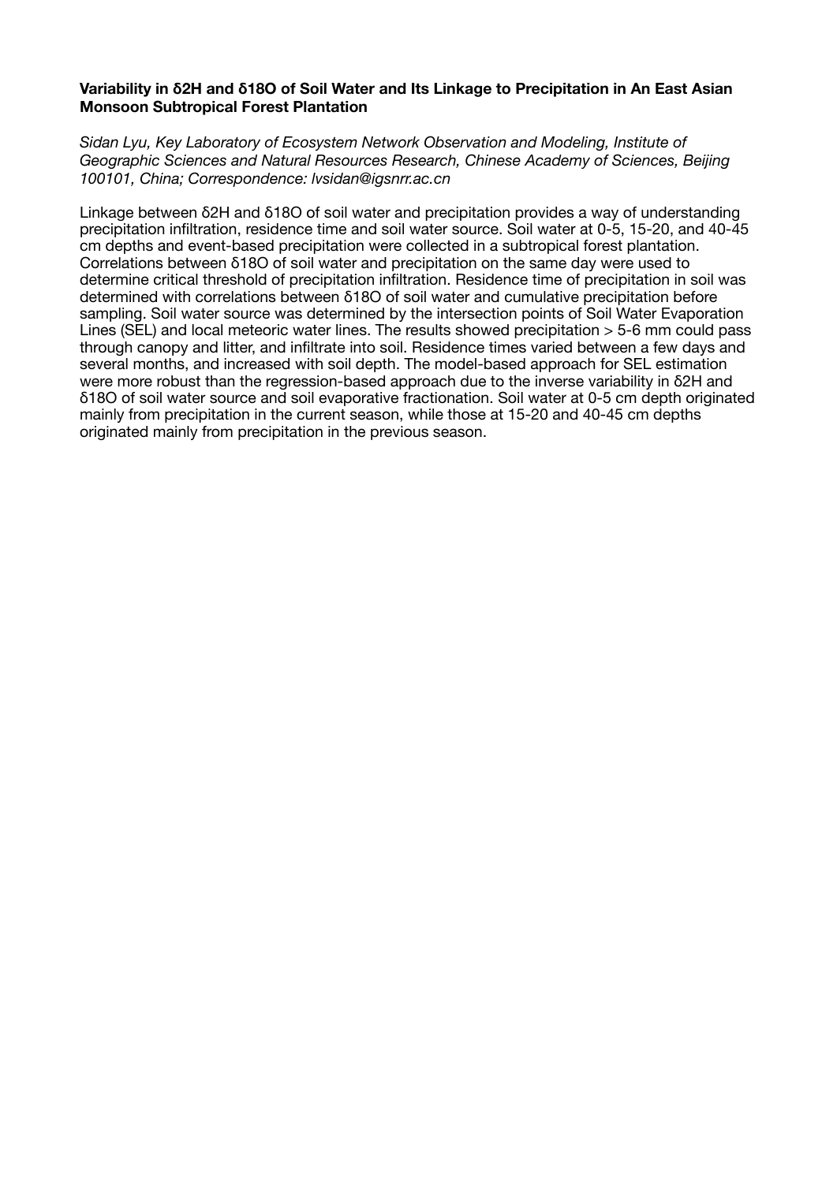**Variability in δ2H and δ18O of Soil Water and Its Linkage to Precipitation in An East Asian Monsoon Subtropical Forest Plantation**

*Sidan Lyu, Key Laboratory of Ecosystem Network Observation and Modeling, Institute of Geographic Sciences and Natural Resources Research, Chinese Academy of Sciences, Beijing 100101, China; Correspondence: lvsidan@igsnrr.ac.cn*

Linkage between δ2H and δ18O of soil water and precipitation provides a way of understanding precipitation infiltration, residence time and soil water source. Soil water at 0-5, 15-20, and 40-45 cm depths and event-based precipitation were collected in a subtropical forest plantation. Correlations between δ18O of soil water and precipitation on the same day were used to determine critical threshold of precipitation infiltration. Residence time of precipitation in soil was determined with correlations between δ18O of soil water and cumulative precipitation before sampling. Soil water source was determined by the intersection points of Soil Water Evaporation Lines (SEL) and local meteoric water lines. The results showed precipitation > 5-6 mm could pass through canopy and litter, and infiltrate into soil. Residence times varied between a few days and several months, and increased with soil depth. The model-based approach for SEL estimation were more robust than the regression-based approach due to the inverse variability in δ2H and δ18O of soil water source and soil evaporative fractionation. Soil water at 0-5 cm depth originated mainly from precipitation in the current season, while those at 15-20 and 40-45 cm depths originated mainly from precipitation in the previous season.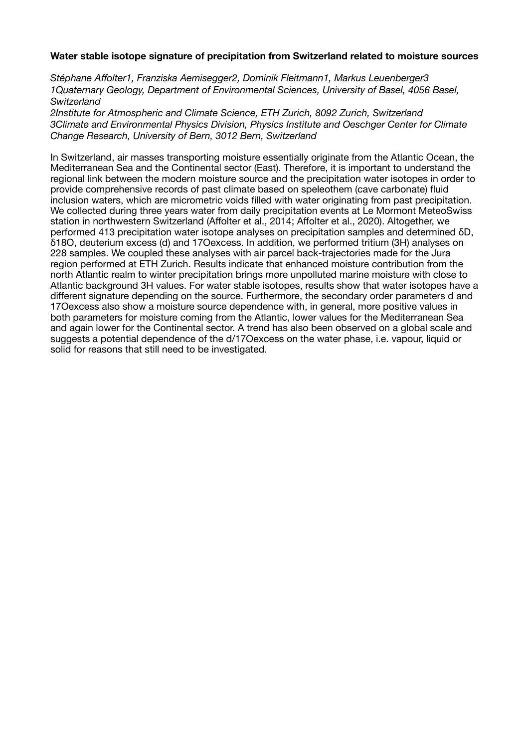**Water stable isotope signature of precipitation from Switzerland related to moisture sources**

*Stéphane Affolter[1], Franziska Aemisegger[2], Dominik Fleitmann[1], Markus Leuenberger[3]*
*[1]Quaternary Geology, Department of Environmental Sciences, University of Basel, 4056 Basel, Switzerland*
*[2]Institute for Atmospheric and Climate Science, ETH Zurich, 8092 Zurich, Switzerland*
*[3]Climate and Environmental Physics Division, Physics Institute and Oeschger Center for Climate Change Research, University of Bern, 3012 Bern, Switzerland*

In Switzerland, air masses transporting moisture essentially originate from the Atlantic Ocean, the Mediterranean Sea and the Continental sector (East). Therefore, it is important to understand the regional link between the modern moisture source and the precipitation water isotopes in order to provide comprehensive records of past climate based on speleothem (cave carbonate) fluid inclusion waters, which are micrometric voids filled with water originating from past precipitation. We collected during three years water from daily precipitation events at Le Mormont MeteoSwiss station in northwestern Switzerland (Affolter et al., 2014; Affolter et al., 2020). Altogether, we performed 413 precipitation water isotope analyses on precipitation samples and determined δD, δ18O, deuterium excess (d) and 17Oexcess. In addition, we performed tritium (3H) analyses on 228 samples. We coupled these analyses with air parcel back-trajectories made for the Jura region performed at ETH Zurich. Results indicate that enhanced moisture contribution from the north Atlantic realm to winter precipitation brings more unpolluted marine moisture with close to Atlantic background 3H values. For water stable isotopes, results show that water isotopes have a different signature depending on the source. Furthermore, the secondary order parameters d and 17Oexcess also show a moisture source dependence with, in general, more positive values in both parameters for moisture coming from the Atlantic, lower values for the Mediterranean Sea and again lower for the Continental sector. A trend has also been observed on a global scale and suggests a potential dependence of the d/17Oexcess on the water phase, i.e. vapour, liquid or solid for reasons that still need to be investigated.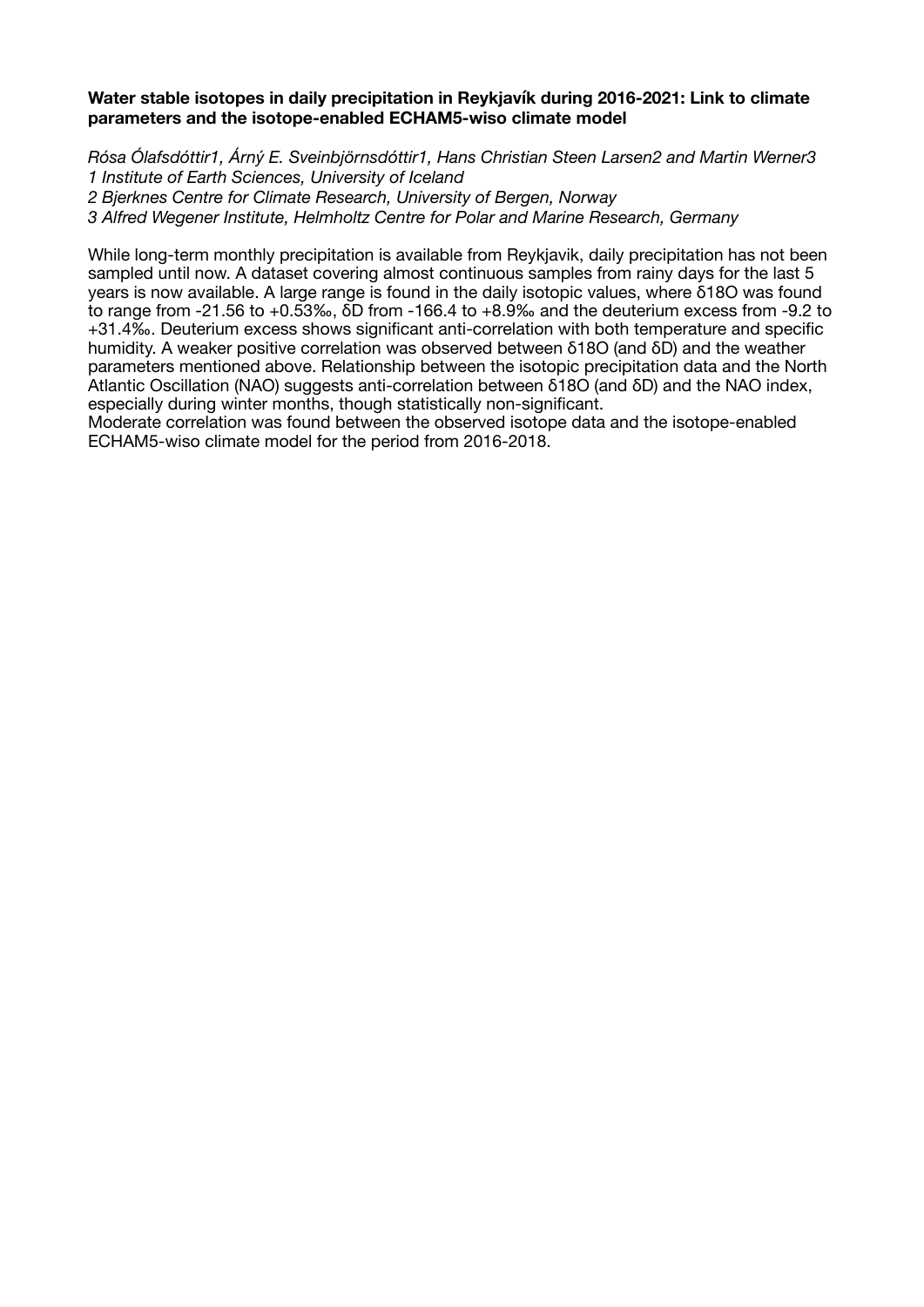**Water stable isotopes in daily precipitation in Reykjavík during 2016-2021: Link to climate parameters and the isotope-enabled ECHAM5-wiso climate model**

*Rósa Ólafsdóttir[1], Árný E. Sveinbjörnsdóttir[1], Hans Christian Steen Larsen[2] and Martin Werner[3]*
*[1] Institute of Earth Sciences, University of Iceland*
*[2] Bjerknes Centre for Climate Research, University of Bergen, Norway*
*[3] Alfred Wegener Institute, Helmholtz Centre for Polar and Marine Research, Germany*

While long-term monthly precipitation is available from Reykjavik, daily precipitation has not been sampled until now. A dataset covering almost continuous samples from rainy days for the last 5 years is now available. A large range is found in the daily isotopic values, where $\delta^{18}O$ was found to range from -21.56 to +0.53‰, $\delta D$ from -166.4 to +8.9‰ and the deuterium excess from -9.2 to +31.4‰. Deuterium excess shows significant anti-correlation with both temperature and specific humidity. A weaker positive correlation was observed between $\delta^{18}O$ (and $\delta D$) and the weather parameters mentioned above. Relationship between the isotopic precipitation data and the North Atlantic Oscillation (NAO) suggests anti-correlation between $\delta^{18}O$ (and $\delta D$) and the NAO index, especially during winter months, though statistically non-significant.
Moderate correlation was found between the observed isotope data and the isotope-enabled ECHAM5-wiso climate model for the period from 2016-2018.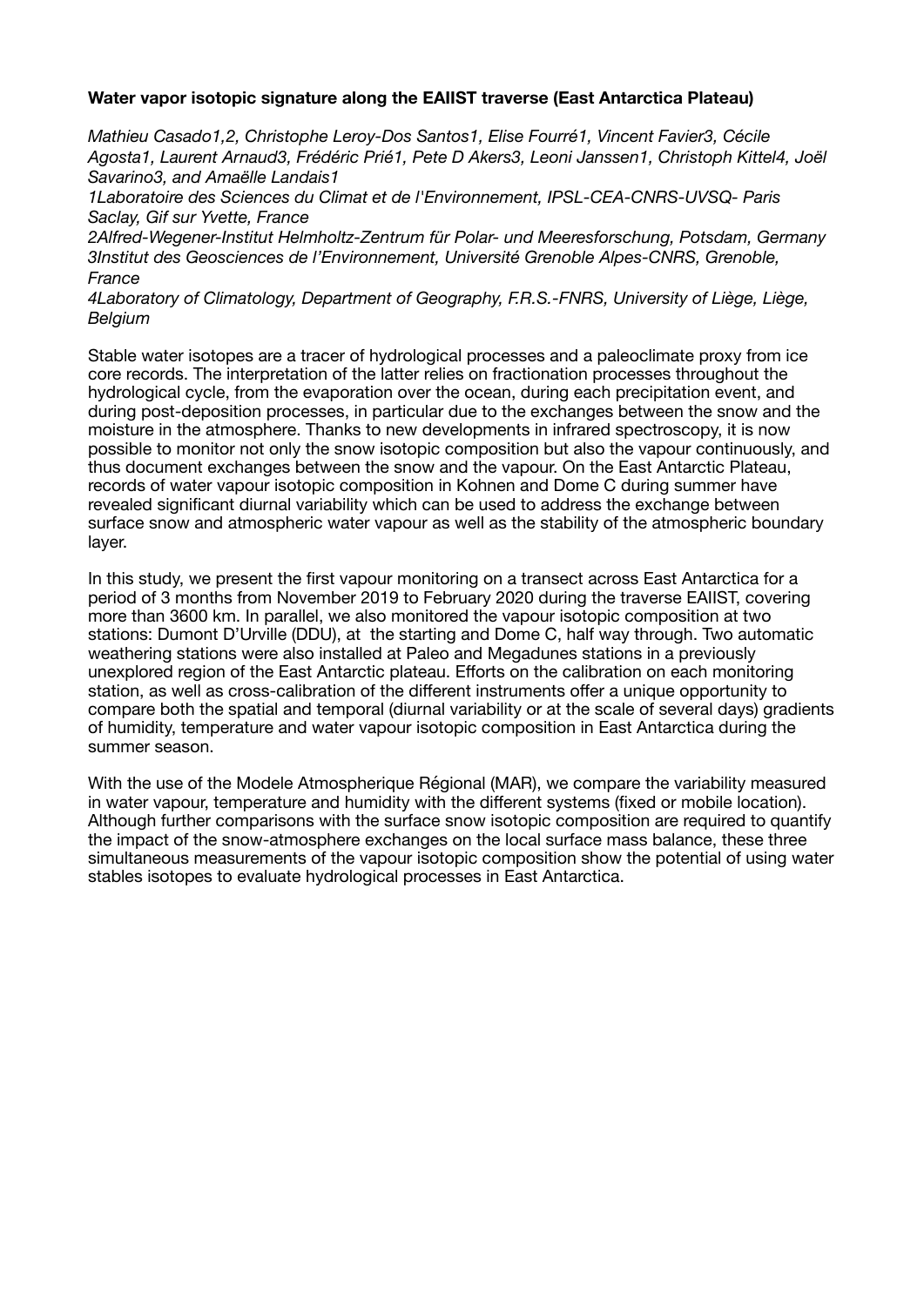**Water vapor isotopic signature along the EAIIST traverse (East Antarctica Plateau)**

*Mathieu Casado[1,2], Christophe Leroy-Dos Santos[1], Elise Fourré[1], Vincent Favier[3], Cécile Agosta[1], Laurent Arnaud[3], Frédéric Prié[1], Pete D Akers[3], Leoni Janssen[1], Christoph Kittel[4], Joël Savarino[3], and Amaëlle Landais[1]*

*[1]Laboratoire des Sciences du Climat et de l'Environnement, IPSL-CEA-CNRS-UVSQ- Paris Saclay, Gif sur Yvette, France*

*[2]Alfred-Wegener-Institut Helmholtz-Zentrum für Polar- und Meeresforschung, Potsdam, Germany*

*[3]Institut des Geosciences de l'Environnement, Université Grenoble Alpes-CNRS, Grenoble, France*

*[4]Laboratory of Climatology, Department of Geography, F.R.S.-FNRS, University of Liège, Liège, Belgium*

Stable water isotopes are a tracer of hydrological processes and a paleoclimate proxy from ice core records. The interpretation of the latter relies on fractionation processes throughout the hydrological cycle, from the evaporation over the ocean, during each precipitation event, and during post-deposition processes, in particular due to the exchanges between the snow and the moisture in the atmosphere. Thanks to new developments in infrared spectroscopy, it is now possible to monitor not only the snow isotopic composition but also the vapour continuously, and thus document exchanges between the snow and the vapour. On the East Antarctic Plateau, records of water vapour isotopic composition in Kohnen and Dome C during summer have revealed significant diurnal variability which can be used to address the exchange between surface snow and atmospheric water vapour as well as the stability of the atmospheric boundary layer.

In this study, we present the first vapour monitoring on a transect across East Antarctica for a period of 3 months from November 2019 to February 2020 during the traverse EAIIST, covering more than 3600 km. In parallel, we also monitored the vapour isotopic composition at two stations: Dumont D'Urville (DDU), at the starting and Dome C, half way through. Two automatic weathering stations were also installed at Paleo and Megadunes stations in a previously unexplored region of the East Antarctic plateau. Efforts on the calibration on each monitoring station, as well as cross-calibration of the different instruments offer a unique opportunity to compare both the spatial and temporal (diurnal variability or at the scale of several days) gradients of humidity, temperature and water vapour isotopic composition in East Antarctica during the summer season.

With the use of the Modele Atmospherique Régional (MAR), we compare the variability measured in water vapour, temperature and humidity with the different systems (fixed or mobile location). Although further comparisons with the surface snow isotopic composition are required to quantify the impact of the snow-atmosphere exchanges on the local surface mass balance, these three simultaneous measurements of the vapour isotopic composition show the potential of using water stables isotopes to evaluate hydrological processes in East Antarctica.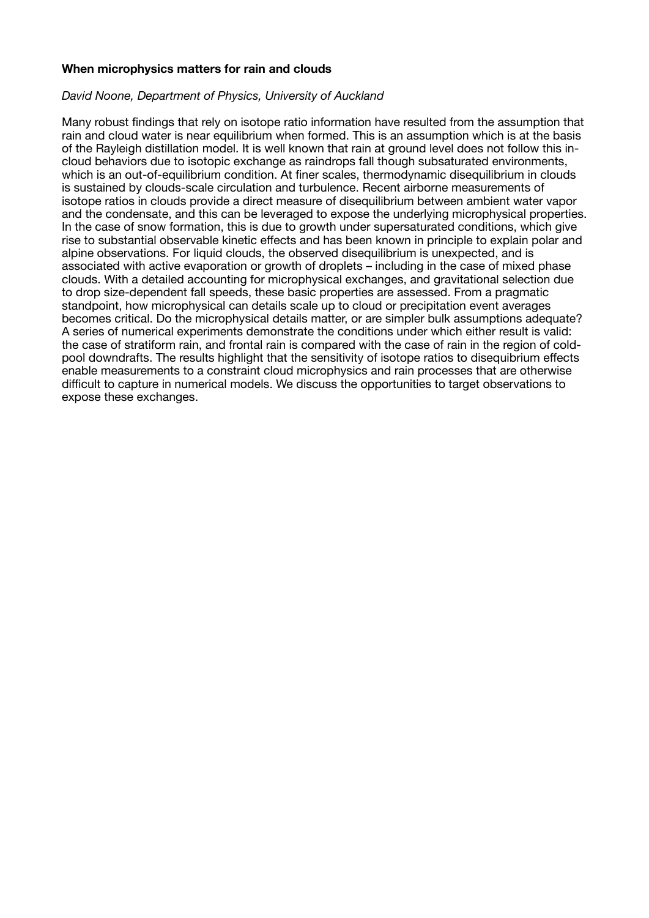**When microphysics matters for rain and clouds**

*David Noone, Department of Physics, University of Auckland*

Many robust findings that rely on isotope ratio information have resulted from the assumption that rain and cloud water is near equilibrium when formed. This is an assumption which is at the basis of the Rayleigh distillation model. It is well known that rain at ground level does not follow this in-cloud behaviors due to isotopic exchange as raindrops fall though subsaturated environments, which is an out-of-equilibrium condition. At finer scales, thermodynamic disequilibrium in clouds is sustained by clouds-scale circulation and turbulence. Recent airborne measurements of isotope ratios in clouds provide a direct measure of disequilibrium between ambient water vapor and the condensate, and this can be leveraged to expose the underlying microphysical properties. In the case of snow formation, this is due to growth under supersaturated conditions, which give rise to substantial observable kinetic effects and has been known in principle to explain polar and alpine observations. For liquid clouds, the observed disequilibrium is unexpected, and is associated with active evaporation or growth of droplets – including in the case of mixed phase clouds. With a detailed accounting for microphysical exchanges, and gravitational selection due to drop size-dependent fall speeds, these basic properties are assessed. From a pragmatic standpoint, how microphysical can details scale up to cloud or precipitation event averages becomes critical. Do the microphysical details matter, or are simpler bulk assumptions adequate? A series of numerical experiments demonstrate the conditions under which either result is valid: the case of stratiform rain, and frontal rain is compared with the case of rain in the region of cold-pool downdrafts. The results highlight that the sensitivity of isotope ratios to disequibrium effects enable measurements to a constraint cloud microphysics and rain processes that are otherwise difficult to capture in numerical models. We discuss the opportunities to target observations to expose these exchanges.